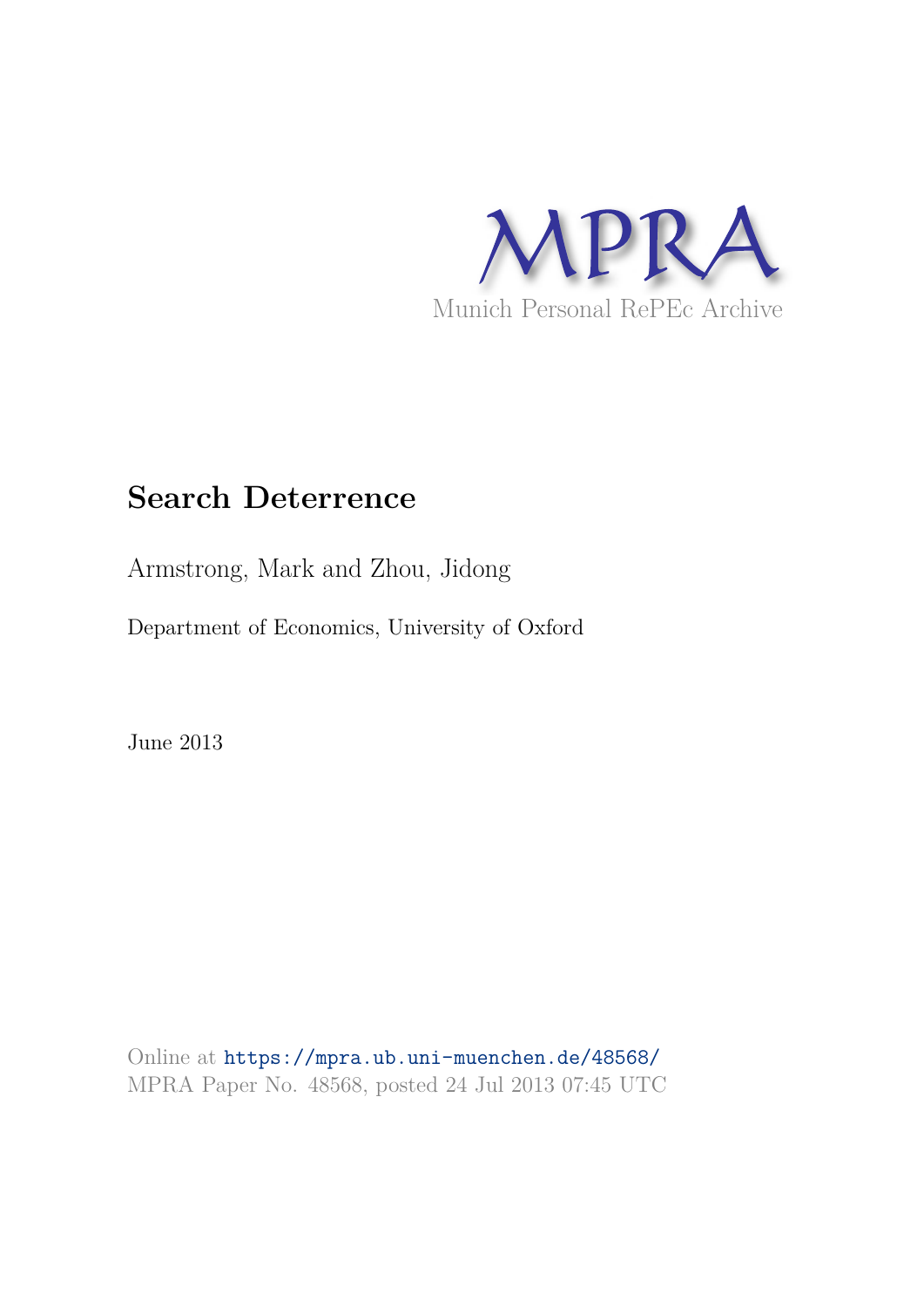MPRA

Munich Personal RePEc Archive

# Search Deterrence

Armstrong, Mark and Zhou, Jidong

Department of Economics, University of Oxford

June 2013

Online at https://mpra.ub.uni-muenchen.de/48568/
MPRA Paper No. 48568, posted 24 Jul 2013 07:45 UTC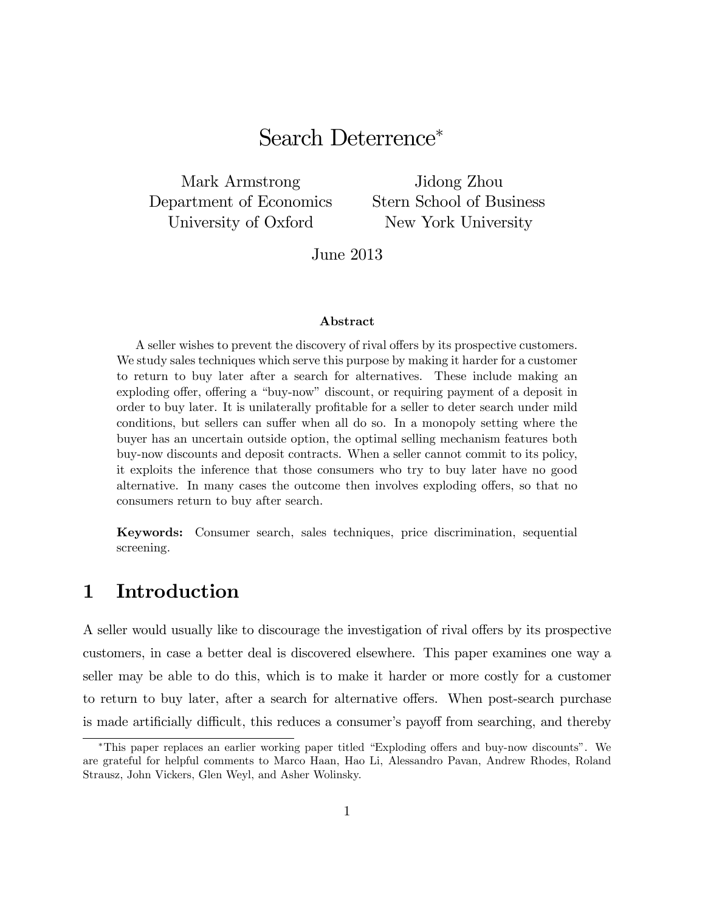# Search Deterrence*

Mark Armstrong
Department of Economics
University of Oxford

Jidong Zhou
Stern School of Business
New York University

June 2013

**Abstract**

A seller wishes to prevent the discovery of rival offers by its prospective customers. We study sales techniques which serve this purpose by making it harder for a customer to return to buy later after a search for alternatives. These include making an exploding offer, offering a "buy-now" discount, or requiring payment of a deposit in order to buy later. It is unilaterally profitable for a seller to deter search under mild conditions, but sellers can suffer when all do so. In a monopoly setting where the buyer has an uncertain outside option, the optimal selling mechanism features both buy-now discounts and deposit contracts. When a seller cannot commit to its policy, it exploits the inference that those consumers who try to buy later have no good alternative. In many cases the outcome then involves exploding offers, so that no consumers return to buy after search.

**Keywords:** Consumer search, sales techniques, price discrimination, sequential screening.

## 1 Introduction

A seller would usually like to discourage the investigation of rival offers by its prospective customers, in case a better deal is discovered elsewhere. This paper examines one way a seller may be able to do this, which is to make it harder or more costly for a customer to return to buy later, after a search for alternative offers. When post-search purchase is made artificially difficult, this reduces a consumer's payoff from searching, and thereby

---

*This paper replaces an earlier working paper titled "Exploding offers and buy-now discounts". We are grateful for helpful comments to Marco Haan, Hao Li, Alessandro Pavan, Andrew Rhodes, Roland Strausz, John Vickers, Glen Weyl, and Asher Wolinsky.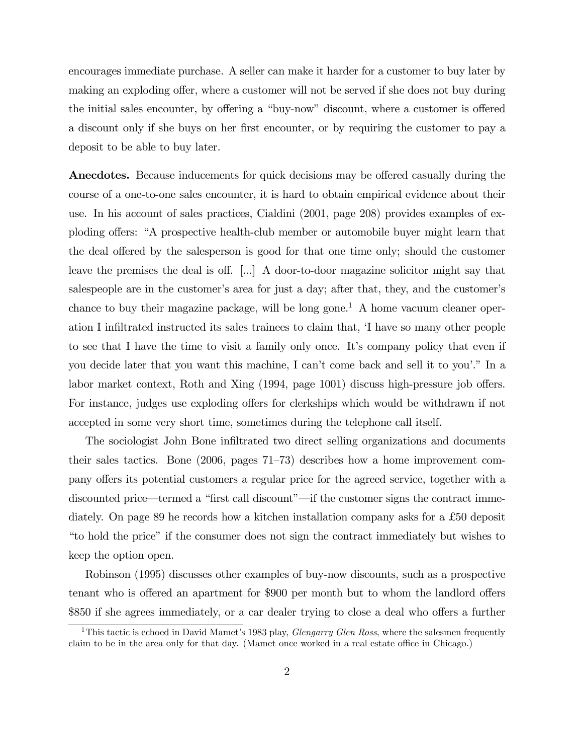encourages immediate purchase. A seller can make it harder for a customer to buy later by making an exploding offer, where a customer will not be served if she does not buy during the initial sales encounter, by offering a "buy-now" discount, where a customer is offered a discount only if she buys on her first encounter, or by requiring the customer to pay a deposit to be able to buy later.

**Anecdotes.** Because inducements for quick decisions may be offered casually during the course of a one-to-one sales encounter, it is hard to obtain empirical evidence about their use. In his account of sales practices, Cialdini (2001, page 208) provides examples of exploding offers: "A prospective health-club member or automobile buyer might learn that the deal offered by the salesperson is good for that one time only; should the customer leave the premises the deal is off. [...] A door-to-door magazine solicitor might say that salespeople are in the customer's area for just a day; after that, they, and the customer's chance to buy their magazine package, will be long gone.[1] A home vacuum cleaner operation I infiltrated instructed its sales trainees to claim that, 'I have so many other people to see that I have the time to visit a family only once. It's company policy that even if you decide later that you want this machine, I can't come back and sell it to you'." In a labor market context, Roth and Xing (1994, page 1001) discuss high-pressure job offers. For instance, judges use exploding offers for clerkships which would be withdrawn if not accepted in some very short time, sometimes during the telephone call itself.

The sociologist John Bone infiltrated two direct selling organizations and documents their sales tactics. Bone (2006, pages 71–73) describes how a home improvement company offers its potential customers a regular price for the agreed service, together with a discounted price—termed a "first call discount"—if the customer signs the contract immediately. On page 89 he records how a kitchen installation company asks for a £50 deposit "to hold the price" if the consumer does not sign the contract immediately but wishes to keep the option open.

Robinson (1995) discusses other examples of buy-now discounts, such as a prospective tenant who is offered an apartment for $900 per month but to whom the landlord offers $850 if she agrees immediately, or a car dealer trying to close a deal who offers a further

[1] This tactic is echoed in David Mamet's 1983 play, *Glengarry Glen Ross*, where the salesmen frequently claim to be in the area only for that day. (Mamet once worked in a real estate office in Chicago.)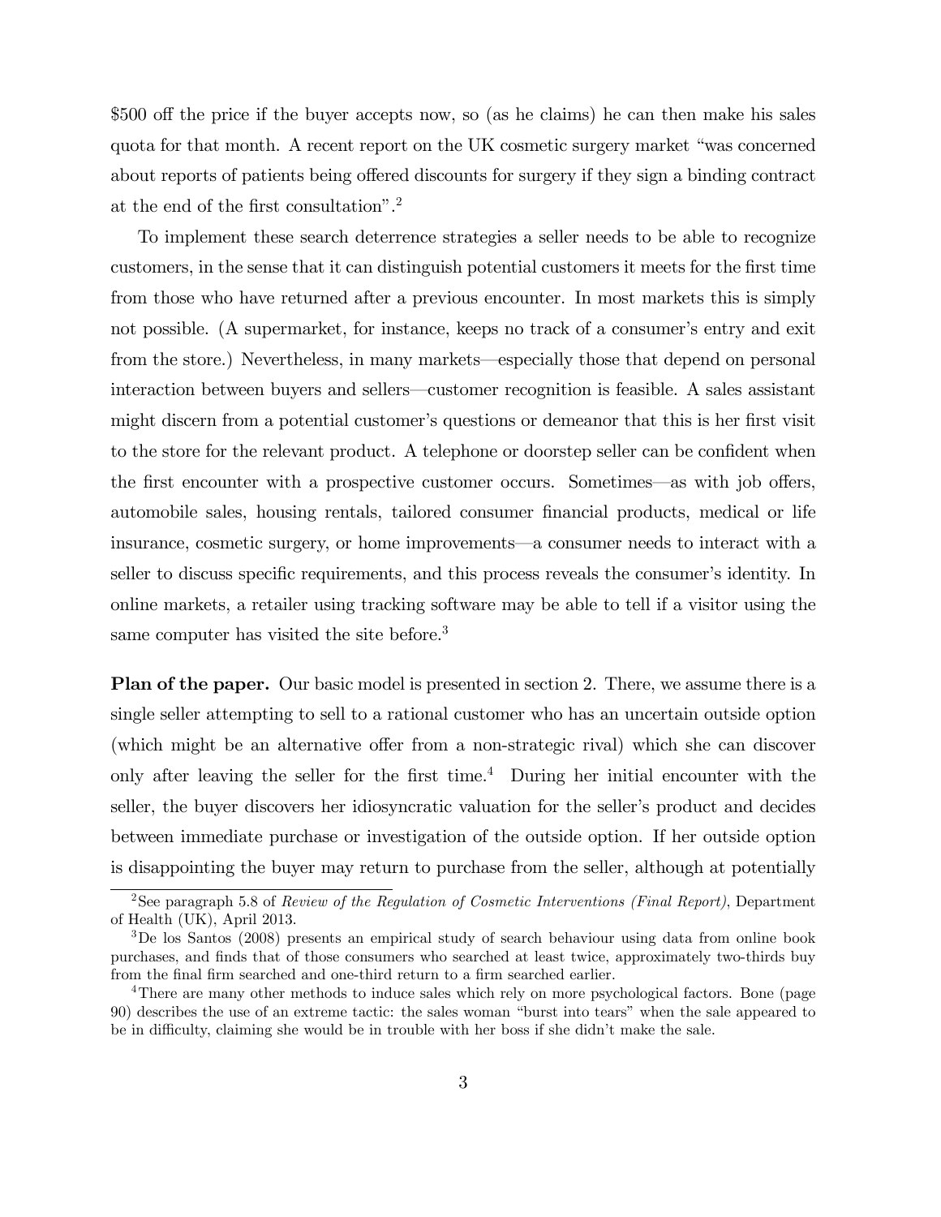$500 off the price if the buyer accepts now, so (as he claims) he can then make his sales quota for that month. A recent report on the UK cosmetic surgery market "was concerned about reports of patients being offered discounts for surgery if they sign a binding contract at the end of the first consultation".[2]

To implement these search deterrence strategies a seller needs to be able to recognize customers, in the sense that it can distinguish potential customers it meets for the first time from those who have returned after a previous encounter. In most markets this is simply not possible. (A supermarket, for instance, keeps no track of a consumer's entry and exit from the store.) Nevertheless, in many markets—especially those that depend on personal interaction between buyers and sellers—customer recognition is feasible. A sales assistant might discern from a potential customer's questions or demeanor that this is her first visit to the store for the relevant product. A telephone or doorstep seller can be confident when the first encounter with a prospective customer occurs. Sometimes—as with job offers, automobile sales, housing rentals, tailored consumer financial products, medical or life insurance, cosmetic surgery, or home improvements—a consumer needs to interact with a seller to discuss specific requirements, and this process reveals the consumer's identity. In online markets, a retailer using tracking software may be able to tell if a visitor using the same computer has visited the site before.[3]

**Plan of the paper.** Our basic model is presented in section 2. There, we assume there is a single seller attempting to sell to a rational customer who has an uncertain outside option (which might be an alternative offer from a non-strategic rival) which she can discover only after leaving the seller for the first time.[4] During her initial encounter with the seller, the buyer discovers her idiosyncratic valuation for the seller's product and decides between immediate purchase or investigation of the outside option. If her outside option is disappointing the buyer may return to purchase from the seller, although at potentially

[2] See paragraph 5.8 of *Review of the Regulation of Cosmetic Interventions (Final Report)*, Department of Health (UK), April 2013.

[3] De los Santos (2008) presents an empirical study of search behaviour using data from online book purchases, and finds that of those consumers who searched at least twice, approximately two-thirds buy from the final firm searched and one-third return to a firm searched earlier.

[4] There are many other methods to induce sales which rely on more psychological factors. Bone (page 90) describes the use of an extreme tactic: the sales woman "burst into tears" when the sale appeared to be in difficulty, claiming she would be in trouble with her boss if she didn't make the sale.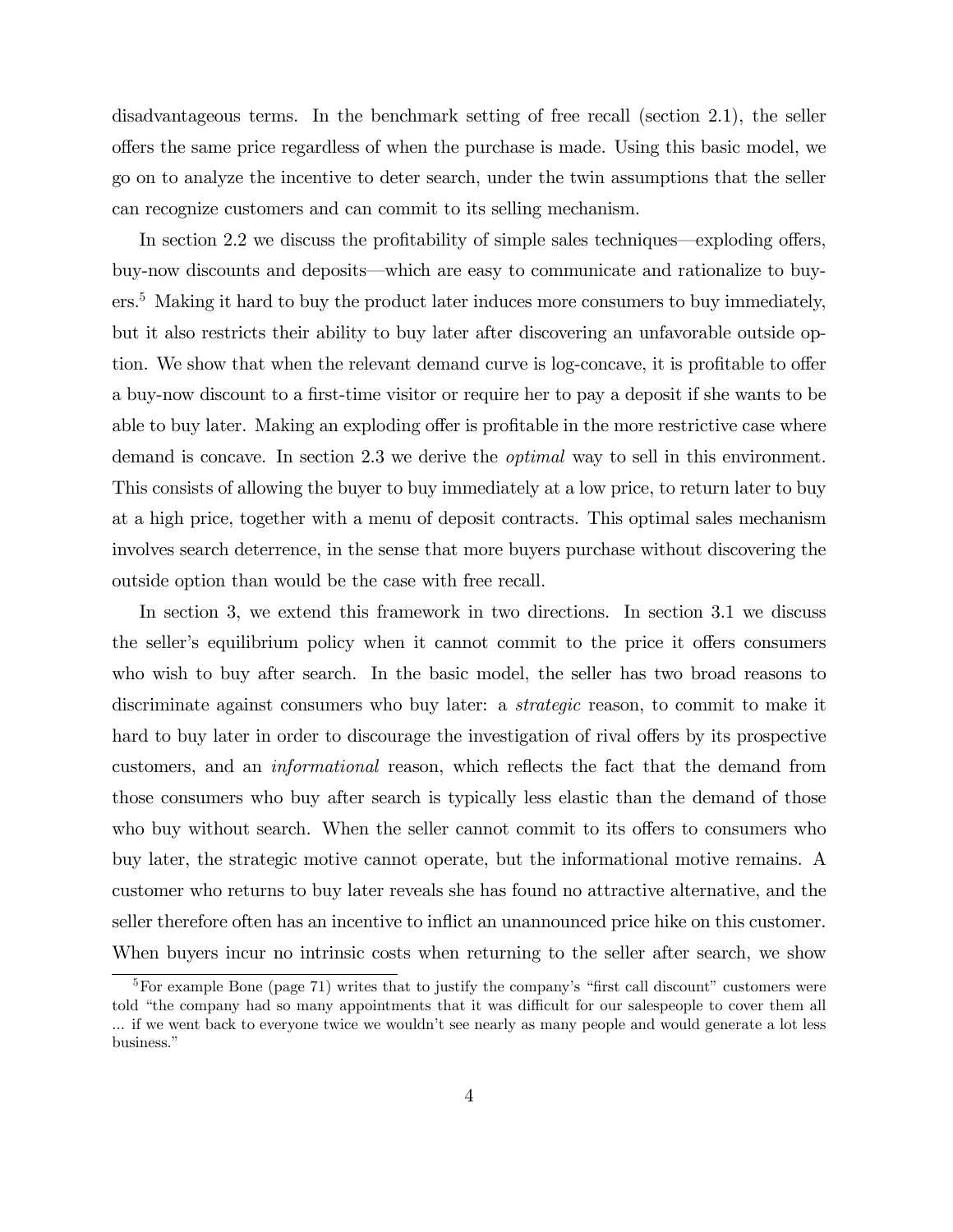disadvantageous terms. In the benchmark setting of free recall (section 2.1), the seller offers the same price regardless of when the purchase is made. Using this basic model, we go on to analyze the incentive to deter search, under the twin assumptions that the seller can recognize customers and can commit to its selling mechanism.

In section 2.2 we discuss the profitability of simple sales techniques—exploding offers, buy-now discounts and deposits—which are easy to communicate and rationalize to buyers.[5] Making it hard to buy the product later induces more consumers to buy immediately, but it also restricts their ability to buy later after discovering an unfavorable outside option. We show that when the relevant demand curve is log-concave, it is profitable to offer a buy-now discount to a first-time visitor or require her to pay a deposit if she wants to be able to buy later. Making an exploding offer is profitable in the more restrictive case where demand is concave. In section 2.3 we derive the *optimal* way to sell in this environment. This consists of allowing the buyer to buy immediately at a low price, to return later to buy at a high price, together with a menu of deposit contracts. This optimal sales mechanism involves search deterrence, in the sense that more buyers purchase without discovering the outside option than would be the case with free recall.

In section 3, we extend this framework in two directions. In section 3.1 we discuss the seller's equilibrium policy when it cannot commit to the price it offers consumers who wish to buy after search. In the basic model, the seller has two broad reasons to discriminate against consumers who buy later: a *strategic* reason, to commit to make it hard to buy later in order to discourage the investigation of rival offers by its prospective customers, and an *informational* reason, which reflects the fact that the demand from those consumers who buy after search is typically less elastic than the demand of those who buy without search. When the seller cannot commit to its offers to consumers who buy later, the strategic motive cannot operate, but the informational motive remains. A customer who returns to buy later reveals she has found no attractive alternative, and the seller therefore often has an incentive to inflict an unannounced price hike on this customer. When buyers incur no intrinsic costs when returning to the seller after search, we show

[5] For example Bone (page 71) writes that to justify the company's "first call discount" customers were told "the company had so many appointments that it was difficult for our salespeople to cover them all ... if we went back to everyone twice we wouldn't see nearly as many people and would generate a lot less business."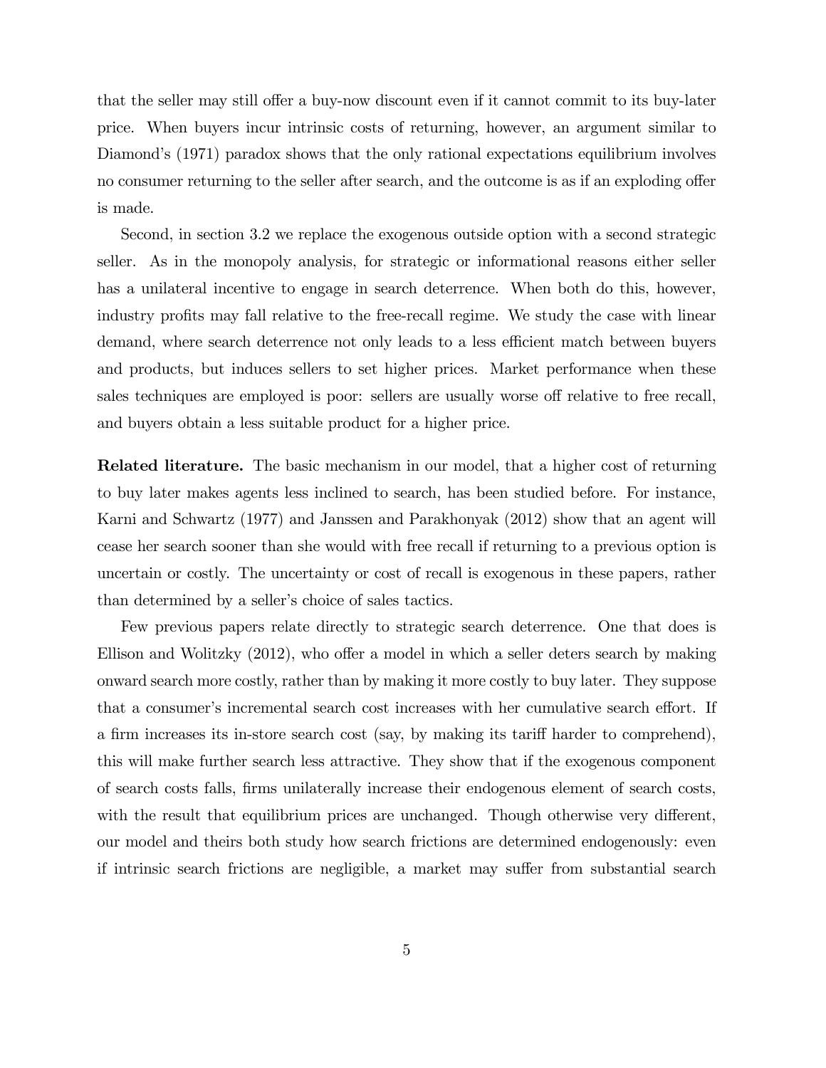that the seller may still offer a buy-now discount even if it cannot commit to its buy-later price. When buyers incur intrinsic costs of returning, however, an argument similar to Diamond's (1971) paradox shows that the only rational expectations equilibrium involves no consumer returning to the seller after search, and the outcome is as if an exploding offer is made.

Second, in section 3.2 we replace the exogenous outside option with a second strategic seller. As in the monopoly analysis, for strategic or informational reasons either seller has a unilateral incentive to engage in search deterrence. When both do this, however, industry profits may fall relative to the free-recall regime. We study the case with linear demand, where search deterrence not only leads to a less efficient match between buyers and products, but induces sellers to set higher prices. Market performance when these sales techniques are employed is poor: sellers are usually worse off relative to free recall, and buyers obtain a less suitable product for a higher price.

**Related literature.** The basic mechanism in our model, that a higher cost of returning to buy later makes agents less inclined to search, has been studied before. For instance, Karni and Schwartz (1977) and Janssen and Parakhonyak (2012) show that an agent will cease her search sooner than she would with free recall if returning to a previous option is uncertain or costly. The uncertainty or cost of recall is exogenous in these papers, rather than determined by a seller's choice of sales tactics.

Few previous papers relate directly to strategic search deterrence. One that does is Ellison and Wolitzky (2012), who offer a model in which a seller deters search by making onward search more costly, rather than by making it more costly to buy later. They suppose that a consumer's incremental search cost increases with her cumulative search effort. If a firm increases its in-store search cost (say, by making its tariff harder to comprehend), this will make further search less attractive. They show that if the exogenous component of search costs falls, firms unilaterally increase their endogenous element of search costs, with the result that equilibrium prices are unchanged. Though otherwise very different, our model and theirs both study how search frictions are determined endogenously: even if intrinsic search frictions are negligible, a market may suffer from substantial search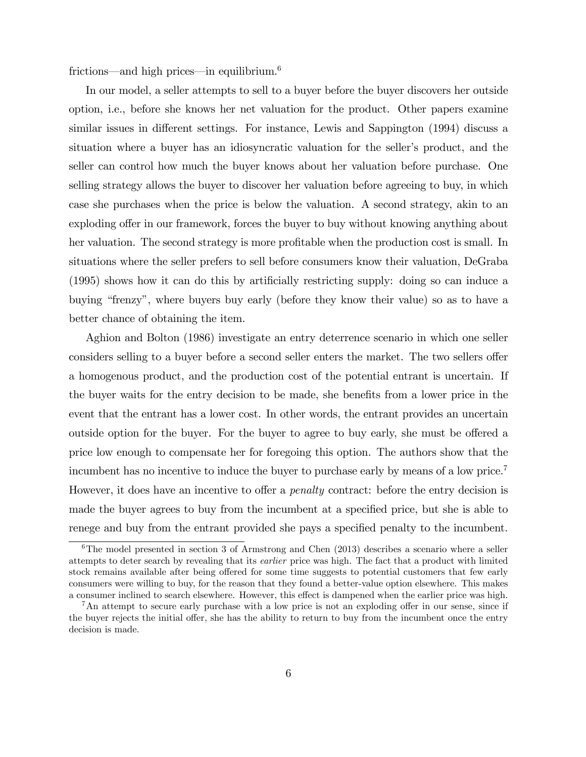frictions—and high prices—in equilibrium.[6]

In our model, a seller attempts to sell to a buyer before the buyer discovers her outside option, i.e., before she knows her net valuation for the product. Other papers examine similar issues in different settings. For instance, Lewis and Sappington (1994) discuss a situation where a buyer has an idiosyncratic valuation for the seller's product, and the seller can control how much the buyer knows about her valuation before purchase. One selling strategy allows the buyer to discover her valuation before agreeing to buy, in which case she purchases when the price is below the valuation. A second strategy, akin to an exploding offer in our framework, forces the buyer to buy without knowing anything about her valuation. The second strategy is more profitable when the production cost is small. In situations where the seller prefers to sell before consumers know their valuation, DeGraba (1995) shows how it can do this by artificially restricting supply: doing so can induce a buying "frenzy", where buyers buy early (before they know their value) so as to have a better chance of obtaining the item.

Aghion and Bolton (1986) investigate an entry deterrence scenario in which one seller considers selling to a buyer before a second seller enters the market. The two sellers offer a homogenous product, and the production cost of the potential entrant is uncertain. If the buyer waits for the entry decision to be made, she benefits from a lower price in the event that the entrant has a lower cost. In other words, the entrant provides an uncertain outside option for the buyer. For the buyer to agree to buy early, she must be offered a price low enough to compensate her for foregoing this option. The authors show that the incumbent has no incentive to induce the buyer to purchase early by means of a low price.[7] However, it does have an incentive to offer a *penalty* contract: before the entry decision is made the buyer agrees to buy from the incumbent at a specified price, but she is able to renege and buy from the entrant provided she pays a specified penalty to the incumbent.

[6] The model presented in section 3 of Armstrong and Chen (2013) describes a scenario where a seller attempts to deter search by revealing that its *earlier* price was high. The fact that a product with limited stock remains available after being offered for some time suggests to potential customers that few early consumers were willing to buy, for the reason that they found a better-value option elsewhere. This makes a consumer inclined to search elsewhere. However, this effect is dampened when the earlier price was high.

[7] An attempt to secure early purchase with a low price is not an exploding offer in our sense, since if the buyer rejects the initial offer, she has the ability to return to buy from the incumbent once the entry decision is made.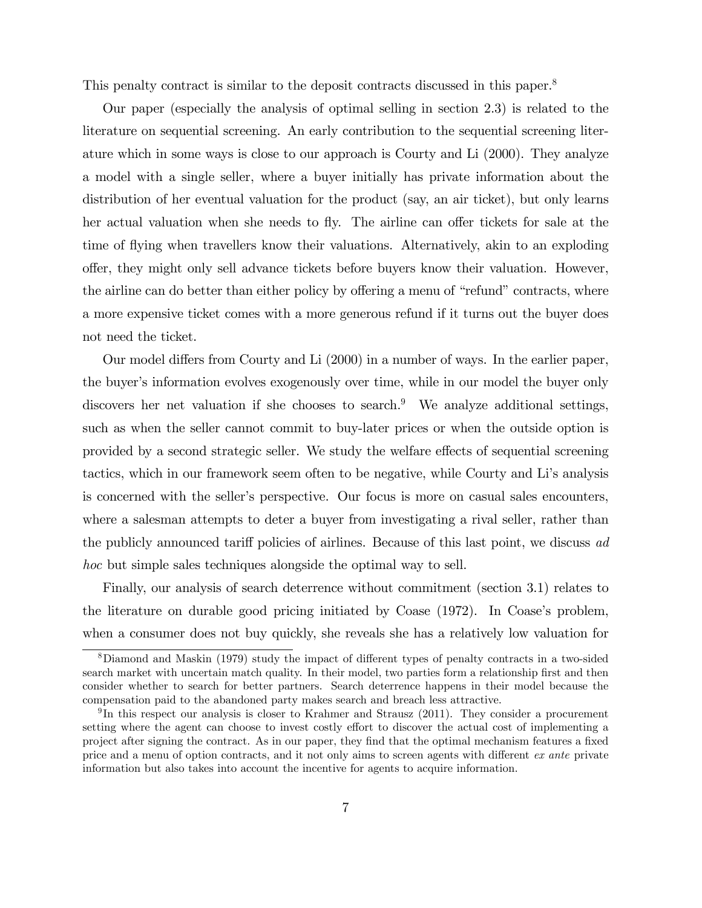This penalty contract is similar to the deposit contracts discussed in this paper.[8]

Our paper (especially the analysis of optimal selling in section 2.3) is related to the literature on sequential screening. An early contribution to the sequential screening literature which in some ways is close to our approach is Courty and Li (2000). They analyze a model with a single seller, where a buyer initially has private information about the distribution of her eventual valuation for the product (say, an air ticket), but only learns her actual valuation when she needs to fly. The airline can offer tickets for sale at the time of flying when travellers know their valuations. Alternatively, akin to an exploding offer, they might only sell advance tickets before buyers know their valuation. However, the airline can do better than either policy by offering a menu of "refund" contracts, where a more expensive ticket comes with a more generous refund if it turns out the buyer does not need the ticket.

Our model differs from Courty and Li (2000) in a number of ways. In the earlier paper, the buyer's information evolves exogenously over time, while in our model the buyer only discovers her net valuation if she chooses to search.[9] We analyze additional settings, such as when the seller cannot commit to buy-later prices or when the outside option is provided by a second strategic seller. We study the welfare effects of sequential screening tactics, which in our framework seem often to be negative, while Courty and Li's analysis is concerned with the seller's perspective. Our focus is more on casual sales encounters, where a salesman attempts to deter a buyer from investigating a rival seller, rather than the publicly announced tariff policies of airlines. Because of this last point, we discuss *ad hoc* but simple sales techniques alongside the optimal way to sell.

Finally, our analysis of search deterrence without commitment (section 3.1) relates to the literature on durable good pricing initiated by Coase (1972). In Coase's problem, when a consumer does not buy quickly, she reveals she has a relatively low valuation for

[8] Diamond and Maskin (1979) study the impact of different types of penalty contracts in a two-sided search market with uncertain match quality. In their model, two parties form a relationship first and then consider whether to search for better partners. Search deterrence happens in their model because the compensation paid to the abandoned party makes search and breach less attractive.

[9] In this respect our analysis is closer to Krahmer and Strausz (2011). They consider a procurement setting where the agent can choose to invest costly effort to discover the actual cost of implementing a project after signing the contract. As in our paper, they find that the optimal mechanism features a fixed price and a menu of option contracts, and it not only aims to screen agents with different *ex ante* private information but also takes into account the incentive for agents to acquire information.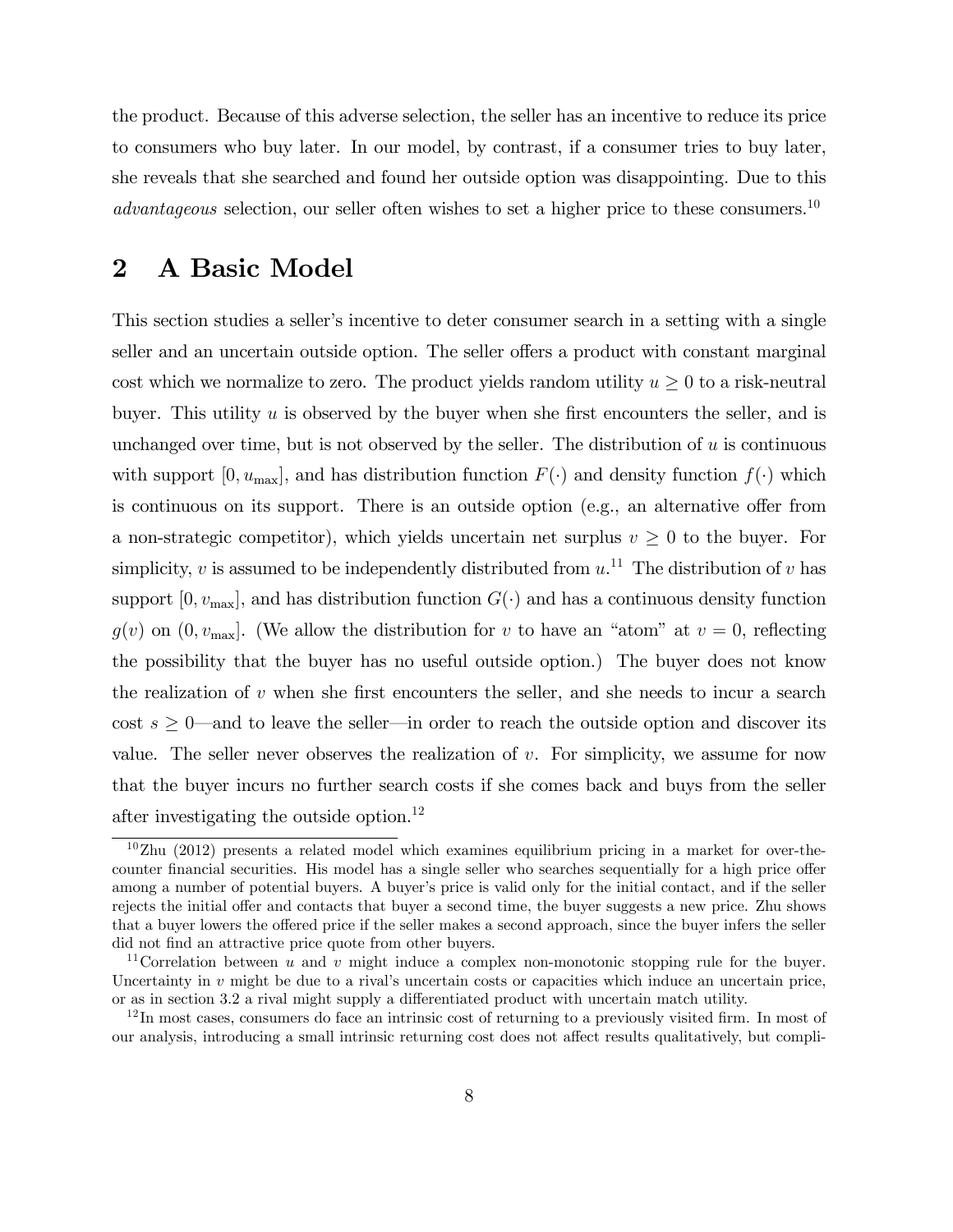the product. Because of this adverse selection, the seller has an incentive to reduce its price to consumers who buy later. In our model, by contrast, if a consumer tries to buy later, she reveals that she searched and found her outside option was disappointing. Due to this *advantageous* selection, our seller often wishes to set a higher price to these consumers.[10]

## 2 A Basic Model

This section studies a seller's incentive to deter consumer search in a setting with a single seller and an uncertain outside option. The seller offers a product with constant marginal cost which we normalize to zero. The product yields random utility $u \geq 0$ to a risk-neutral buyer. This utility $u$ is observed by the buyer when she first encounters the seller, and is unchanged over time, but is not observed by the seller. The distribution of $u$ is continuous with support $[0, u_{\max}]$, and has distribution function $F(\cdot)$ and density function $f(\cdot)$ which is continuous on its support. There is an outside option (e.g., an alternative offer from a non-strategic competitor), which yields uncertain net surplus $v \geq 0$ to the buyer. For simplicity, $v$ is assumed to be independently distributed from $u$.[11] The distribution of $v$ has support $[0, v_{\max}]$, and has distribution function $G(\cdot)$ and has a continuous density function $g(v)$ on $(0, v_{\max}]$. (We allow the distribution for $v$ to have an "atom" at $v = 0$, reflecting the possibility that the buyer has no useful outside option.) The buyer does not know the realization of $v$ when she first encounters the seller, and she needs to incur a search cost $s \geq 0$—and to leave the seller—in order to reach the outside option and discover its value. The seller never observes the realization of $v$. For simplicity, we assume for now that the buyer incurs no further search costs if she comes back and buys from the seller after investigating the outside option.[12]

---

[10] Zhu (2012) presents a related model which examines equilibrium pricing in a market for over-the-counter financial securities. His model has a single seller who searches sequentially for a high price offer among a number of potential buyers. A buyer's price is valid only for the initial contact, and if the seller rejects the initial offer and contacts that buyer a second time, the buyer suggests a new price. Zhu shows that a buyer lowers the offered price if the seller makes a second approach, since the buyer infers the seller did not find an attractive price quote from other buyers.

[11] Correlation between $u$ and $v$ might induce a complex non-monotonic stopping rule for the buyer. Uncertainty in $v$ might be due to a rival's uncertain costs or capacities which induce an uncertain price, or as in section 3.2 a rival might supply a differentiated product with uncertain match utility.

[12] In most cases, consumers do face an intrinsic cost of returning to a previously visited firm. In most of our analysis, introducing a small intrinsic returning cost does not affect results qualitatively, but compli-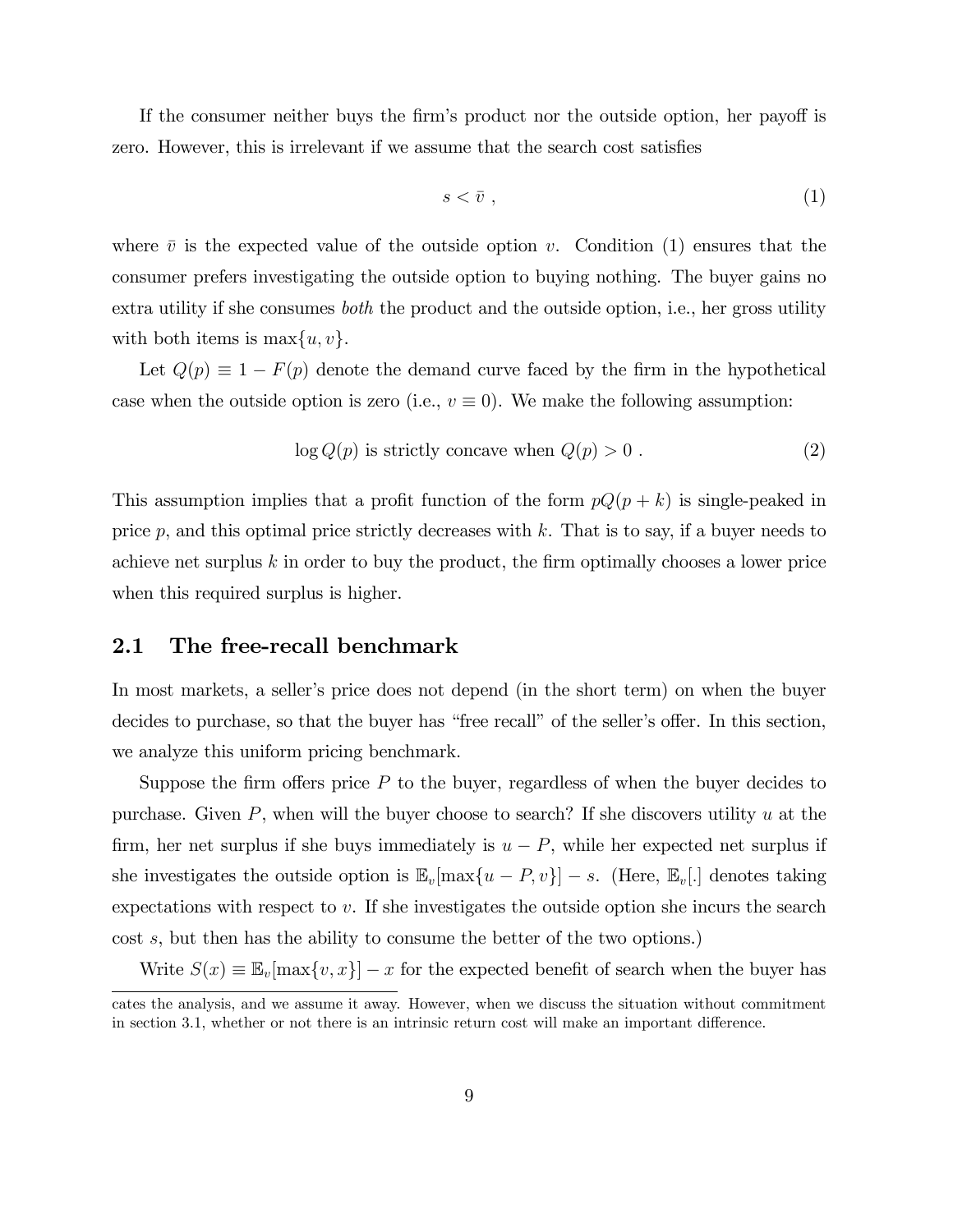If the consumer neither buys the firm's product nor the outside option, her payoff is zero. However, this is irrelevant if we assume that the search cost satisfies

$$s < \bar{v} \; , \tag{1}$$

where $\bar{v}$ is the expected value of the outside option $v$. Condition (1) ensures that the consumer prefers investigating the outside option to buying nothing. The buyer gains no extra utility if she consumes *both* the product and the outside option, i.e., her gross utility with both items is $\max\{u, v\}$.

Let $Q(p) \equiv 1 - F(p)$ denote the demand curve faced by the firm in the hypothetical case when the outside option is zero (i.e., $v \equiv 0$). We make the following assumption:

$$\log Q(p) \text{ is strictly concave when } Q(p) > 0 \; . \tag{2}$$

This assumption implies that a profit function of the form $pQ(p + k)$ is single-peaked in price $p$, and this optimal price strictly decreases with $k$. That is to say, if a buyer needs to achieve net surplus $k$ in order to buy the product, the firm optimally chooses a lower price when this required surplus is higher.

## 2.1 The free-recall benchmark

In most markets, a seller's price does not depend (in the short term) on when the buyer decides to purchase, so that the buyer has "free recall" of the seller's offer. In this section, we analyze this uniform pricing benchmark.

Suppose the firm offers price $P$ to the buyer, regardless of when the buyer decides to purchase. Given $P$, when will the buyer choose to search? If she discovers utility $u$ at the firm, her net surplus if she buys immediately is $u - P$, while her expected net surplus if she investigates the outside option is $\mathbb{E}_v[\max\{u - P, v\}] - s$. (Here, $\mathbb{E}_v[.]$ denotes taking expectations with respect to $v$. If she investigates the outside option she incurs the search cost $s$, but then has the ability to consume the better of the two options.)

Write $S(x) \equiv \mathbb{E}_v[\max\{v, x\}] - x$ for the expected benefit of search when the buyer has

cates the analysis, and we assume it away. However, when we discuss the situation without commitment in section 3.1, whether or not there is an intrinsic return cost will make an important difference.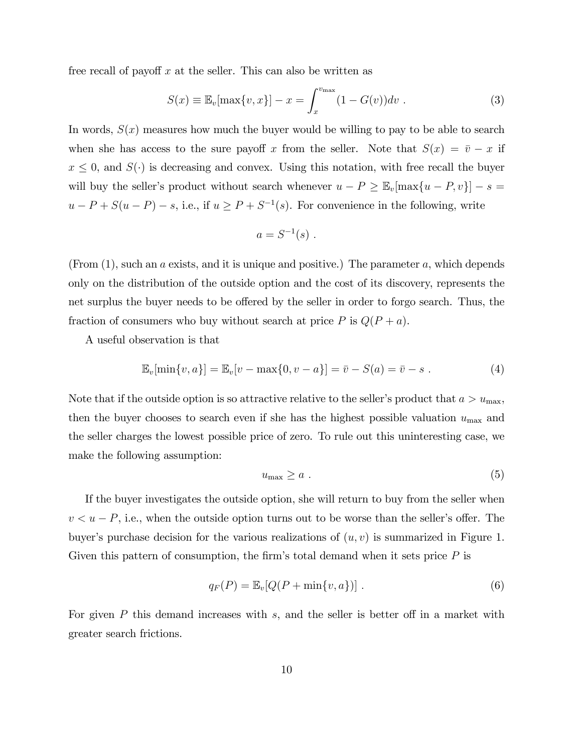free recall of payoff $x$ at the seller. This can also be written as

$$S(x) \equiv \mathbb{E}_v[\max\{v, x\}] - x = \int_x^{v_{\max}} (1 - G(v))dv \ . \tag{3}$$

In words, $S(x)$ measures how much the buyer would be willing to pay to be able to search when she has access to the sure payoff $x$ from the seller. Note that $S(x) = \bar{v} - x$ if $x \leq 0$, and $S(\cdot)$ is decreasing and convex. Using this notation, with free recall the buyer will buy the seller's product without search whenever $u - P \geq \mathbb{E}_v[\max\{u - P, v\}] - s = u - P + S(u - P) - s$, i.e., if $u \geq P + S^{-1}(s)$. For convenience in the following, write

$$a = S^{-1}(s) \ .$$

(From (1), such an $a$ exists, and it is unique and positive.) The parameter $a$, which depends only on the distribution of the outside option and the cost of its discovery, represents the net surplus the buyer needs to be offered by the seller in order to forgo search. Thus, the fraction of consumers who buy without search at price $P$ is $Q(P + a)$.

A useful observation is that

$$\mathbb{E}_v[\min\{v, a\}] = \mathbb{E}_v[v - \max\{0, v - a\}] = \bar{v} - S(a) = \bar{v} - s \ . \tag{4}$$

Note that if the outside option is so attractive relative to the seller's product that $a > u_{\max}$, then the buyer chooses to search even if she has the highest possible valuation $u_{\max}$ and the seller charges the lowest possible price of zero. To rule out this uninteresting case, we make the following assumption:

$$u_{\max} \geq a \ . \tag{5}$$

If the buyer investigates the outside option, she will return to buy from the seller when $v < u - P$, i.e., when the outside option turns out to be worse than the seller's offer. The buyer's purchase decision for the various realizations of $(u, v)$ is summarized in Figure 1. Given this pattern of consumption, the firm's total demand when it sets price $P$ is

$$q_F(P) = \mathbb{E}_v[Q(P + \min\{v, a\})] \ . \tag{6}$$

For given $P$ this demand increases with $s$, and the seller is better off in a market with greater search frictions.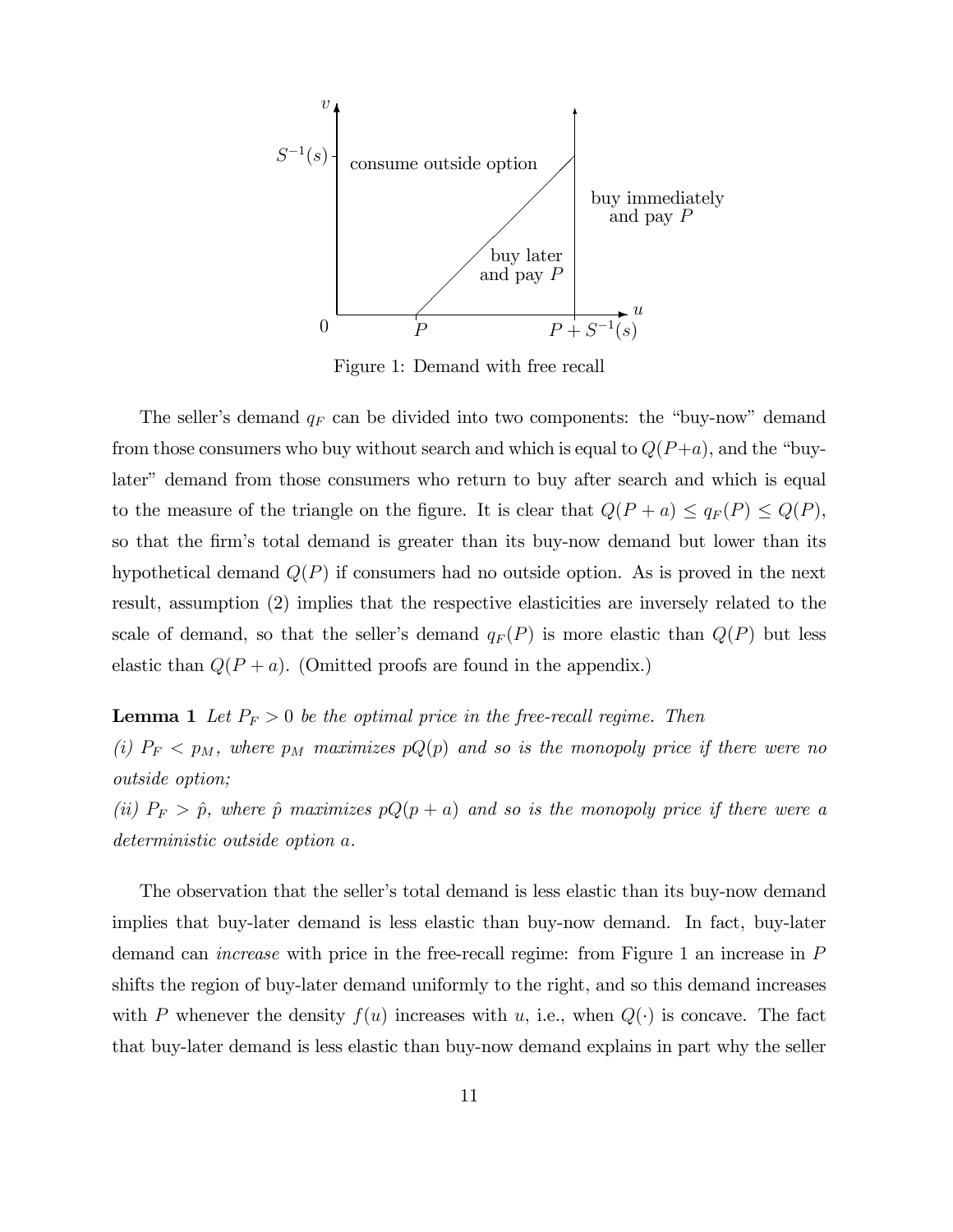Figure 1: Demand with free recall

The seller's demand $q_F$ can be divided into two components: the "buy-now" demand from those consumers who buy without search and which is equal to $Q(P+a)$, and the "buy-later" demand from those consumers who return to buy after search and which is equal to the measure of the triangle on the figure. It is clear that $Q(P+a) \leq q_F(P) \leq Q(P)$, so that the firm's total demand is greater than its buy-now demand but lower than its hypothetical demand $Q(P)$ if consumers had no outside option. As is proved in the next result, assumption (2) implies that the respective elasticities are inversely related to the scale of demand, so that the seller's demand $q_F(P)$ is more elastic than $Q(P)$ but less elastic than $Q(P+a)$. (Omitted proofs are found in the appendix.)

**Lemma 1** *Let $P_F > 0$ be the optimal price in the free-recall regime. Then*
*(i) $P_F < p_M$, where $p_M$ maximizes $pQ(p)$ and so is the monopoly price if there were no outside option;*
*(ii) $P_F > \hat{p}$, where $\hat{p}$ maximizes $pQ(p+a)$ and so is the monopoly price if there were a deterministic outside option $a$.*

The observation that the seller's total demand is less elastic than its buy-now demand implies that buy-later demand is less elastic than buy-now demand. In fact, buy-later demand can *increase* with price in the free-recall regime: from Figure 1 an increase in $P$ shifts the region of buy-later demand uniformly to the right, and so this demand increases with $P$ whenever the density $f(u)$ increases with $u$, i.e., when $Q(\cdot)$ is concave. The fact that buy-later demand is less elastic than buy-now demand explains in part why the seller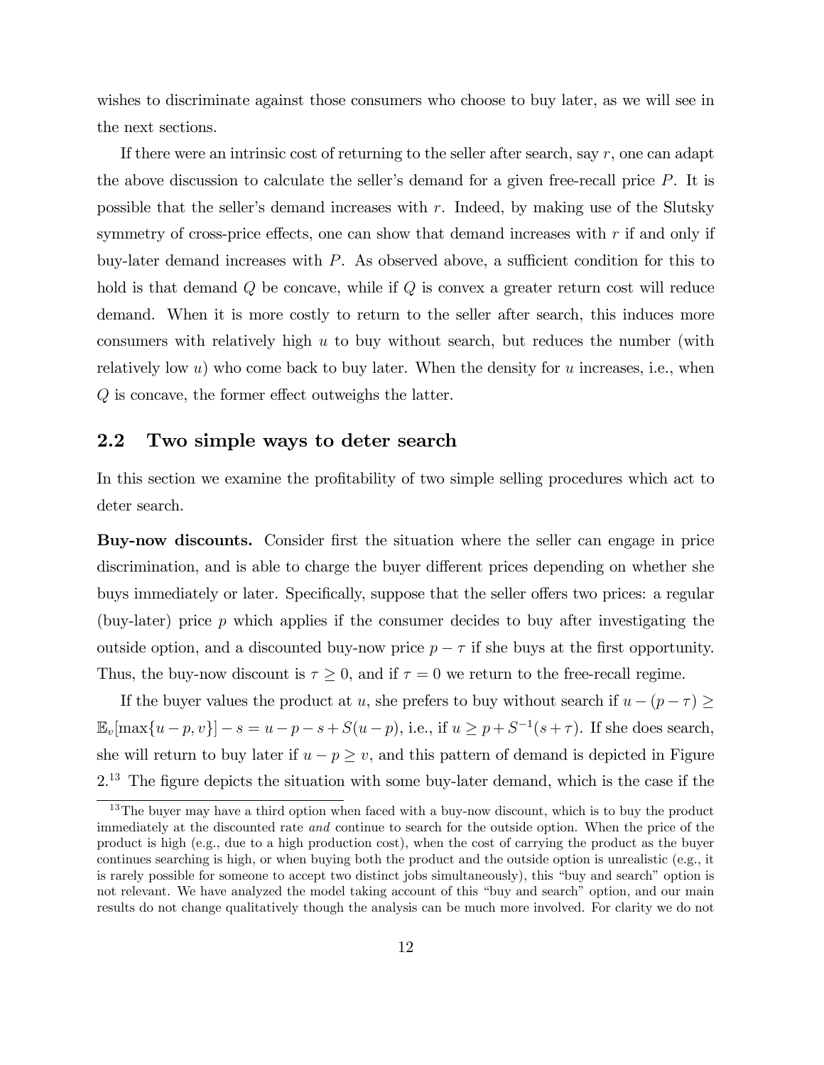wishes to discriminate against those consumers who choose to buy later, as we will see in the next sections.

If there were an intrinsic cost of returning to the seller after search, say $r$, one can adapt the above discussion to calculate the seller's demand for a given free-recall price $P$. It is possible that the seller's demand increases with $r$. Indeed, by making use of the Slutsky symmetry of cross-price effects, one can show that demand increases with $r$ if and only if buy-later demand increases with $P$. As observed above, a sufficient condition for this to hold is that demand $Q$ be concave, while if $Q$ is convex a greater return cost will reduce demand. When it is more costly to return to the seller after search, this induces more consumers with relatively high $u$ to buy without search, but reduces the number (with relatively low $u$) who come back to buy later. When the density for $u$ increases, i.e., when $Q$ is concave, the former effect outweighs the latter.

## 2.2 Two simple ways to deter search

In this section we examine the profitability of two simple selling procedures which act to deter search.

**Buy-now discounts.** Consider first the situation where the seller can engage in price discrimination, and is able to charge the buyer different prices depending on whether she buys immediately or later. Specifically, suppose that the seller offers two prices: a regular (buy-later) price $p$ which applies if the consumer decides to buy after investigating the outside option, and a discounted buy-now price $p - \tau$ if she buys at the first opportunity. Thus, the buy-now discount is $\tau \geq 0$, and if $\tau = 0$ we return to the free-recall regime.

If the buyer values the product at $u$, she prefers to buy without search if $u - (p - \tau) \geq \mathbb{E}_v[\max\{u - p, v\}] - s = u - p - s + S(u - p)$, i.e., if $u \geq p + S^{-1}(s + \tau)$. If she does search, she will return to buy later if $u - p \geq v$, and this pattern of demand is depicted in Figure 2.[13] The figure depicts the situation with some buy-later demand, which is the case if the

[13] The buyer may have a third option when faced with a buy-now discount, which is to buy the product immediately at the discounted rate *and* continue to search for the outside option. When the price of the product is high (e.g., due to a high production cost), when the cost of carrying the product as the buyer continues searching is high, or when buying both the product and the outside option is unrealistic (e.g., it is rarely possible for someone to accept two distinct jobs simultaneously), this "buy and search" option is not relevant. We have analyzed the model taking account of this "buy and search" option, and our main results do not change qualitatively though the analysis can be much more involved. For clarity we do not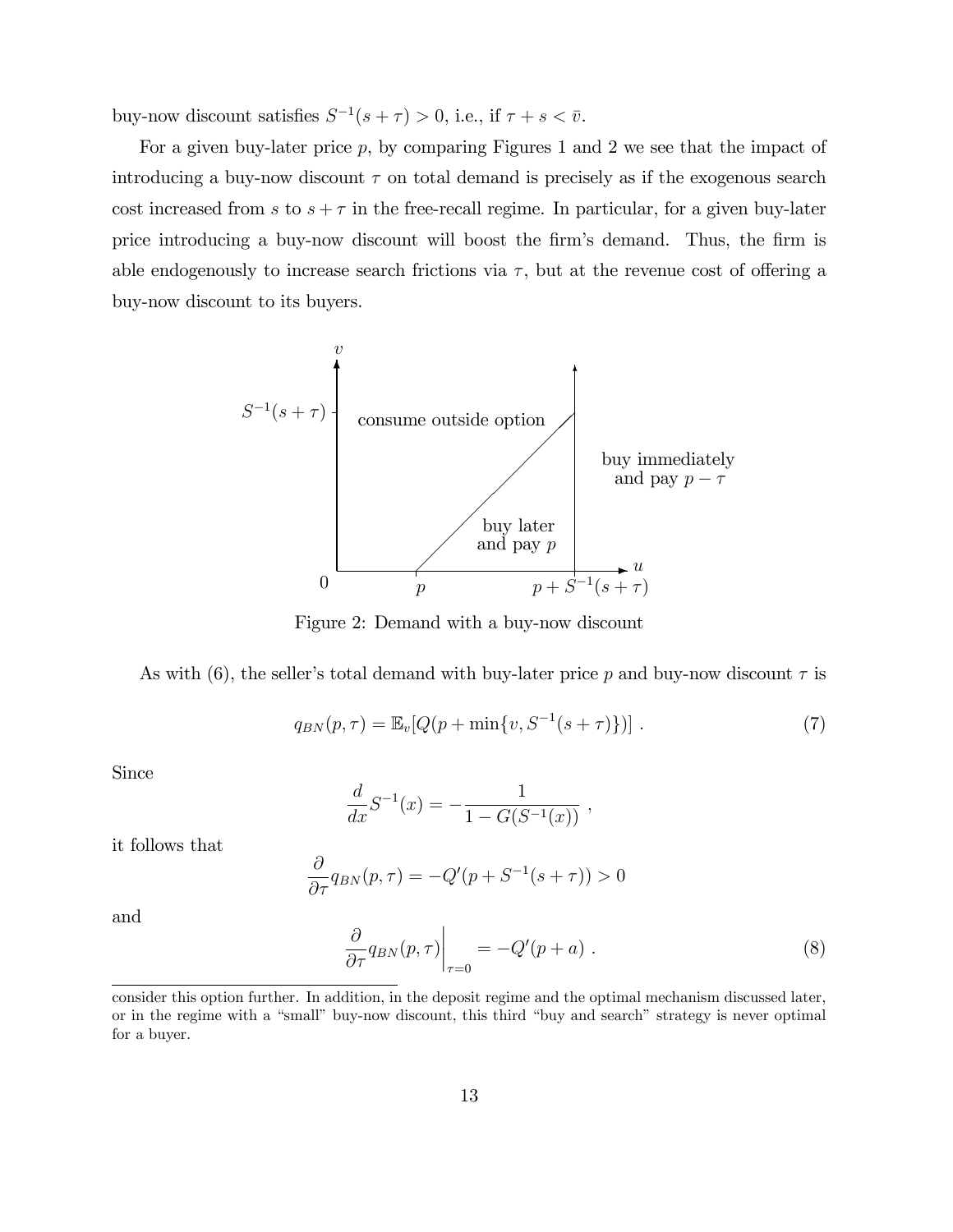buy-now discount satisfies $S^{-1}(s+\tau) > 0$, i.e., if $\tau + s < \bar{v}$.

For a given buy-later price $p$, by comparing Figures 1 and 2 we see that the impact of introducing a buy-now discount $\tau$ on total demand is precisely as if the exogenous search cost increased from $s$ to $s+\tau$ in the free-recall regime. In particular, for a given buy-later price introducing a buy-now discount will boost the firm's demand. Thus, the firm is able endogenously to increase search frictions via $\tau$, but at the revenue cost of offering a buy-now discount to its buyers.

Figure 2: Demand with a buy-now discount

As with (6), the seller's total demand with buy-later price $p$ and buy-now discount $\tau$ is

$$q_{BN}(p,\tau) = \mathbb{E}_v[Q(p + \min\{v, S^{-1}(s+\tau)\})] \ . \tag{7}$$

Since

$$\frac{d}{dx} S^{-1}(x) = -\frac{1}{1 - G(S^{-1}(x))} \ ,$$

it follows that

$$\frac{\partial}{\partial \tau} q_{BN}(p,\tau) = -Q'(p + S^{-1}(s+\tau)) > 0$$

and

$$\left. \frac{\partial}{\partial \tau} q_{BN}(p,\tau) \right|_{\tau=0} = -Q'(p+a) \ . \tag{8}$$

consider this option further. In addition, in the deposit regime and the optimal mechanism discussed later, or in the regime with a "small" buy-now discount, this third "buy and search" strategy is never optimal for a buyer.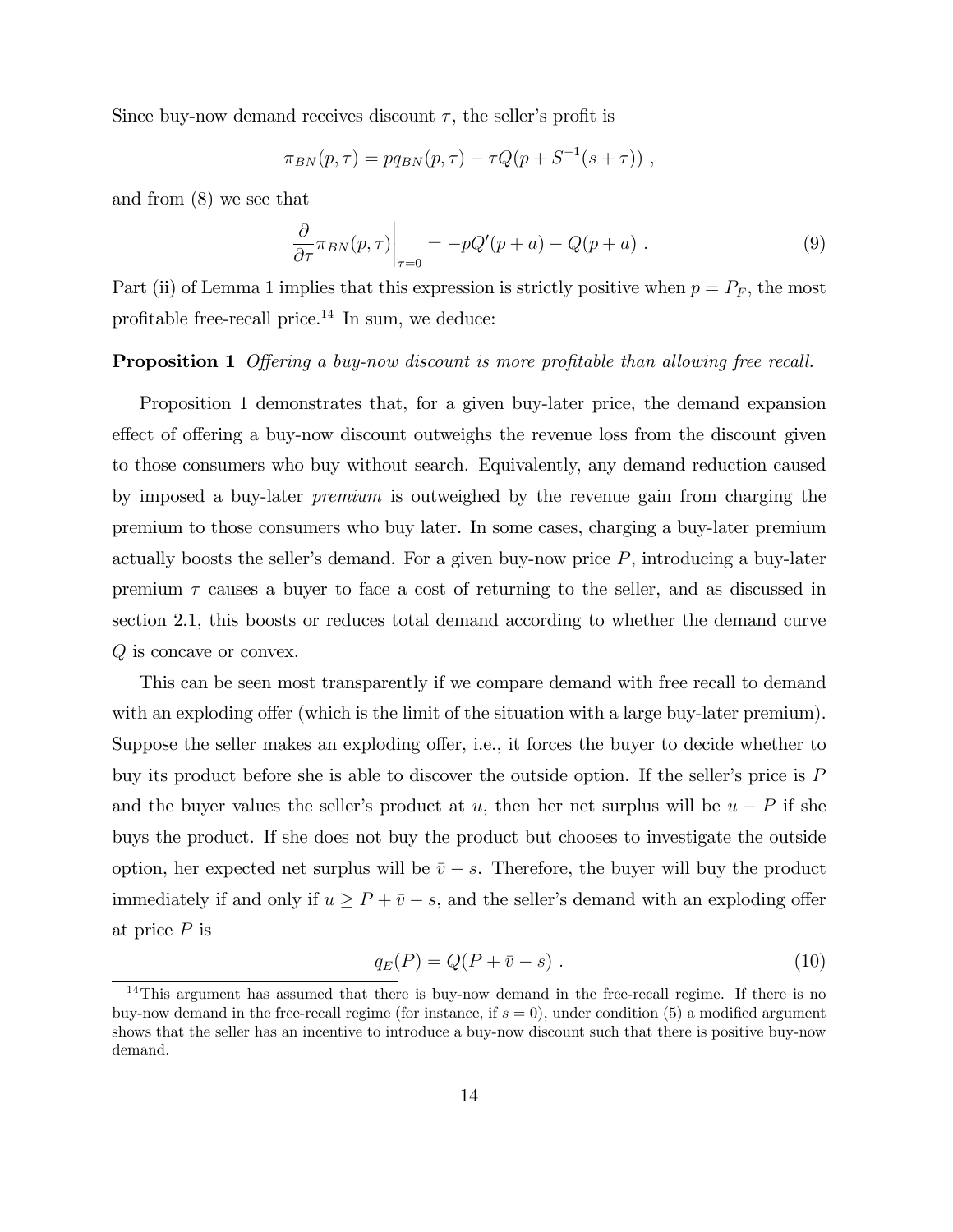Since buy-now demand receives discount $\tau$, the seller's profit is

$$\pi_{BN}(p, \tau) = pq_{BN}(p, \tau) - \tau Q(p + S^{-1}(s + \tau)) \; ,$$

and from (8) we see that

$$\left. \frac{\partial}{\partial \tau} \pi_{BN}(p, \tau) \right|_{\tau=0} = -pQ'(p + a) - Q(p + a) \; . \tag{9}$$

Part (ii) of Lemma 1 implies that this expression is strictly positive when $p = P_F$, the most profitable free-recall price.[14] In sum, we deduce:

**Proposition 1** *Offering a buy-now discount is more profitable than allowing free recall.*

Proposition 1 demonstrates that, for a given buy-later price, the demand expansion effect of offering a buy-now discount outweighs the revenue loss from the discount given to those consumers who buy without search. Equivalently, any demand reduction caused by imposed a buy-later *premium* is outweighed by the revenue gain from charging the premium to those consumers who buy later. In some cases, charging a buy-later premium actually boosts the seller's demand. For a given buy-now price $P$, introducing a buy-later premium $\tau$ causes a buyer to face a cost of returning to the seller, and as discussed in section 2.1, this boosts or reduces total demand according to whether the demand curve $Q$ is concave or convex.

This can be seen most transparently if we compare demand with free recall to demand with an exploding offer (which is the limit of the situation with a large buy-later premium). Suppose the seller makes an exploding offer, i.e., it forces the buyer to decide whether to buy its product before she is able to discover the outside option. If the seller's price is $P$ and the buyer values the seller's product at $u$, then her net surplus will be $u - P$ if she buys the product. If she does not buy the product but chooses to investigate the outside option, her expected net surplus will be $\bar{v} - s$. Therefore, the buyer will buy the product immediately if and only if $u \geq P + \bar{v} - s$, and the seller's demand with an exploding offer at price $P$ is

$$q_E(P) = Q(P + \bar{v} - s) \; . \tag{10}$$

[14] This argument has assumed that there is buy-now demand in the free-recall regime. If there is no buy-now demand in the free-recall regime (for instance, if $s = 0$), under condition (5) a modified argument shows that the seller has an incentive to introduce a buy-now discount such that there is positive buy-now demand.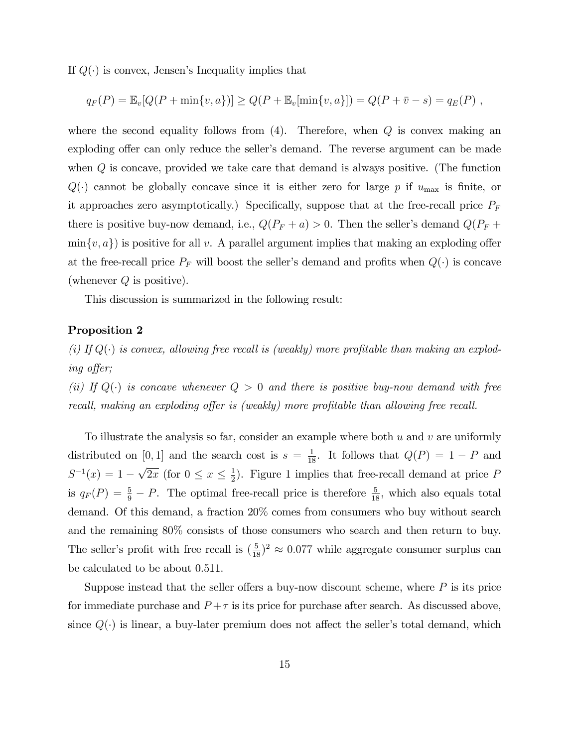If $Q(\cdot)$ is convex, Jensen's Inequality implies that

$$q_F(P) = \mathbb{E}_v[Q(P + \min\{v, a\})] \geq Q(P + \mathbb{E}_v[\min\{v, a\}]) = Q(P + \bar{v} - s) = q_E(P) \ ,$$

where the second equality follows from (4). Therefore, when $Q$ is convex making an exploding offer can only reduce the seller's demand. The reverse argument can be made when $Q$ is concave, provided we take care that demand is always positive. (The function $Q(\cdot)$ cannot be globally concave since it is either zero for large $p$ if $u_{\max}$ is finite, or it approaches zero asymptotically.) Specifically, suppose that at the free-recall price $P_F$ there is positive buy-now demand, i.e., $Q(P_F + a) > 0$. Then the seller's demand $Q(P_F + \min\{v, a\})$ is positive for all $v$. A parallel argument implies that making an exploding offer at the free-recall price $P_F$ will boost the seller's demand and profits when $Q(\cdot)$ is concave (whenever $Q$ is positive).

This discussion is summarized in the following result:

**Proposition 2**

*(i) If $Q(\cdot)$ is convex, allowing free recall is (weakly) more profitable than making an exploding offer;*

*(ii) If $Q(\cdot)$ is concave whenever $Q > 0$ and there is positive buy-now demand with free recall, making an exploding offer is (weakly) more profitable than allowing free recall.*

To illustrate the analysis so far, consider an example where both $u$ and $v$ are uniformly distributed on $[0, 1]$ and the search cost is $s = \frac{1}{18}$. It follows that $Q(P) = 1 - P$ and $S^{-1}(x) = 1 - \sqrt{2x}$ (for $0 \leq x \leq \frac{1}{2}$). Figure 1 implies that free-recall demand at price $P$ is $q_F(P) = \frac{5}{9} - P$. The optimal free-recall price is therefore $\frac{5}{18}$, which also equals total demand. Of this demand, a fraction 20% comes from consumers who buy without search and the remaining 80% consists of those consumers who search and then return to buy. The seller's profit with free recall is $(\frac{5}{18})^2 \approx 0.077$ while aggregate consumer surplus can be calculated to be about 0.511.

Suppose instead that the seller offers a buy-now discount scheme, where $P$ is its price for immediate purchase and $P + \tau$ is its price for purchase after search. As discussed above, since $Q(\cdot)$ is linear, a buy-later premium does not affect the seller's total demand, which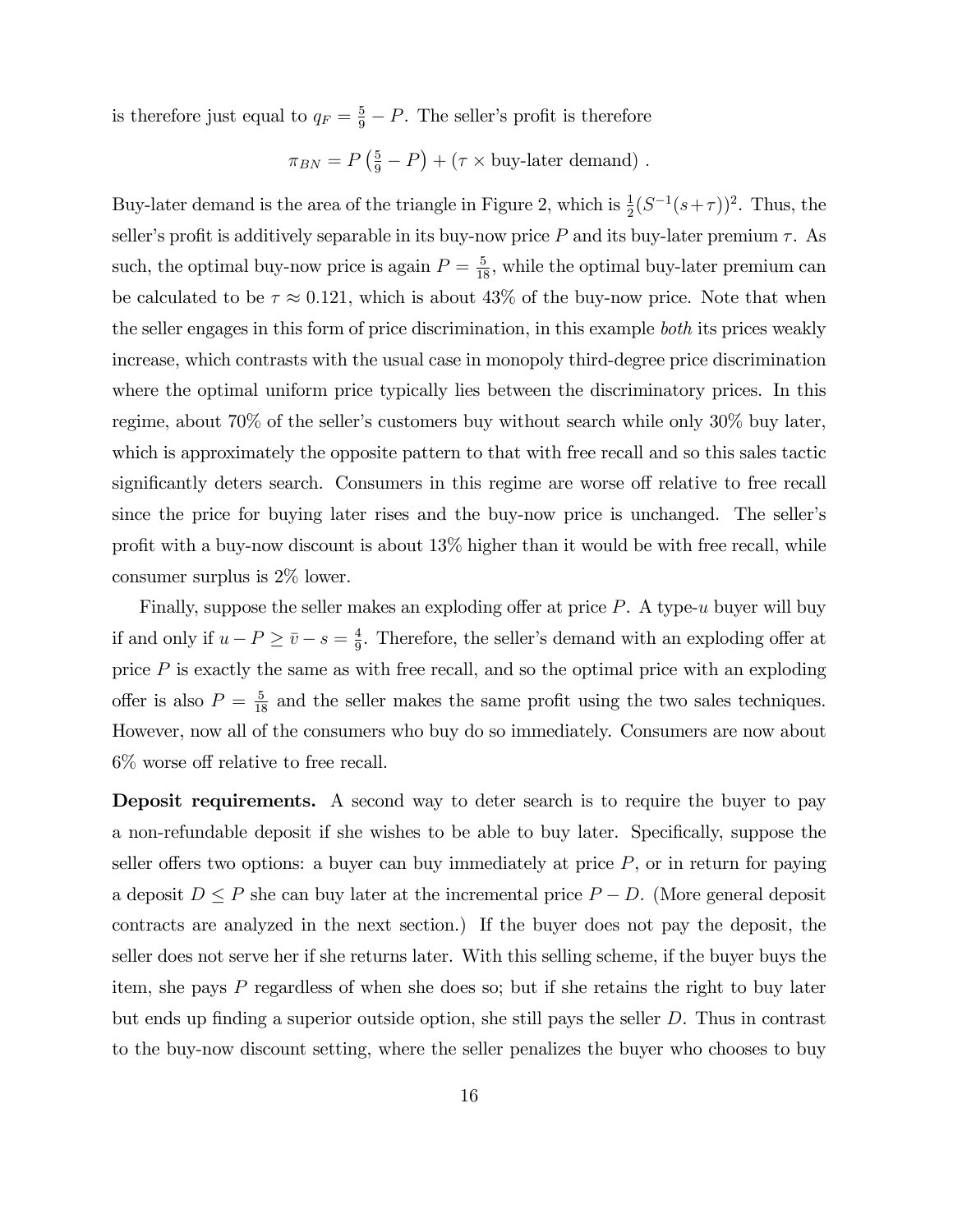is therefore just equal to $q_F = \frac{5}{9} - P$. The seller's profit is therefore

$$\pi_{BN} = P\left(\tfrac{5}{9} - P\right) + (\tau \times \text{buy-later demand}) .$$

Buy-later demand is the area of the triangle in Figure 2, which is $\frac{1}{2}(S^{-1}(s+\tau))^2$. Thus, the seller's profit is additively separable in its buy-now price $P$ and its buy-later premium $\tau$. As such, the optimal buy-now price is again $P = \frac{5}{18}$, while the optimal buy-later premium can be calculated to be $\tau \approx 0.121$, which is about 43% of the buy-now price. Note that when the seller engages in this form of price discrimination, in this example *both* its prices weakly increase, which contrasts with the usual case in monopoly third-degree price discrimination where the optimal uniform price typically lies between the discriminatory prices. In this regime, about 70% of the seller's customers buy without search while only 30% buy later, which is approximately the opposite pattern to that with free recall and so this sales tactic significantly deters search. Consumers in this regime are worse off relative to free recall since the price for buying later rises and the buy-now price is unchanged. The seller's profit with a buy-now discount is about 13% higher than it would be with free recall, while consumer surplus is 2% lower.

Finally, suppose the seller makes an exploding offer at price $P$. A type-$u$ buyer will buy if and only if $u - P \geq \bar{v} - s = \frac{4}{9}$. Therefore, the seller's demand with an exploding offer at price $P$ is exactly the same as with free recall, and so the optimal price with an exploding offer is also $P = \frac{5}{18}$ and the seller makes the same profit using the two sales techniques. However, now all of the consumers who buy do so immediately. Consumers are now about 6% worse off relative to free recall.

**Deposit requirements.** A second way to deter search is to require the buyer to pay a non-refundable deposit if she wishes to be able to buy later. Specifically, suppose the seller offers two options: a buyer can buy immediately at price $P$, or in return for paying a deposit $D \leq P$ she can buy later at the incremental price $P - D$. (More general deposit contracts are analyzed in the next section.) If the buyer does not pay the deposit, the seller does not serve her if she returns later. With this selling scheme, if the buyer buys the item, she pays $P$ regardless of when she does so; but if she retains the right to buy later but ends up finding a superior outside option, she still pays the seller $D$. Thus in contrast to the buy-now discount setting, where the seller penalizes the buyer who chooses to buy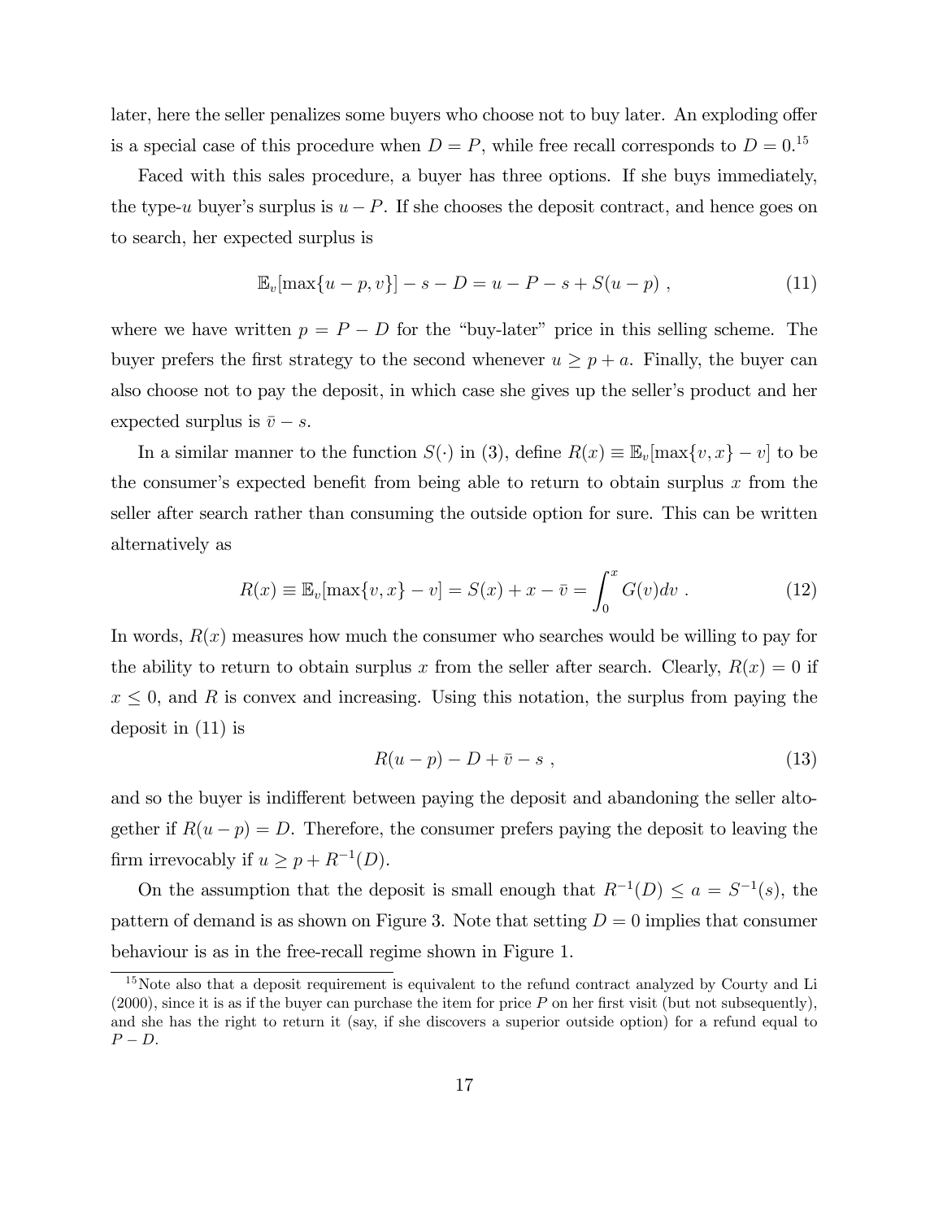later, here the seller penalizes some buyers who choose not to buy later. An exploding offer is a special case of this procedure when $D = P$, while free recall corresponds to $D = 0$.[15]

Faced with this sales procedure, a buyer has three options. If she buys immediately, the type-$u$ buyer's surplus is $u - P$. If she chooses the deposit contract, and hence goes on to search, her expected surplus is

$$\mathbb{E}_v[\max\{u - p, v\}] - s - D = u - P - s + S(u - p) \ , \tag{11}$$

where we have written $p = P - D$ for the "buy-later" price in this selling scheme. The buyer prefers the first strategy to the second whenever $u \geq p + a$. Finally, the buyer can also choose not to pay the deposit, in which case she gives up the seller's product and her expected surplus is $\bar{v} - s$.

In a similar manner to the function $S(\cdot)$ in (3), define $R(x) \equiv \mathbb{E}_v[\max\{v, x\} - v]$ to be the consumer's expected benefit from being able to return to obtain surplus $x$ from the seller after search rather than consuming the outside option for sure. This can be written alternatively as

$$R(x) \equiv \mathbb{E}_v[\max\{v, x\} - v] = S(x) + x - \bar{v} = \int_0^x G(v)dv \ . \tag{12}$$

In words, $R(x)$ measures how much the consumer who searches would be willing to pay for the ability to return to obtain surplus $x$ from the seller after search. Clearly, $R(x) = 0$ if $x \leq 0$, and $R$ is convex and increasing. Using this notation, the surplus from paying the deposit in (11) is

$$R(u - p) - D + \bar{v} - s \ , \tag{13}$$

and so the buyer is indifferent between paying the deposit and abandoning the seller altogether if $R(u - p) = D$. Therefore, the consumer prefers paying the deposit to leaving the firm irrevocably if $u \geq p + R^{-1}(D)$.

On the assumption that the deposit is small enough that $R^{-1}(D) \leq a = S^{-1}(s)$, the pattern of demand is as shown on Figure 3. Note that setting $D = 0$ implies that consumer behaviour is as in the free-recall regime shown in Figure 1.

[15] Note also that a deposit requirement is equivalent to the refund contract analyzed by Courty and Li (2000), since it is as if the buyer can purchase the item for price $P$ on her first visit (but not subsequently), and she has the right to return it (say, if she discovers a superior outside option) for a refund equal to $P - D$.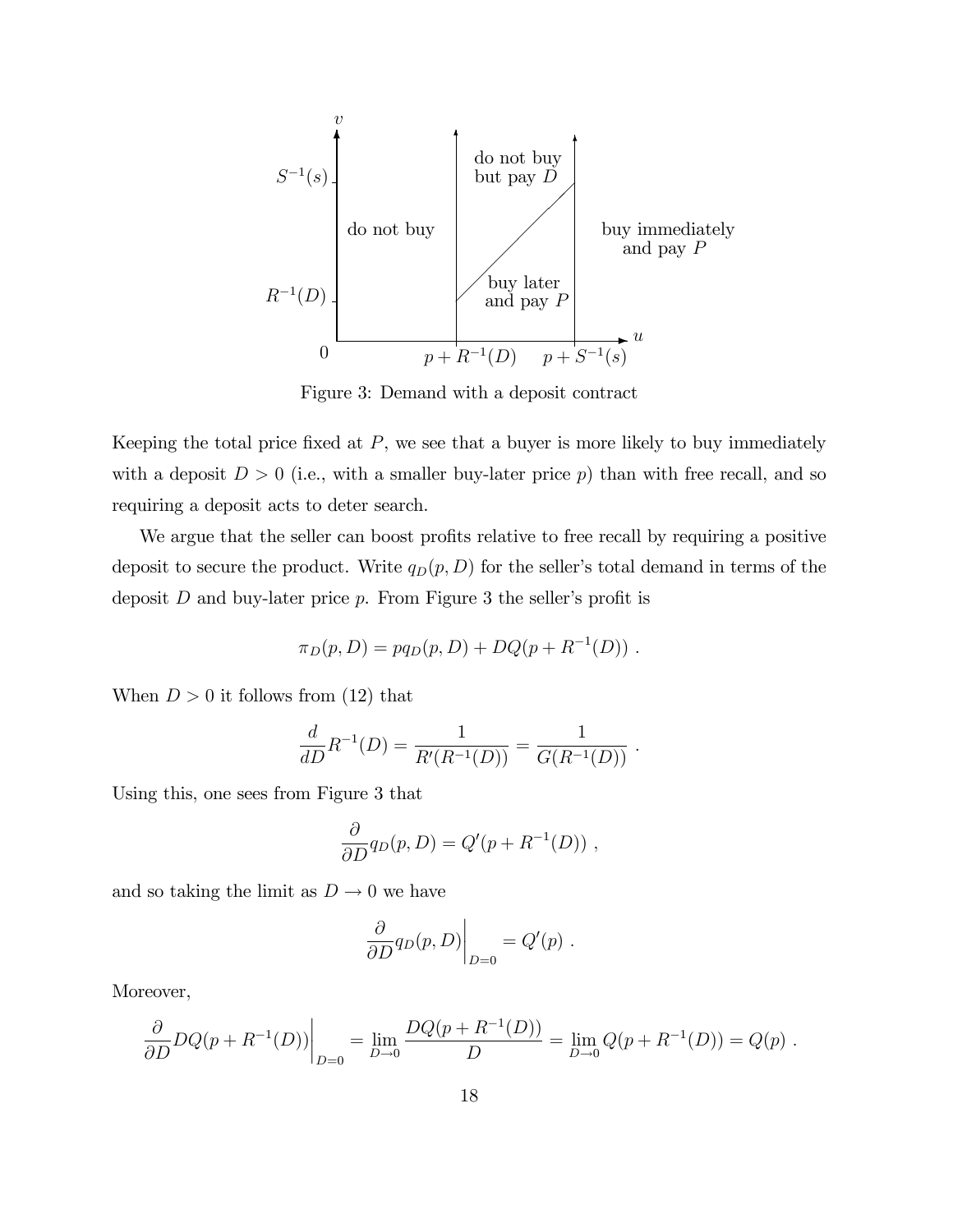Figure 3: Demand with a deposit contract

Keeping the total price fixed at $P$, we see that a buyer is more likely to buy immediately with a deposit $D > 0$ (i.e., with a smaller buy-later price $p$) than with free recall, and so requiring a deposit acts to deter search.

We argue that the seller can boost profits relative to free recall by requiring a positive deposit to secure the product. Write $q_D(p, D)$ for the seller's total demand in terms of the deposit $D$ and buy-later price $p$. From Figure 3 the seller's profit is

$$\pi_D(p, D) = pq_D(p, D) + DQ(p + R^{-1}(D)) \ .$$

When $D > 0$ it follows from (12) that

$$\frac{d}{dD} R^{-1}(D) = \frac{1}{R'(R^{-1}(D))} = \frac{1}{G(R^{-1}(D))} \ .$$

Using this, one sees from Figure 3 that

$$\frac{\partial}{\partial D} q_D(p, D) = Q'(p + R^{-1}(D)) \ ,$$

and so taking the limit as $D \to 0$ we have

$$\left. \frac{\partial}{\partial D} q_D(p, D) \right|_{D=0} = Q'(p) \ .$$

Moreover,

$$\left. \frac{\partial}{\partial D} DQ(p + R^{-1}(D)) \right|_{D=0} = \lim_{D \to 0} \frac{DQ(p + R^{-1}(D))}{D} = \lim_{D \to 0} Q(p + R^{-1}(D)) = Q(p) \ .$$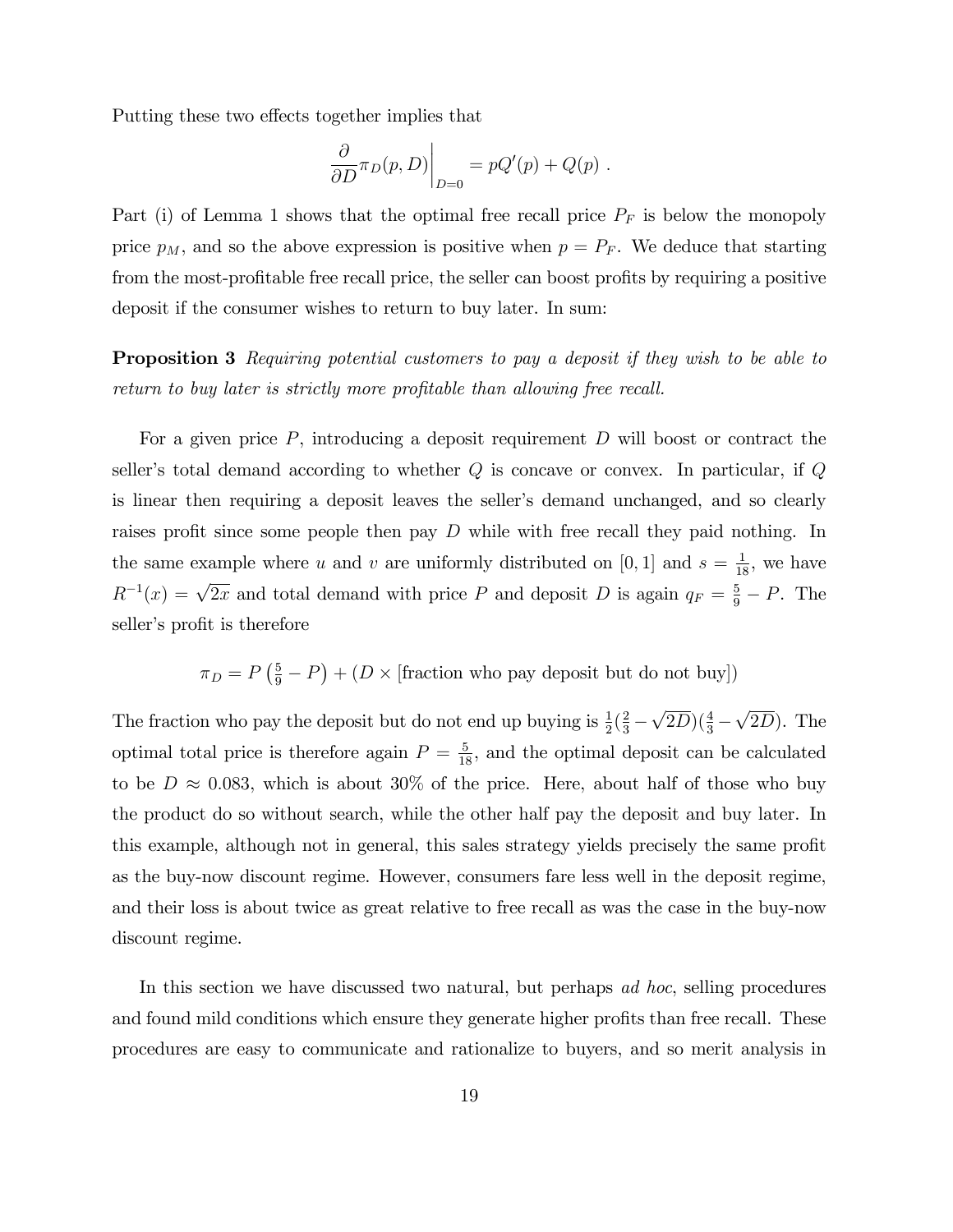Putting these two effects together implies that

$$\frac{\partial}{\partial D}\pi_D(p,D)\bigg|_{D=0} = pQ'(p) + Q(p) \ .$$

Part (i) of Lemma 1 shows that the optimal free recall price $P_F$ is below the monopoly price $p_M$, and so the above expression is positive when $p = P_F$. We deduce that starting from the most-profitable free recall price, the seller can boost profits by requiring a positive deposit if the consumer wishes to return to buy later. In sum:

**Proposition 3** *Requiring potential customers to pay a deposit if they wish to be able to return to buy later is strictly more profitable than allowing free recall.*

For a given price $P$, introducing a deposit requirement $D$ will boost or contract the seller's total demand according to whether $Q$ is concave or convex. In particular, if $Q$ is linear then requiring a deposit leaves the seller's demand unchanged, and so clearly raises profit since some people then pay $D$ while with free recall they paid nothing. In the same example where $u$ and $v$ are uniformly distributed on $[0,1]$ and $s = \frac{1}{18}$, we have $R^{-1}(x) = \sqrt{2x}$ and total demand with price $P$ and deposit $D$ is again $q_F = \frac{5}{9} - P$. The seller's profit is therefore

$$\pi_D = P\left(\tfrac{5}{9} - P\right) + (D \times [\text{fraction who pay deposit but do not buy}])$$

The fraction who pay the deposit but do not end up buying is $\frac{1}{2}(\frac{2}{3} - \sqrt{2D})(\frac{4}{3} - \sqrt{2D})$. The optimal total price is therefore again $P = \frac{5}{18}$, and the optimal deposit can be calculated to be $D \approx 0.083$, which is about 30% of the price. Here, about half of those who buy the product do so without search, while the other half pay the deposit and buy later. In this example, although not in general, this sales strategy yields precisely the same profit as the buy-now discount regime. However, consumers fare less well in the deposit regime, and their loss is about twice as great relative to free recall as was the case in the buy-now discount regime.

In this section we have discussed two natural, but perhaps *ad hoc*, selling procedures and found mild conditions which ensure they generate higher profits than free recall. These procedures are easy to communicate and rationalize to buyers, and so merit analysis in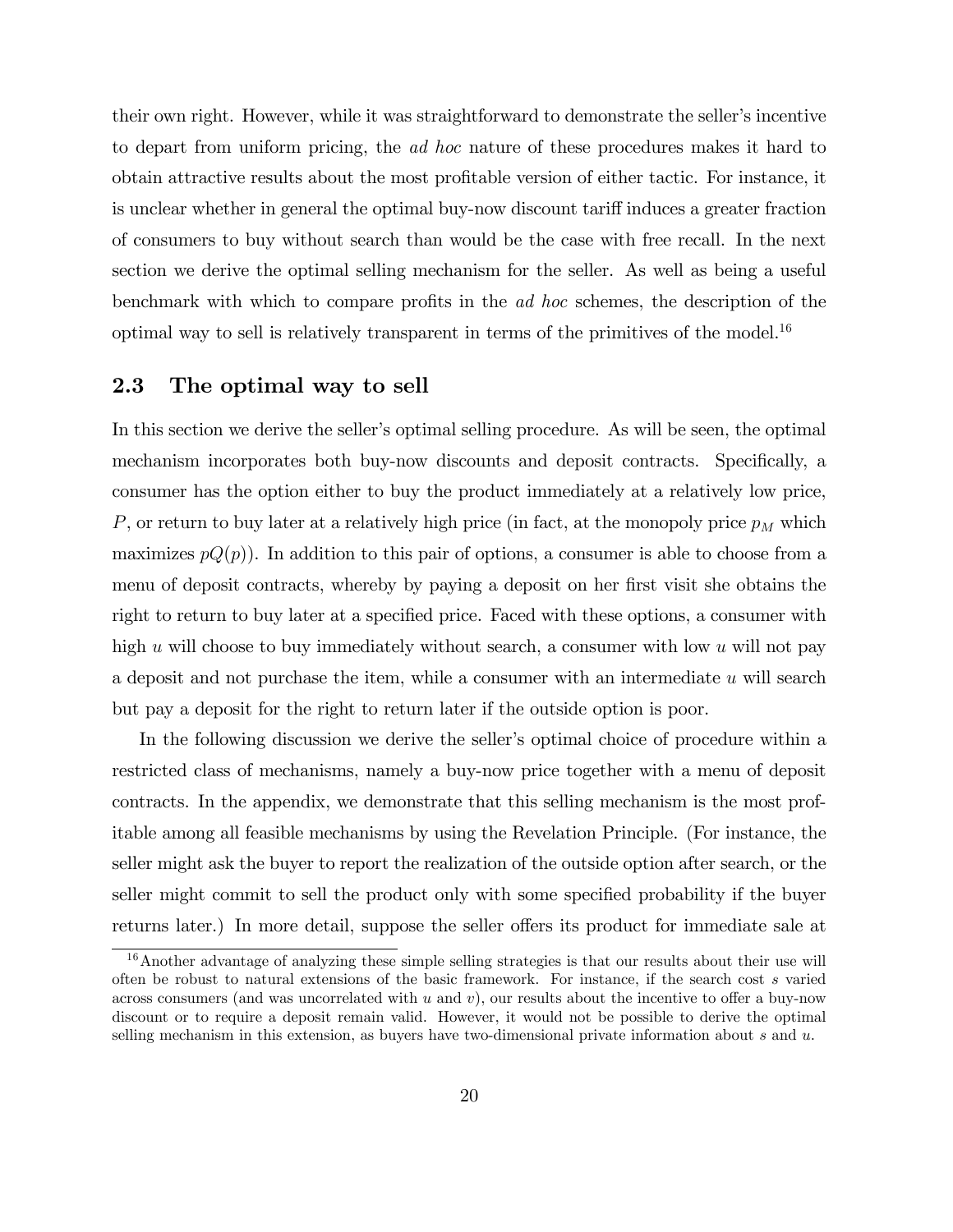their own right. However, while it was straightforward to demonstrate the seller's incentive to depart from uniform pricing, the *ad hoc* nature of these procedures makes it hard to obtain attractive results about the most profitable version of either tactic. For instance, it is unclear whether in general the optimal buy-now discount tariff induces a greater fraction of consumers to buy without search than would be the case with free recall. In the next section we derive the optimal selling mechanism for the seller. As well as being a useful benchmark with which to compare profits in the *ad hoc* schemes, the description of the optimal way to sell is relatively transparent in terms of the primitives of the model.[16]

## 2.3 The optimal way to sell

In this section we derive the seller's optimal selling procedure. As will be seen, the optimal mechanism incorporates both buy-now discounts and deposit contracts. Specifically, a consumer has the option either to buy the product immediately at a relatively low price, $P$, or return to buy later at a relatively high price (in fact, at the monopoly price $p_M$ which maximizes $pQ(p)$). In addition to this pair of options, a consumer is able to choose from a menu of deposit contracts, whereby by paying a deposit on her first visit she obtains the right to return to buy later at a specified price. Faced with these options, a consumer with high $u$ will choose to buy immediately without search, a consumer with low $u$ will not pay a deposit and not purchase the item, while a consumer with an intermediate $u$ will search but pay a deposit for the right to return later if the outside option is poor.

In the following discussion we derive the seller's optimal choice of procedure within a restricted class of mechanisms, namely a buy-now price together with a menu of deposit contracts. In the appendix, we demonstrate that this selling mechanism is the most profitable among all feasible mechanisms by using the Revelation Principle. (For instance, the seller might ask the buyer to report the realization of the outside option after search, or the seller might commit to sell the product only with some specified probability if the buyer returns later.) In more detail, suppose the seller offers its product for immediate sale at

[16] Another advantage of analyzing these simple selling strategies is that our results about their use will often be robust to natural extensions of the basic framework. For instance, if the search cost $s$ varied across consumers (and was uncorrelated with $u$ and $v$), our results about the incentive to offer a buy-now discount or to require a deposit remain valid. However, it would not be possible to derive the optimal selling mechanism in this extension, as buyers have two-dimensional private information about $s$ and $u$.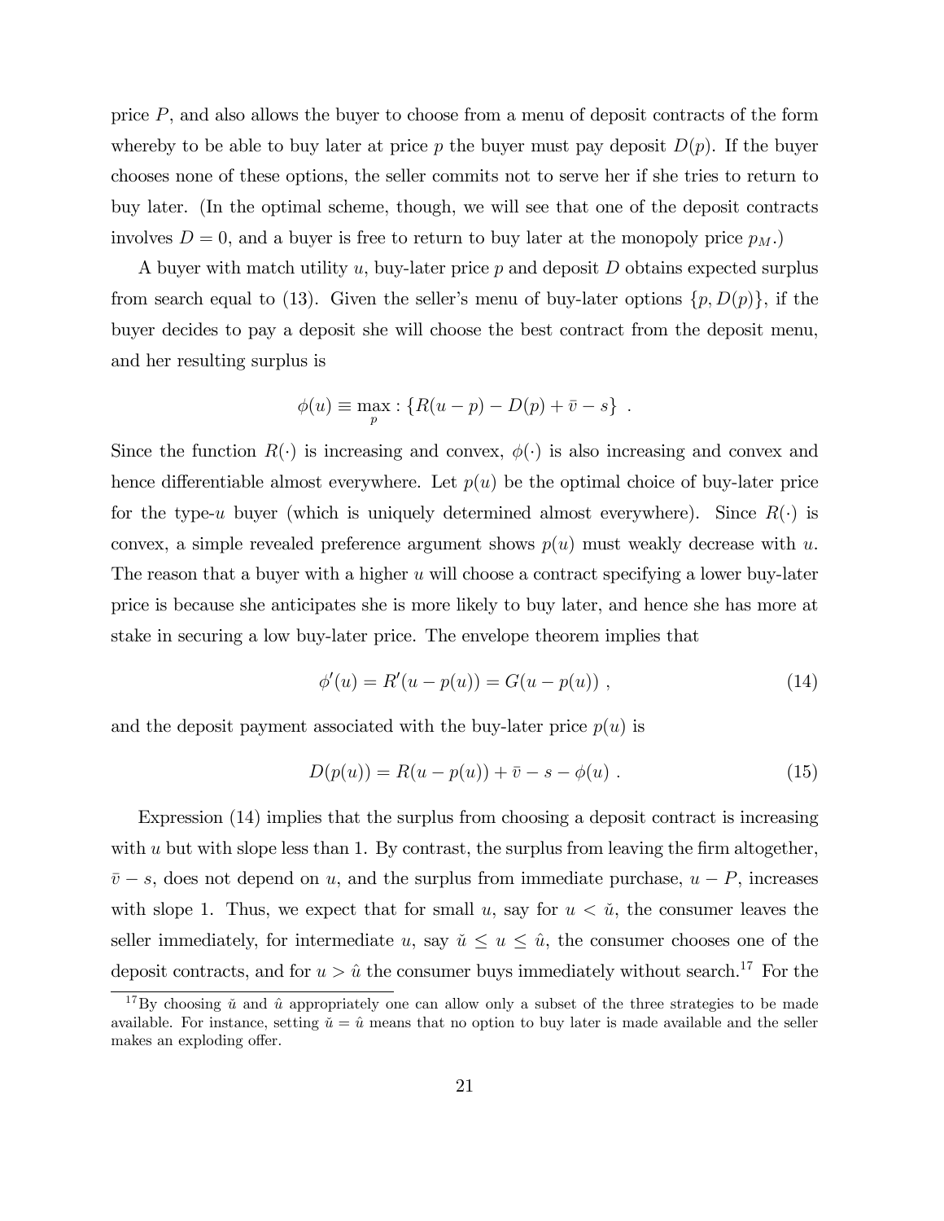price $P$, and also allows the buyer to choose from a menu of deposit contracts of the form whereby to be able to buy later at price $p$ the buyer must pay deposit $D(p)$. If the buyer chooses none of these options, the seller commits not to serve her if she tries to return to buy later. (In the optimal scheme, though, we will see that one of the deposit contracts involves $D = 0$, and a buyer is free to return to buy later at the monopoly price $p_M$.)

A buyer with match utility $u$, buy-later price $p$ and deposit $D$ obtains expected surplus from search equal to (13). Given the seller's menu of buy-later options $\{p, D(p)\}$, if the buyer decides to pay a deposit she will choose the best contract from the deposit menu, and her resulting surplus is

$$\phi(u) \equiv \max_{p} : \{R(u-p) - D(p) + \bar{v} - s\} \ .$$

Since the function $R(\cdot)$ is increasing and convex, $\phi(\cdot)$ is also increasing and convex and hence differentiable almost everywhere. Let $p(u)$ be the optimal choice of buy-later price for the type-$u$ buyer (which is uniquely determined almost everywhere). Since $R(\cdot)$ is convex, a simple revealed preference argument shows $p(u)$ must weakly decrease with $u$. The reason that a buyer with a higher $u$ will choose a contract specifying a lower buy-later price is because she anticipates she is more likely to buy later, and hence she has more at stake in securing a low buy-later price. The envelope theorem implies that

$$\phi'(u) = R'(u - p(u)) = G(u - p(u)) \ , \tag{14}$$

and the deposit payment associated with the buy-later price $p(u)$ is

$$D(p(u)) = R(u - p(u)) + \bar{v} - s - \phi(u) \ . \tag{15}$$

Expression (14) implies that the surplus from choosing a deposit contract is increasing with $u$ but with slope less than 1. By contrast, the surplus from leaving the firm altogether, $\bar{v} - s$, does not depend on $u$, and the surplus from immediate purchase, $u - P$, increases with slope 1. Thus, we expect that for small $u$, say for $u < \check{u}$, the consumer leaves the seller immediately, for intermediate $u$, say $\check{u} \leq u \leq \hat{u}$, the consumer chooses one of the deposit contracts, and for $u > \hat{u}$ the consumer buys immediately without search.[17] For the

[17] By choosing $\check{u}$ and $\hat{u}$ appropriately one can allow only a subset of the three strategies to be made available. For instance, setting $\check{u} = \hat{u}$ means that no option to buy later is made available and the seller makes an exploding offer.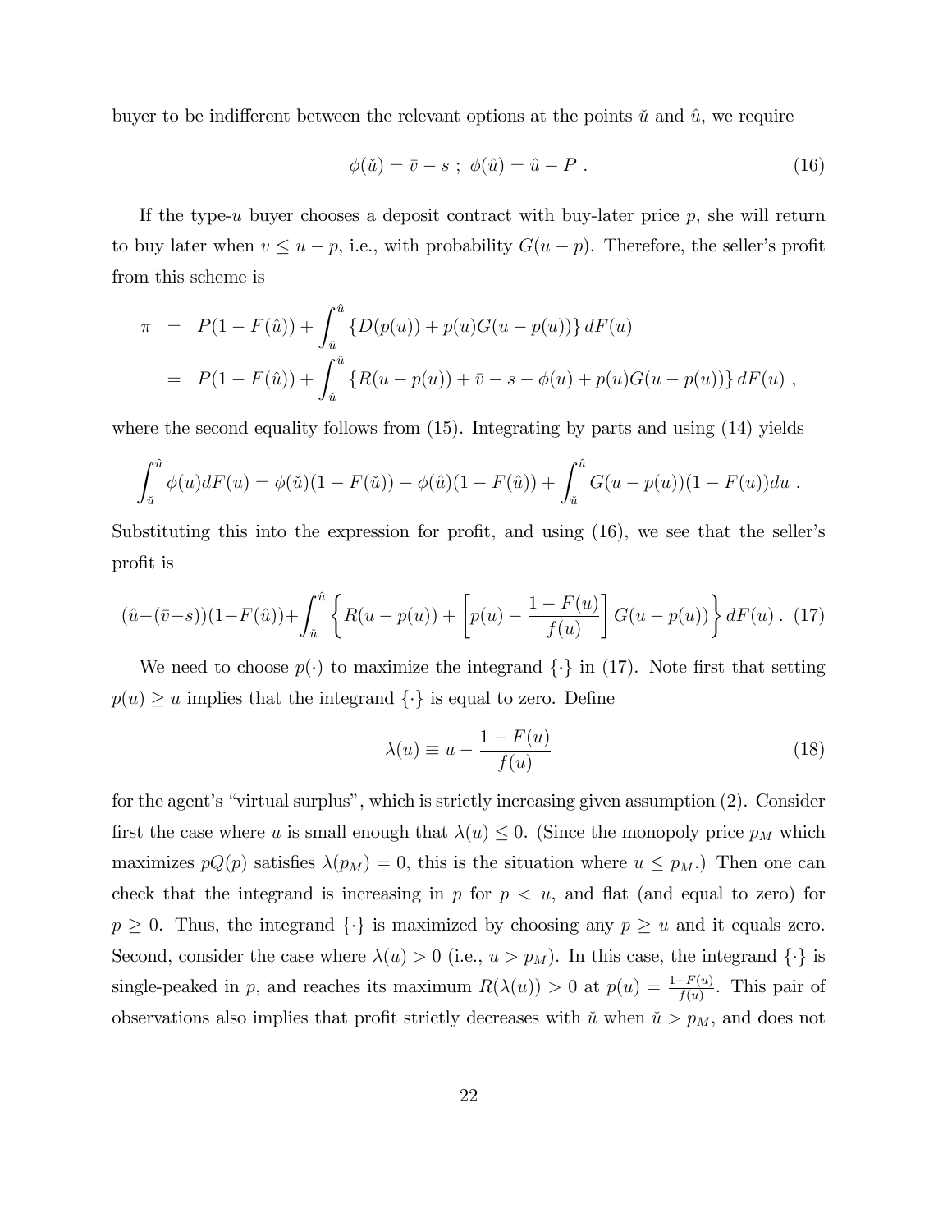buyer to be indifferent between the relevant options at the points $\check{u}$ and $\hat{u}$, we require

$$\phi(\check{u}) = \bar{v} - s \; ; \; \phi(\hat{u}) = \hat{u} - P \; . \tag{16}$$

If the type-$u$ buyer chooses a deposit contract with buy-later price $p$, she will return to buy later when $v \leq u - p$, i.e., with probability $G(u-p)$. Therefore, the seller's profit from this scheme is

$$\begin{aligned}
\pi &= P(1 - F(\hat{u})) + \int_{\check{u}}^{\hat{u}} \{D(p(u)) + p(u)G(u - p(u))\} \, dF(u) \\
&= P(1 - F(\hat{u})) + \int_{\check{u}}^{\hat{u}} \{R(u - p(u)) + \bar{v} - s - \phi(u) + p(u)G(u - p(u))\} \, dF(u) \; ,
\end{aligned}$$

where the second equality follows from (15). Integrating by parts and using (14) yields

$$\int_{\check{u}}^{\hat{u}} \phi(u) dF(u) = \phi(\check{u})(1 - F(\check{u})) - \phi(\hat{u})(1 - F(\hat{u})) + \int_{\check{u}}^{\hat{u}} G(u - p(u))(1 - F(u)) du \; .$$

Substituting this into the expression for profit, and using (16), we see that the seller's profit is

$$(\hat{u} - (\bar{v} - s))(1 - F(\hat{u})) + \int_{\check{u}}^{\hat{u}} \left\{ R(u - p(u)) + \left[ p(u) - \frac{1 - F(u)}{f(u)} \right] G(u - p(u)) \right\} dF(u) \; . \tag{17}$$

We need to choose $p(\cdot)$ to maximize the integrand $\{\cdot\}$ in (17). Note first that setting $p(u) \geq u$ implies that the integrand $\{\cdot\}$ is equal to zero. Define

$$\lambda(u) \equiv u - \frac{1 - F(u)}{f(u)} \tag{18}$$

for the agent's "virtual surplus", which is strictly increasing given assumption (2). Consider first the case where $u$ is small enough that $\lambda(u) \leq 0$. (Since the monopoly price $p_M$ which maximizes $pQ(p)$ satisfies $\lambda(p_M) = 0$, this is the situation where $u \leq p_M$.) Then one can check that the integrand is increasing in $p$ for $p < u$, and flat (and equal to zero) for $p \geq 0$. Thus, the integrand $\{\cdot\}$ is maximized by choosing any $p \geq u$ and it equals zero. Second, consider the case where $\lambda(u) > 0$ (i.e., $u > p_M$). In this case, the integrand $\{\cdot\}$ is single-peaked in $p$, and reaches its maximum $R(\lambda(u)) > 0$ at $p(u) = \frac{1 - F(u)}{f(u)}$. This pair of observations also implies that profit strictly decreases with $\check{u}$ when $\check{u} > p_M$, and does not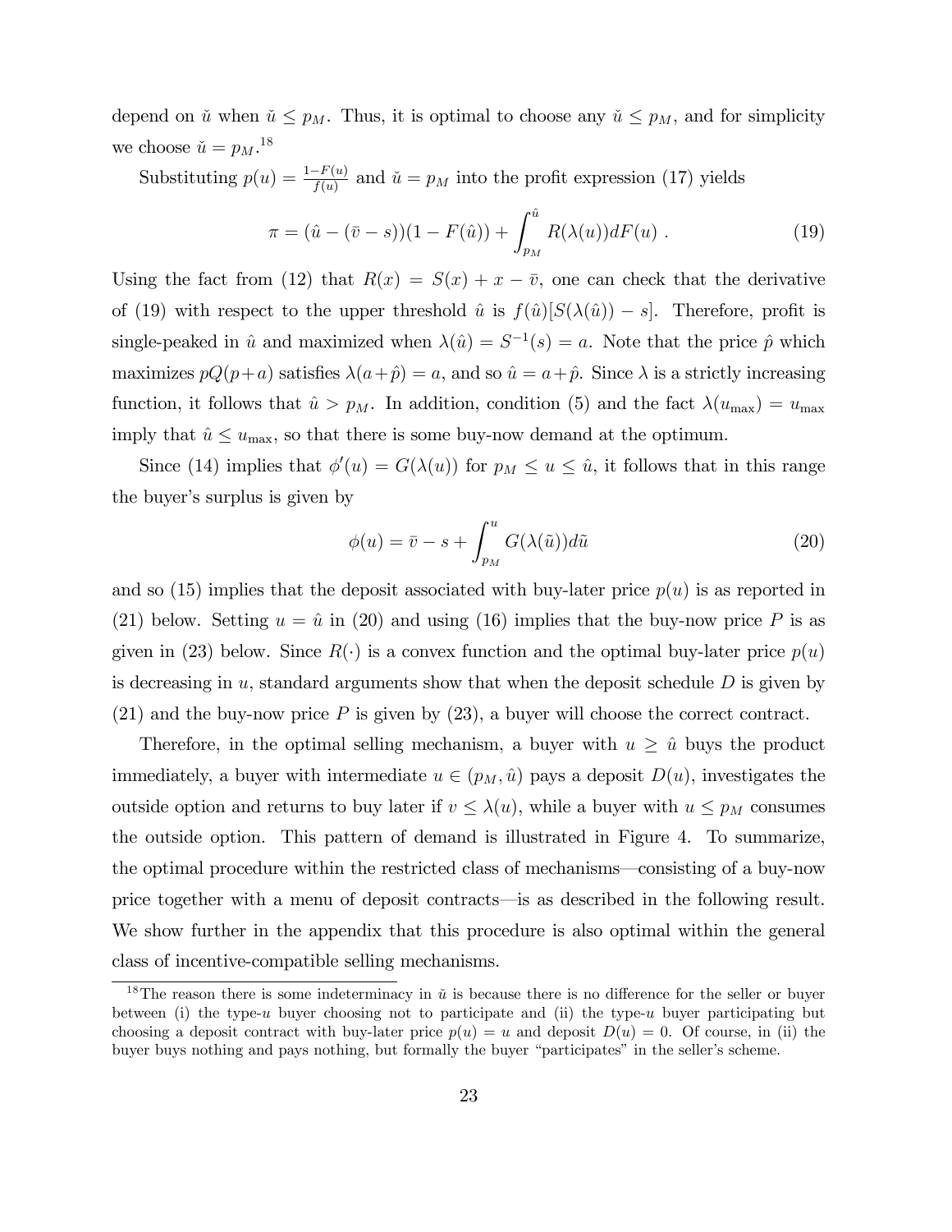depend on $\breve{u}$ when $\breve{u} \le p_M$. Thus, it is optimal to choose any $\breve{u} \le p_M$, and for simplicity we choose $\breve{u} = p_M$.[18]

Substituting $p(u) = \frac{1-F(u)}{f(u)}$ and $\breve{u} = p_M$ into the profit expression (17) yields

$$\pi = (\hat{u} - (\bar{v} - s))(1 - F(\hat{u})) + \int_{p_M}^{\hat{u}} R(\lambda(u))dF(u) \ . \tag{19}$$

Using the fact from (12) that $R(x) = S(x) + x - \bar{v}$, one can check that the derivative of (19) with respect to the upper threshold $\hat{u}$ is $f(\hat{u})[S(\lambda(\hat{u})) - s]$. Therefore, profit is single-peaked in $\hat{u}$ and maximized when $\lambda(\hat{u}) = S^{-1}(s) = a$. Note that the price $\hat{p}$ which maximizes $pQ(p+a)$ satisfies $\lambda(a+\hat{p}) = a$, and so $\hat{u} = a+\hat{p}$. Since $\lambda$ is a strictly increasing function, it follows that $\hat{u} > p_M$. In addition, condition (5) and the fact $\lambda(u_{\max}) = u_{\max}$ imply that $\hat{u} \le u_{\max}$, so that there is some buy-now demand at the optimum.

Since (14) implies that $\phi'(u) = G(\lambda(u))$ for $p_M \le u \le \hat{u}$, it follows that in this range the buyer's surplus is given by

$$\phi(u) = \bar{v} - s + \int_{p_M}^{u} G(\lambda(\tilde{u}))d\tilde{u} \tag{20}$$

and so (15) implies that the deposit associated with buy-later price $p(u)$ is as reported in (21) below. Setting $u = \hat{u}$ in (20) and using (16) implies that the buy-now price $P$ is as given in (23) below. Since $R(\cdot)$ is a convex function and the optimal buy-later price $p(u)$ is decreasing in $u$, standard arguments show that when the deposit schedule $D$ is given by (21) and the buy-now price $P$ is given by (23), a buyer will choose the correct contract.

Therefore, in the optimal selling mechanism, a buyer with $u \ge \hat{u}$ buys the product immediately, a buyer with intermediate $u \in (p_M, \hat{u})$ pays a deposit $D(u)$, investigates the outside option and returns to buy later if $v \le \lambda(u)$, while a buyer with $u \le p_M$ consumes the outside option. This pattern of demand is illustrated in Figure 4. To summarize, the optimal procedure within the restricted class of mechanisms—consisting of a buy-now price together with a menu of deposit contracts—is as described in the following result. We show further in the appendix that this procedure is also optimal within the general class of incentive-compatible selling mechanisms.

[18] The reason there is some indeterminacy in $\breve{u}$ is because there is no difference for the seller or buyer between (i) the type-$u$ buyer choosing not to participate and (ii) the type-$u$ buyer participating but choosing a deposit contract with buy-later price $p(u) = u$ and deposit $D(u) = 0$. Of course, in (ii) the buyer buys nothing and pays nothing, but formally the buyer "participates" in the seller's scheme.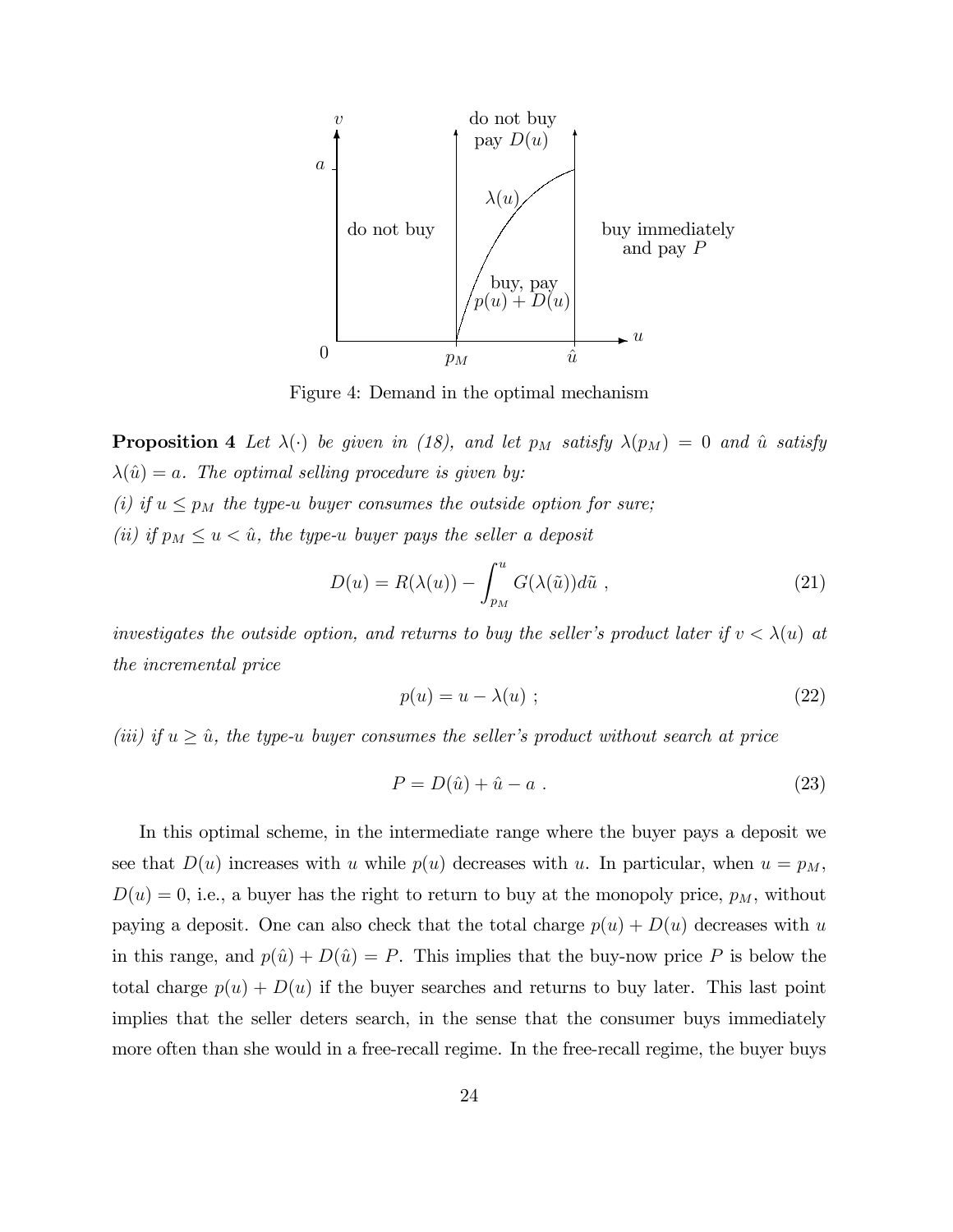Figure 4: Demand in the optimal mechanism

**Proposition 4** *Let $\lambda(\cdot)$ be given in (18), and let $p_M$ satisfy $\lambda(p_M) = 0$ and $\hat{u}$ satisfy $\lambda(\hat{u}) = a$. The optimal selling procedure is given by:*

*(i) if $u \leq p_M$ the type-$u$ buyer consumes the outside option for sure;*

*(ii) if $p_M \leq u < \hat{u}$, the type-$u$ buyer pays the seller a deposit*

$$D(u) = R(\lambda(u)) - \int_{p_M}^{u} G(\lambda(\tilde{u}))d\tilde{u} \ , \tag{21}$$

*investigates the outside option, and returns to buy the seller's product later if $v < \lambda(u)$ at the incremental price*

$$p(u) = u - \lambda(u) \ ; \tag{22}$$

*(iii) if $u \geq \hat{u}$, the type-$u$ buyer consumes the seller's product without search at price*

$$P = D(\hat{u}) + \hat{u} - a \ . \tag{23}$$

In this optimal scheme, in the intermediate range where the buyer pays a deposit we see that $D(u)$ increases with $u$ while $p(u)$ decreases with $u$. In particular, when $u = p_M$, $D(u) = 0$, i.e., a buyer has the right to return to buy at the monopoly price, $p_M$, without paying a deposit. One can also check that the total charge $p(u) + D(u)$ decreases with $u$ in this range, and $p(\hat{u}) + D(\hat{u}) = P$. This implies that the buy-now price $P$ is below the total charge $p(u) + D(u)$ if the buyer searches and returns to buy later. This last point implies that the seller deters search, in the sense that the consumer buys immediately more often than she would in a free-recall regime. In the free-recall regime, the buyer buys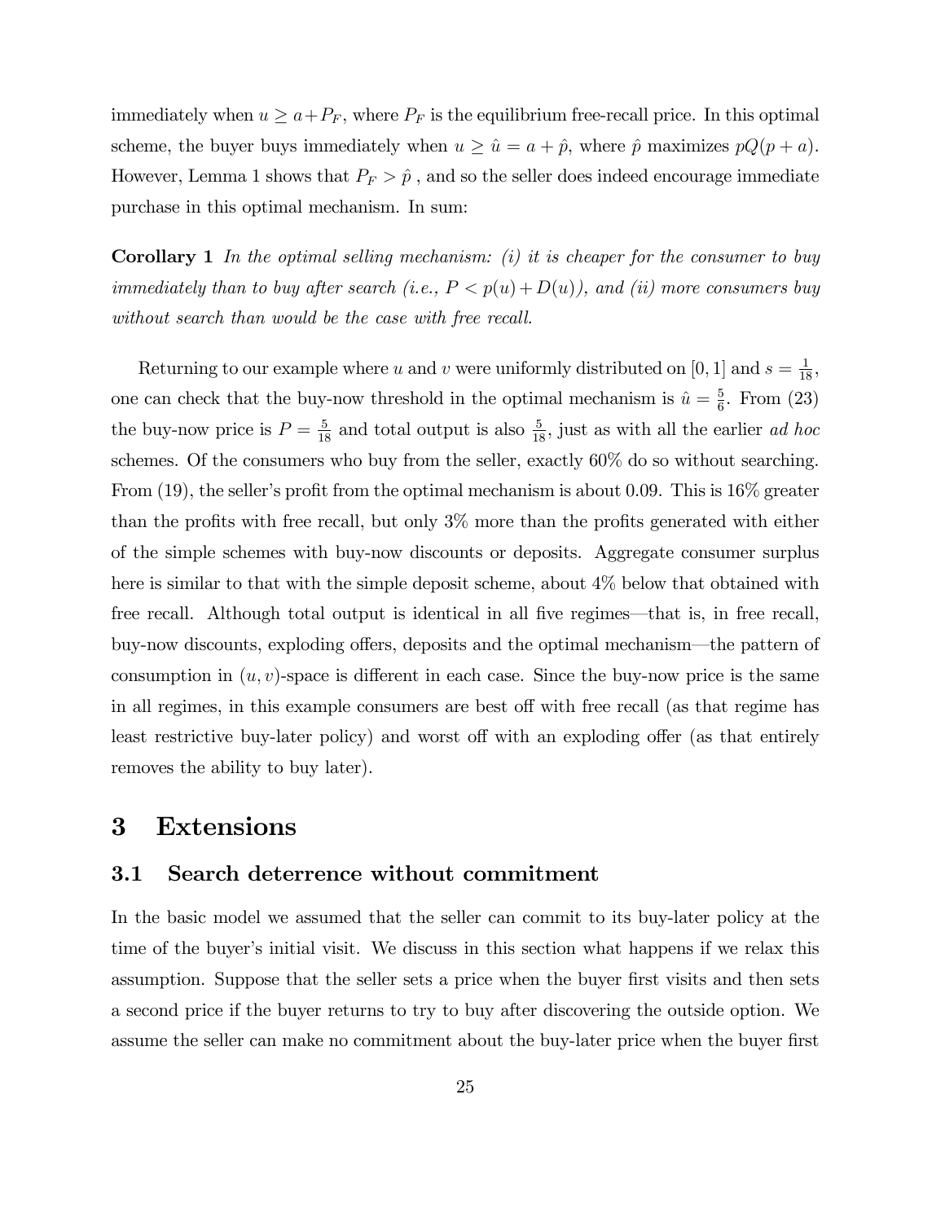immediately when $u \geq a + P_F$, where $P_F$ is the equilibrium free-recall price. In this optimal scheme, the buyer buys immediately when $u \geq \hat{u} = a + \hat{p}$, where $\hat{p}$ maximizes $pQ(p + a)$. However, Lemma 1 shows that $P_F > \hat{p}$ , and so the seller does indeed encourage immediate purchase in this optimal mechanism. In sum:

**Corollary 1** *In the optimal selling mechanism: (i) it is cheaper for the consumer to buy immediately than to buy after search (i.e., $P < p(u) + D(u)$), and (ii) more consumers buy without search than would be the case with free recall.*

Returning to our example where $u$ and $v$ were uniformly distributed on $[0, 1]$ and $s = \frac{1}{18}$, one can check that the buy-now threshold in the optimal mechanism is $\hat{u} = \frac{5}{6}$. From (23) the buy-now price is $P = \frac{5}{18}$ and total output is also $\frac{5}{18}$, just as with all the earlier *ad hoc* schemes. Of the consumers who buy from the seller, exactly 60% do so without searching. From (19), the seller's profit from the optimal mechanism is about 0.09. This is 16% greater than the profits with free recall, but only 3% more than the profits generated with either of the simple schemes with buy-now discounts or deposits. Aggregate consumer surplus here is similar to that with the simple deposit scheme, about 4% below that obtained with free recall. Although total output is identical in all five regimes—that is, in free recall, buy-now discounts, exploding offers, deposits and the optimal mechanism—the pattern of consumption in $(u, v)$-space is different in each case. Since the buy-now price is the same in all regimes, in this example consumers are best off with free recall (as that regime has least restrictive buy-later policy) and worst off with an exploding offer (as that entirely removes the ability to buy later).

# 3 Extensions

## 3.1 Search deterrence without commitment

In the basic model we assumed that the seller can commit to its buy-later policy at the time of the buyer's initial visit. We discuss in this section what happens if we relax this assumption. Suppose that the seller sets a price when the buyer first visits and then sets a second price if the buyer returns to try to buy after discovering the outside option. We assume the seller can make no commitment about the buy-later price when the buyer first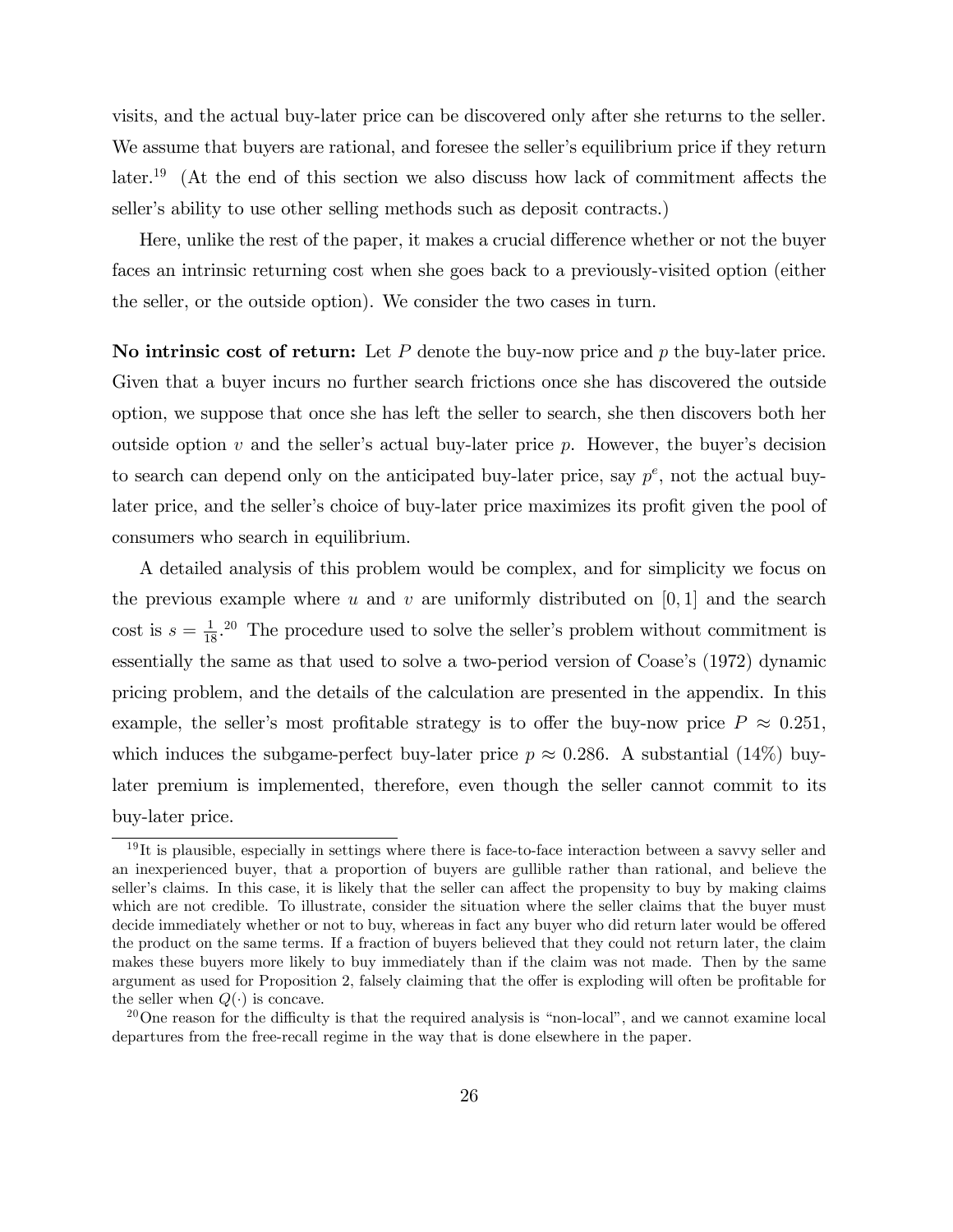visits, and the actual buy-later price can be discovered only after she returns to the seller. We assume that buyers are rational, and foresee the seller's equilibrium price if they return later.[19] (At the end of this section we also discuss how lack of commitment affects the seller's ability to use other selling methods such as deposit contracts.)

Here, unlike the rest of the paper, it makes a crucial difference whether or not the buyer faces an intrinsic returning cost when she goes back to a previously-visited option (either the seller, or the outside option). We consider the two cases in turn.

**No intrinsic cost of return:** Let $P$ denote the buy-now price and $p$ the buy-later price. Given that a buyer incurs no further search frictions once she has discovered the outside option, we suppose that once she has left the seller to search, she then discovers both her outside option $v$ and the seller's actual buy-later price $p$. However, the buyer's decision to search can depend only on the anticipated buy-later price, say $p^e$, not the actual buy-later price, and the seller's choice of buy-later price maximizes its profit given the pool of consumers who search in equilibrium.

A detailed analysis of this problem would be complex, and for simplicity we focus on the previous example where $u$ and $v$ are uniformly distributed on $[0, 1]$ and the search cost is $s = \frac{1}{18}$.[20] The procedure used to solve the seller's problem without commitment is essentially the same as that used to solve a two-period version of Coase's (1972) dynamic pricing problem, and the details of the calculation are presented in the appendix. In this example, the seller's most profitable strategy is to offer the buy-now price $P \approx 0.251$, which induces the subgame-perfect buy-later price $p \approx 0.286$. A substantial (14%) buy-later premium is implemented, therefore, even though the seller cannot commit to its buy-later price.

[19] It is plausible, especially in settings where there is face-to-face interaction between a savvy seller and an inexperienced buyer, that a proportion of buyers are gullible rather than rational, and believe the seller's claims. In this case, it is likely that the seller can affect the propensity to buy by making claims which are not credible. To illustrate, consider the situation where the seller claims that the buyer must decide immediately whether or not to buy, whereas in fact any buyer who did return later would be offered the product on the same terms. If a fraction of buyers believed that they could not return later, the claim makes these buyers more likely to buy immediately than if the claim was not made. Then by the same argument as used for Proposition 2, falsely claiming that the offer is exploding will often be profitable for the seller when $Q(\cdot)$ is concave.

[20] One reason for the difficulty is that the required analysis is "non-local", and we cannot examine local departures from the free-recall regime in the way that is done elsewhere in the paper.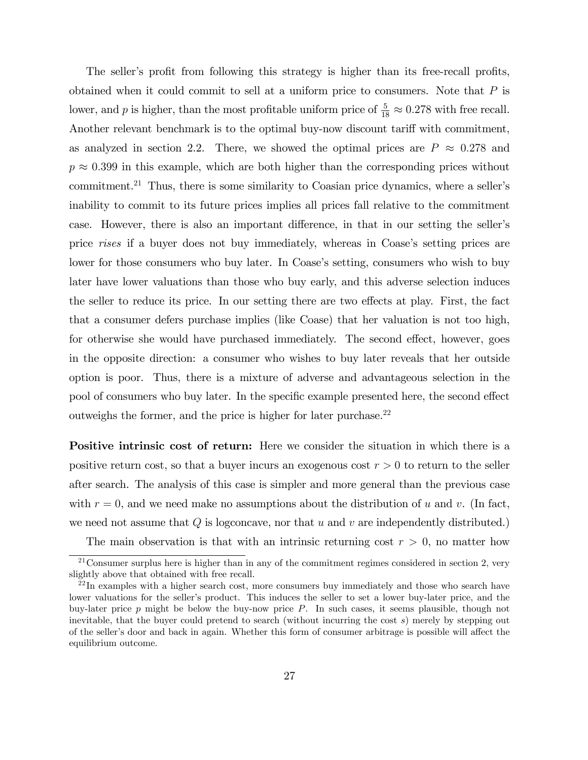The seller's profit from following this strategy is higher than its free-recall profits, obtained when it could commit to sell at a uniform price to consumers. Note that $P$ is lower, and $p$ is higher, than the most profitable uniform price of $\frac{5}{18} \approx 0.278$ with free recall. Another relevant benchmark is to the optimal buy-now discount tariff with commitment, as analyzed in section 2.2. There, we showed the optimal prices are $P \approx 0.278$ and $p \approx 0.399$ in this example, which are both higher than the corresponding prices without commitment.[21] Thus, there is some similarity to Coasian price dynamics, where a seller's inability to commit to its future prices implies all prices fall relative to the commitment case. However, there is also an important difference, in that in our setting the seller's price *rises* if a buyer does not buy immediately, whereas in Coase's setting prices are lower for those consumers who buy later. In Coase's setting, consumers who wish to buy later have lower valuations than those who buy early, and this adverse selection induces the seller to reduce its price. In our setting there are two effects at play. First, the fact that a consumer defers purchase implies (like Coase) that her valuation is not too high, for otherwise she would have purchased immediately. The second effect, however, goes in the opposite direction: a consumer who wishes to buy later reveals that her outside option is poor. Thus, there is a mixture of adverse and advantageous selection in the pool of consumers who buy later. In the specific example presented here, the second effect outweighs the former, and the price is higher for later purchase.[22]

**Positive intrinsic cost of return:** Here we consider the situation in which there is a positive return cost, so that a buyer incurs an exogenous cost $r > 0$ to return to the seller after search. The analysis of this case is simpler and more general than the previous case with $r = 0$, and we need make no assumptions about the distribution of $u$ and $v$. (In fact, we need not assume that $Q$ is logconcave, nor that $u$ and $v$ are independently distributed.)

The main observation is that with an intrinsic returning cost $r > 0$, no matter how

[21] Consumer surplus here is higher than in any of the commitment regimes considered in section 2, very slightly above that obtained with free recall.

[22] In examples with a higher search cost, more consumers buy immediately and those who search have lower valuations for the seller's product. This induces the seller to set a lower buy-later price, and the buy-later price $p$ might be below the buy-now price $P$. In such cases, it seems plausible, though not inevitable, that the buyer could pretend to search (without incurring the cost $s$) merely by stepping out of the seller's door and back in again. Whether this form of consumer arbitrage is possible will affect the equilibrium outcome.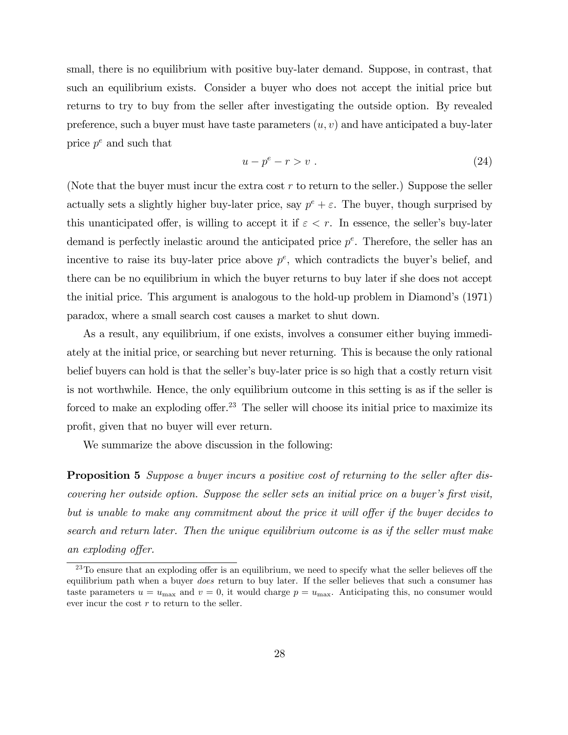small, there is no equilibrium with positive buy-later demand. Suppose, in contrast, that such an equilibrium exists. Consider a buyer who does not accept the initial price but returns to try to buy from the seller after investigating the outside option. By revealed preference, such a buyer must have taste parameters $(u, v)$ and have anticipated a buy-later price $p^e$ and such that

$$u - p^e - r > v \ . \tag{24}$$

(Note that the buyer must incur the extra cost $r$ to return to the seller.) Suppose the seller actually sets a slightly higher buy-later price, say $p^e + \varepsilon$. The buyer, though surprised by this unanticipated offer, is willing to accept it if $\varepsilon < r$. In essence, the seller's buy-later demand is perfectly inelastic around the anticipated price $p^e$. Therefore, the seller has an incentive to raise its buy-later price above $p^e$, which contradicts the buyer's belief, and there can be no equilibrium in which the buyer returns to buy later if she does not accept the initial price. This argument is analogous to the hold-up problem in Diamond's (1971) paradox, where a small search cost causes a market to shut down.

As a result, any equilibrium, if one exists, involves a consumer either buying immediately at the initial price, or searching but never returning. This is because the only rational belief buyers can hold is that the seller's buy-later price is so high that a costly return visit is not worthwhile. Hence, the only equilibrium outcome in this setting is as if the seller is forced to make an exploding offer.[23] The seller will choose its initial price to maximize its profit, given that no buyer will ever return.

We summarize the above discussion in the following:

**Proposition 5** *Suppose a buyer incurs a positive cost of returning to the seller after discovering her outside option. Suppose the seller sets an initial price on a buyer's first visit, but is unable to make any commitment about the price it will offer if the buyer decides to search and return later. Then the unique equilibrium outcome is as if the seller must make an exploding offer.*

[23] To ensure that an exploding offer is an equilibrium, we need to specify what the seller believes off the equilibrium path when a buyer *does* return to buy later. If the seller believes that such a consumer has taste parameters $u = u_{\max}$ and $v = 0$, it would charge $p = u_{\max}$. Anticipating this, no consumer would ever incur the cost $r$ to return to the seller.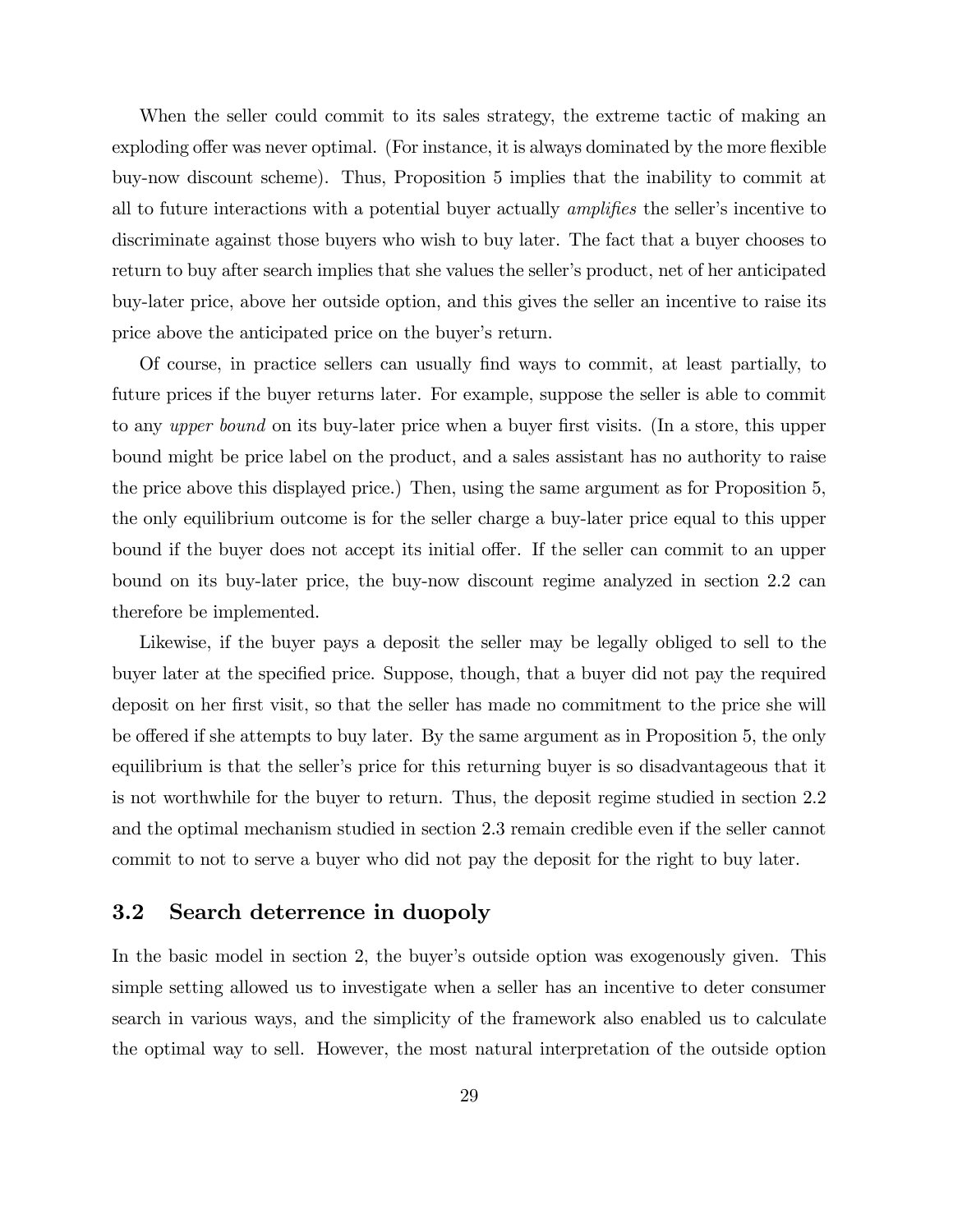When the seller could commit to its sales strategy, the extreme tactic of making an exploding offer was never optimal. (For instance, it is always dominated by the more flexible buy-now discount scheme). Thus, Proposition 5 implies that the inability to commit at all to future interactions with a potential buyer actually *amplifies* the seller's incentive to discriminate against those buyers who wish to buy later. The fact that a buyer chooses to return to buy after search implies that she values the seller's product, net of her anticipated buy-later price, above her outside option, and this gives the seller an incentive to raise its price above the anticipated price on the buyer's return.

Of course, in practice sellers can usually find ways to commit, at least partially, to future prices if the buyer returns later. For example, suppose the seller is able to commit to any *upper bound* on its buy-later price when a buyer first visits. (In a store, this upper bound might be price label on the product, and a sales assistant has no authority to raise the price above this displayed price.) Then, using the same argument as for Proposition 5, the only equilibrium outcome is for the seller charge a buy-later price equal to this upper bound if the buyer does not accept its initial offer. If the seller can commit to an upper bound on its buy-later price, the buy-now discount regime analyzed in section 2.2 can therefore be implemented.

Likewise, if the buyer pays a deposit the seller may be legally obliged to sell to the buyer later at the specified price. Suppose, though, that a buyer did not pay the required deposit on her first visit, so that the seller has made no commitment to the price she will be offered if she attempts to buy later. By the same argument as in Proposition 5, the only equilibrium is that the seller's price for this returning buyer is so disadvantageous that it is not worthwhile for the buyer to return. Thus, the deposit regime studied in section 2.2 and the optimal mechanism studied in section 2.3 remain credible even if the seller cannot commit to not to serve a buyer who did not pay the deposit for the right to buy later.

## 3.2 Search deterrence in duopoly

In the basic model in section 2, the buyer's outside option was exogenously given. This simple setting allowed us to investigate when a seller has an incentive to deter consumer search in various ways, and the simplicity of the framework also enabled us to calculate the optimal way to sell. However, the most natural interpretation of the outside option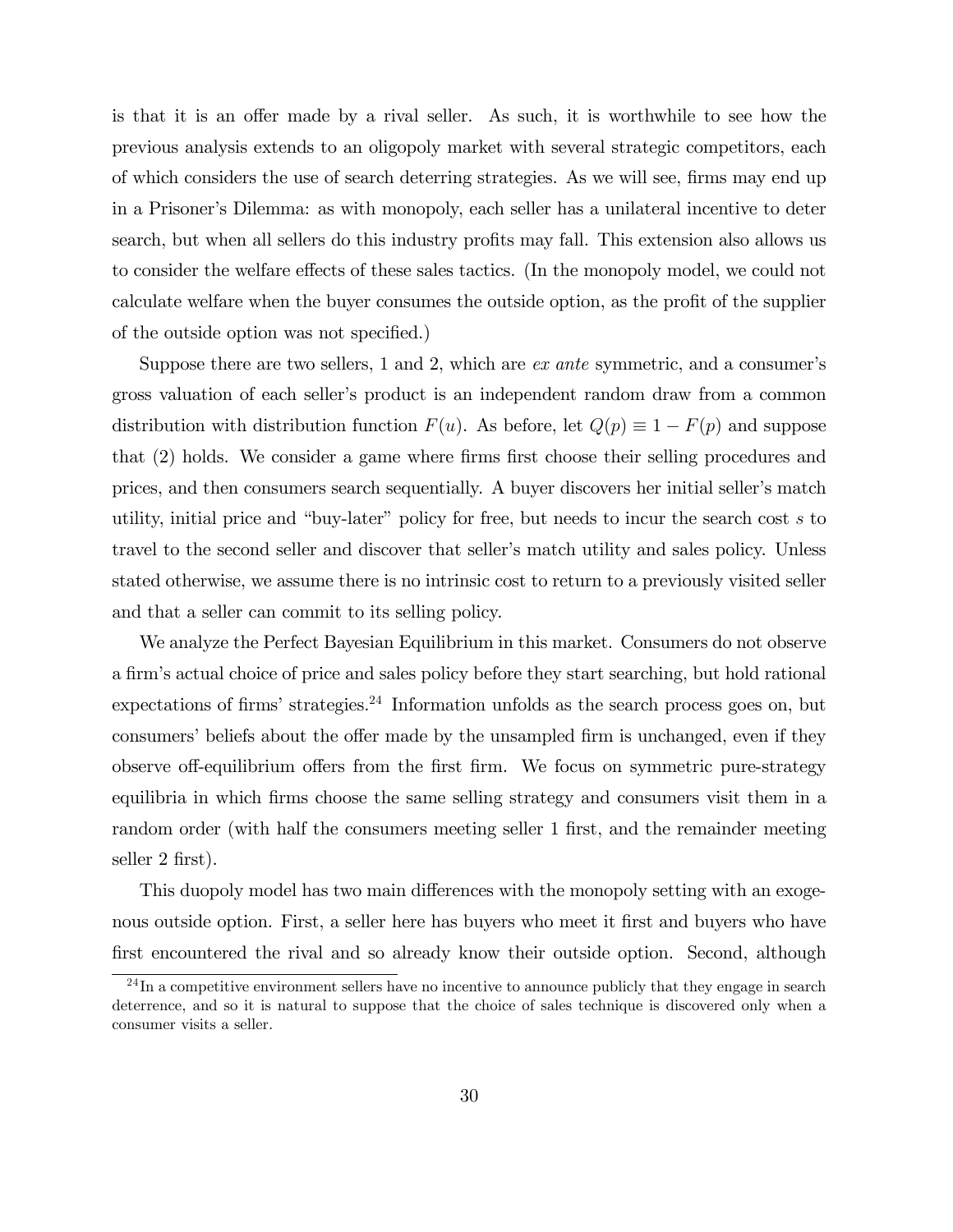is that it is an offer made by a rival seller. As such, it is worthwhile to see how the previous analysis extends to an oligopoly market with several strategic competitors, each of which considers the use of search deterring strategies. As we will see, firms may end up in a Prisoner's Dilemma: as with monopoly, each seller has a unilateral incentive to deter search, but when all sellers do this industry profits may fall. This extension also allows us to consider the welfare effects of these sales tactics. (In the monopoly model, we could not calculate welfare when the buyer consumes the outside option, as the profit of the supplier of the outside option was not specified.)

Suppose there are two sellers, 1 and 2, which are *ex ante* symmetric, and a consumer's gross valuation of each seller's product is an independent random draw from a common distribution with distribution function $F(u)$. As before, let $Q(p) \equiv 1 - F(p)$ and suppose that (2) holds. We consider a game where firms first choose their selling procedures and prices, and then consumers search sequentially. A buyer discovers her initial seller's match utility, initial price and "buy-later" policy for free, but needs to incur the search cost $s$ to travel to the second seller and discover that seller's match utility and sales policy. Unless stated otherwise, we assume there is no intrinsic cost to return to a previously visited seller and that a seller can commit to its selling policy.

We analyze the Perfect Bayesian Equilibrium in this market. Consumers do not observe a firm's actual choice of price and sales policy before they start searching, but hold rational expectations of firms' strategies.[24] Information unfolds as the search process goes on, but consumers' beliefs about the offer made by the unsampled firm is unchanged, even if they observe off-equilibrium offers from the first firm. We focus on symmetric pure-strategy equilibria in which firms choose the same selling strategy and consumers visit them in a random order (with half the consumers meeting seller 1 first, and the remainder meeting seller 2 first).

This duopoly model has two main differences with the monopoly setting with an exogenous outside option. First, a seller here has buyers who meet it first and buyers who have first encountered the rival and so already know their outside option. Second, although

[24] In a competitive environment sellers have no incentive to announce publicly that they engage in search deterrence, and so it is natural to suppose that the choice of sales technique is discovered only when a consumer visits a seller.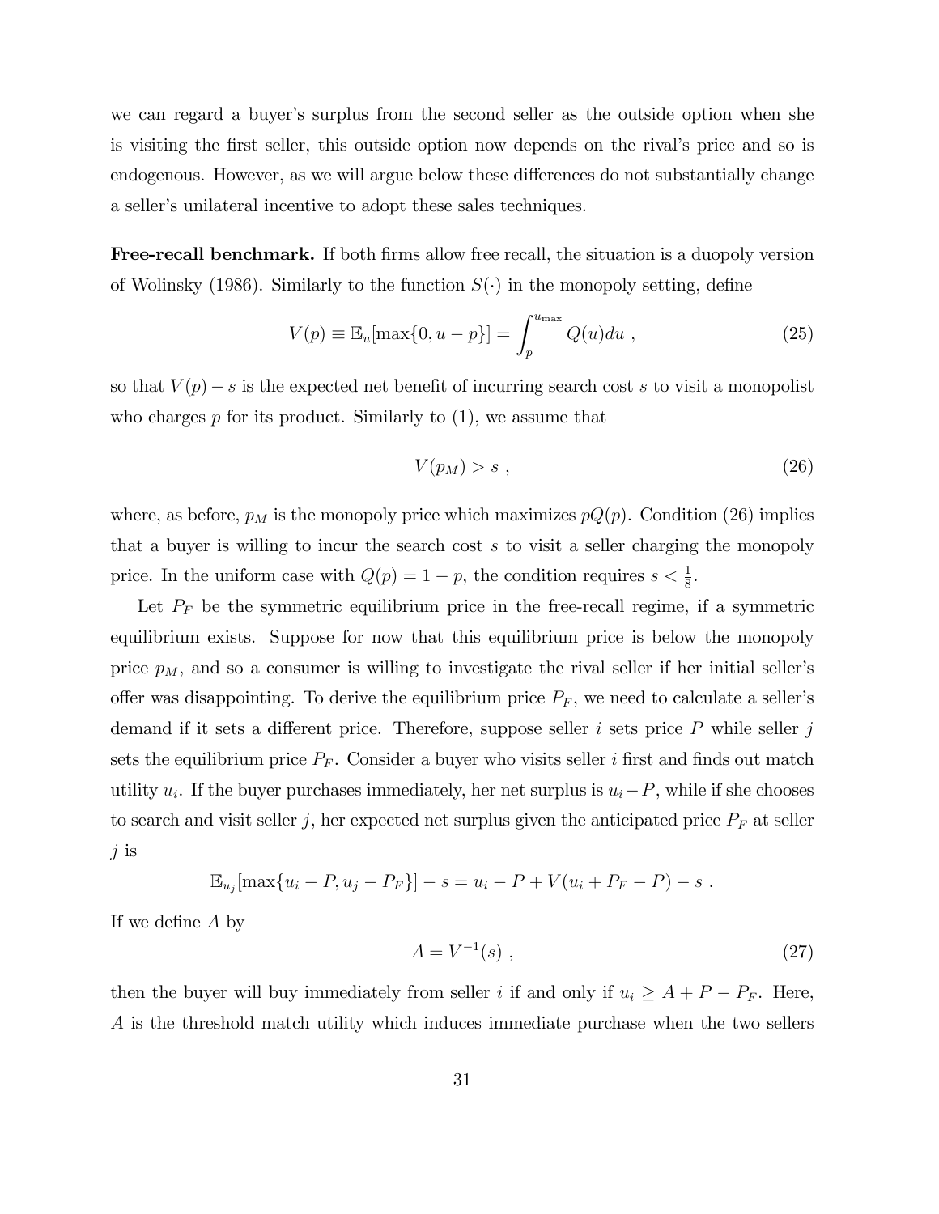we can regard a buyer's surplus from the second seller as the outside option when she is visiting the first seller, this outside option now depends on the rival's price and so is endogenous. However, as we will argue below these differences do not substantially change a seller's unilateral incentive to adopt these sales techniques.

**Free-recall benchmark.** If both firms allow free recall, the situation is a duopoly version of Wolinsky (1986). Similarly to the function $S(\cdot)$ in the monopoly setting, define

$$V(p) \equiv \mathbb{E}_u[\max\{0, u - p\}] = \int_p^{u_{\max}} Q(u)du \ , \tag{25}$$

so that $V(p) - s$ is the expected net benefit of incurring search cost $s$ to visit a monopolist who charges $p$ for its product. Similarly to (1), we assume that

$$V(p_M) > s \ , \tag{26}$$

where, as before, $p_M$ is the monopoly price which maximizes $pQ(p)$. Condition (26) implies that a buyer is willing to incur the search cost $s$ to visit a seller charging the monopoly price. In the uniform case with $Q(p) = 1 - p$, the condition requires $s < \frac{1}{8}$.

Let $P_F$ be the symmetric equilibrium price in the free-recall regime, if a symmetric equilibrium exists. Suppose for now that this equilibrium price is below the monopoly price $p_M$, and so a consumer is willing to investigate the rival seller if her initial seller's offer was disappointing. To derive the equilibrium price $P_F$, we need to calculate a seller's demand if it sets a different price. Therefore, suppose seller $i$ sets price $P$ while seller $j$ sets the equilibrium price $P_F$. Consider a buyer who visits seller $i$ first and finds out match utility $u_i$. If the buyer purchases immediately, her net surplus is $u_i - P$, while if she chooses to search and visit seller $j$, her expected net surplus given the anticipated price $P_F$ at seller $j$ is

$$\mathbb{E}_{u_j}[\max\{u_i - P, u_j - P_F\}] - s = u_i - P + V(u_i + P_F - P) - s \ .$$

If we define $A$ by

$$A = V^{-1}(s) \ , \tag{27}$$

then the buyer will buy immediately from seller $i$ if and only if $u_i \geq A + P - P_F$. Here, $A$ is the threshold match utility which induces immediate purchase when the two sellers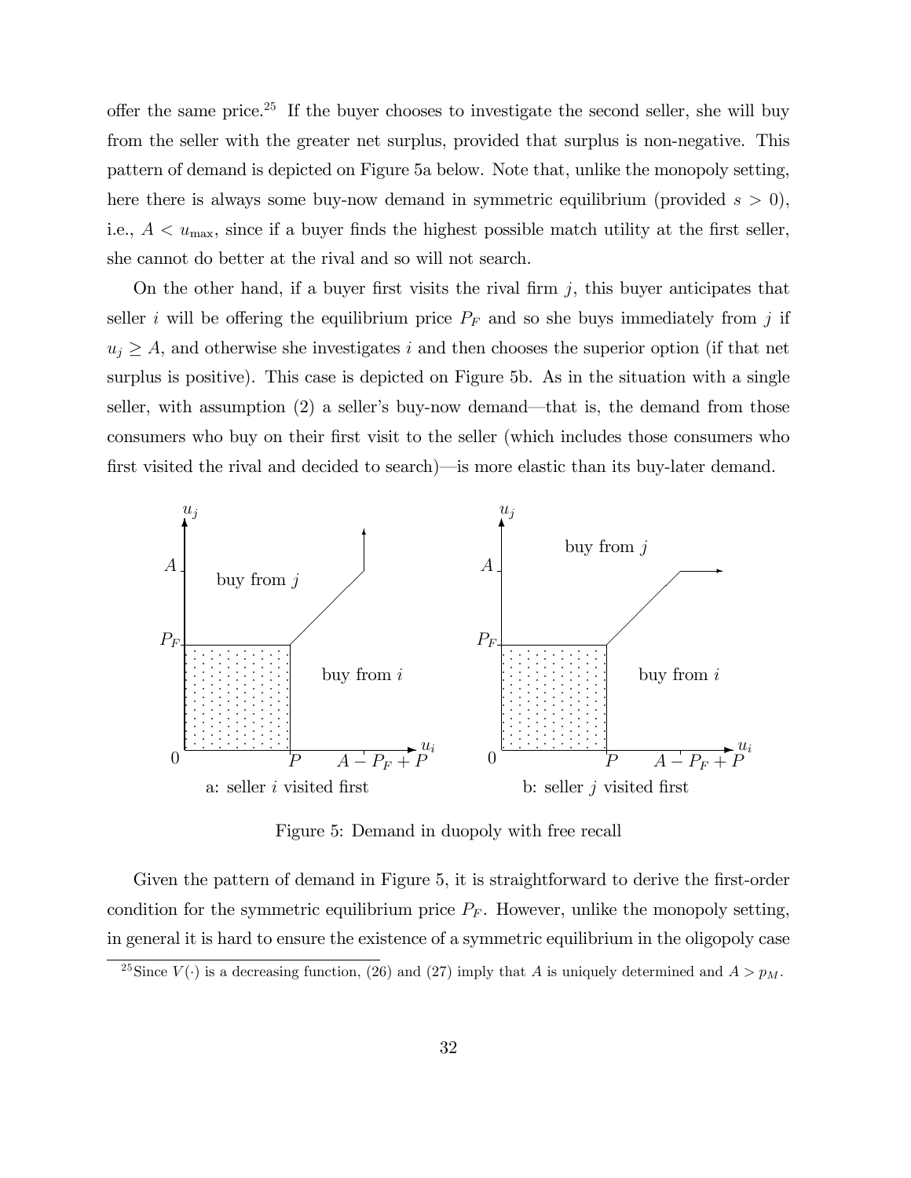offer the same price.[25] If the buyer chooses to investigate the second seller, she will buy from the seller with the greater net surplus, provided that surplus is non-negative. This pattern of demand is depicted on Figure 5a below. Note that, unlike the monopoly setting, here there is always some buy-now demand in symmetric equilibrium (provided $s > 0$), i.e., $A < u_{\max}$, since if a buyer finds the highest possible match utility at the first seller, she cannot do better at the rival and so will not search.

On the other hand, if a buyer first visits the rival firm $j$, this buyer anticipates that seller $i$ will be offering the equilibrium price $P_F$ and so she buys immediately from $j$ if $u_j \geq A$, and otherwise she investigates $i$ and then chooses the superior option (if that net surplus is positive). This case is depicted on Figure 5b. As in the situation with a single seller, with assumption (2) a seller's buy-now demand—that is, the demand from those consumers who buy on their first visit to the seller (which includes those consumers who first visited the rival and decided to search)—is more elastic than its buy-later demand.

a: seller $i$ visited first

b: seller $j$ visited first

Figure 5: Demand in duopoly with free recall

Given the pattern of demand in Figure 5, it is straightforward to derive the first-order condition for the symmetric equilibrium price $P_F$. However, unlike the monopoly setting, in general it is hard to ensure the existence of a symmetric equilibrium in the oligopoly case

[25] Since $V(\cdot)$ is a decreasing function, (26) and (27) imply that $A$ is uniquely determined and $A > p_M$.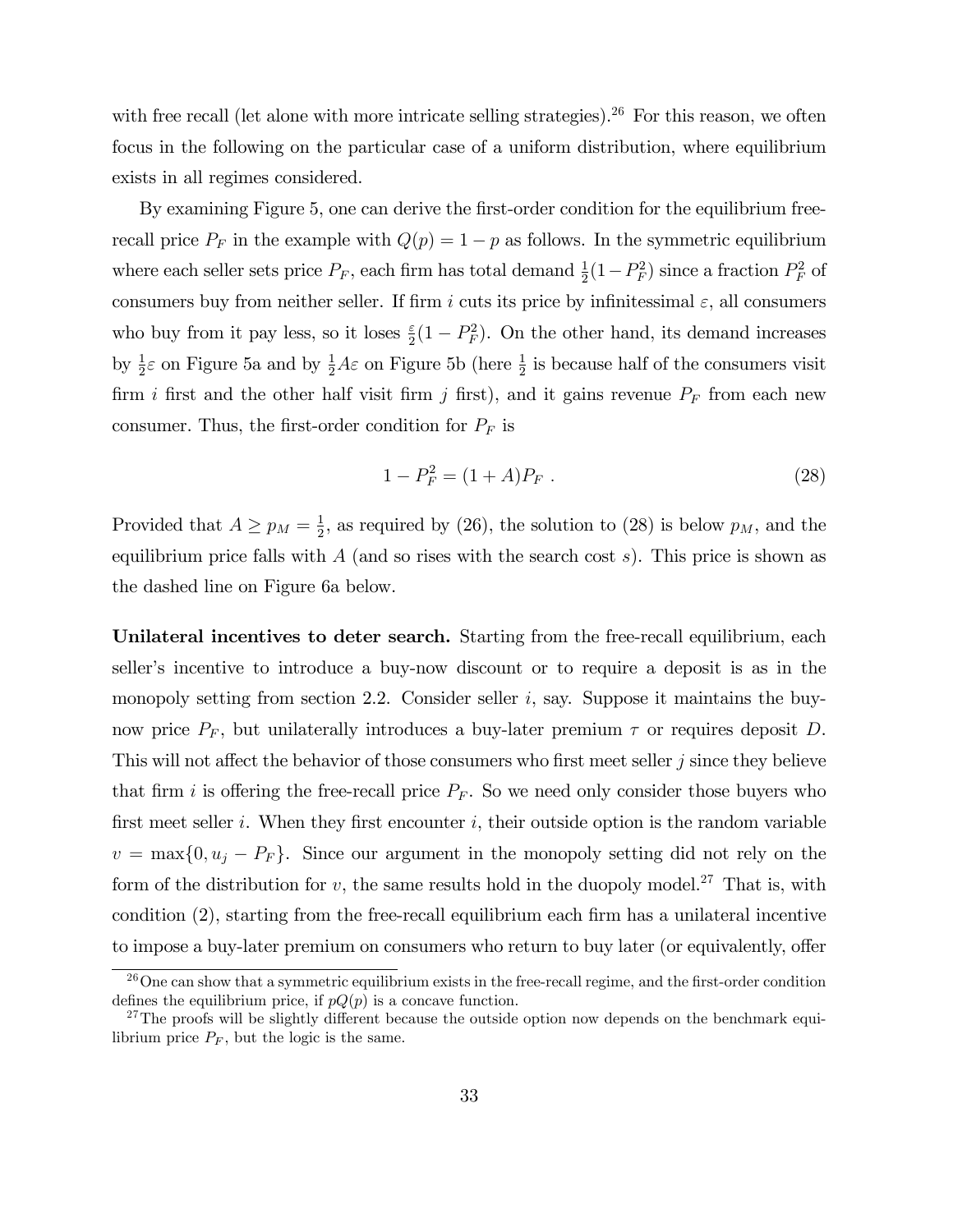with free recall (let alone with more intricate selling strategies).[26] For this reason, we often focus in the following on the particular case of a uniform distribution, where equilibrium exists in all regimes considered.

By examining Figure 5, one can derive the first-order condition for the equilibrium free-recall price $P_F$ in the example with $Q(p) = 1 - p$ as follows. In the symmetric equilibrium where each seller sets price $P_F$, each firm has total demand $\frac{1}{2}(1 - P_F^2)$ since a fraction $P_F^2$ of consumers buy from neither seller. If firm $i$ cuts its price by infinitesimal $\varepsilon$, all consumers who buy from it pay less, so it loses $\frac{\varepsilon}{2}(1 - P_F^2)$. On the other hand, its demand increases by $\frac{1}{2}\varepsilon$ on Figure 5a and by $\frac{1}{2}A\varepsilon$ on Figure 5b (here $\frac{1}{2}$ is because half of the consumers visit firm $i$ first and the other half visit firm $j$ first), and it gains revenue $P_F$ from each new consumer. Thus, the first-order condition for $P_F$ is

$$1 - P_F^2 = (1 + A)P_F \ . \tag{28}$$

Provided that $A \geq p_M = \frac{1}{2}$, as required by (26), the solution to (28) is below $p_M$, and the equilibrium price falls with $A$ (and so rises with the search cost $s$). This price is shown as the dashed line on Figure 6a below.

**Unilateral incentives to deter search.** Starting from the free-recall equilibrium, each seller's incentive to introduce a buy-now discount or to require a deposit is as in the monopoly setting from section 2.2. Consider seller $i$, say. Suppose it maintains the buy-now price $P_F$, but unilaterally introduces a buy-later premium $\tau$ or requires deposit $D$. This will not affect the behavior of those consumers who first meet seller $j$ since they believe that firm $i$ is offering the free-recall price $P_F$. So we need only consider those buyers who first meet seller $i$. When they first encounter $i$, their outside option is the random variable $v = \max\{0, u_j - P_F\}$. Since our argument in the monopoly setting did not rely on the form of the distribution for $v$, the same results hold in the duopoly model.[27] That is, with condition (2), starting from the free-recall equilibrium each firm has a unilateral incentive to impose a buy-later premium on consumers who return to buy later (or equivalently, offer

[26] One can show that a symmetric equilibrium exists in the free-recall regime, and the first-order condition defines the equilibrium price, if $pQ(p)$ is a concave function.

[27] The proofs will be slightly different because the outside option now depends on the benchmark equilibrium price $P_F$, but the logic is the same.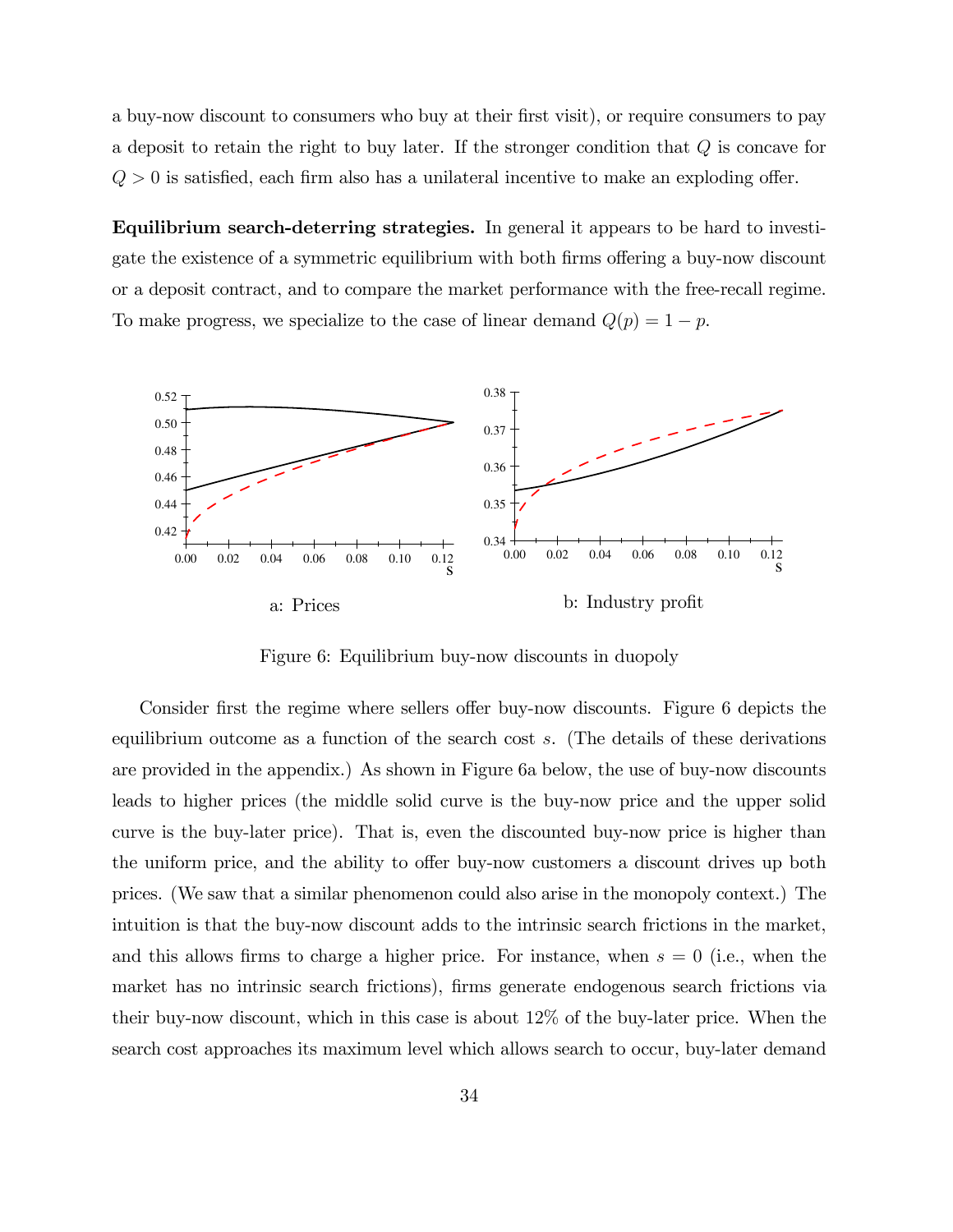a buy-now discount to consumers who buy at their first visit), or require consumers to pay a deposit to retain the right to buy later. If the stronger condition that $Q$ is concave for $Q > 0$ is satisfied, each firm also has a unilateral incentive to make an exploding offer.

**Equilibrium search-deterring strategies.** In general it appears to be hard to investigate the existence of a symmetric equilibrium with both firms offering a buy-now discount or a deposit contract, and to compare the market performance with the free-recall regime. To make progress, we specialize to the case of linear demand $Q(p) = 1 - p$.

a: Prices

b: Industry profit

Figure 6: Equilibrium buy-now discounts in duopoly

Consider first the regime where sellers offer buy-now discounts. Figure 6 depicts the equilibrium outcome as a function of the search cost $s$. (The details of these derivations are provided in the appendix.) As shown in Figure 6a below, the use of buy-now discounts leads to higher prices (the middle solid curve is the buy-now price and the upper solid curve is the buy-later price). That is, even the discounted buy-now price is higher than the uniform price, and the ability to offer buy-now customers a discount drives up both prices. (We saw that a similar phenomenon could also arise in the monopoly context.) The intuition is that the buy-now discount adds to the intrinsic search frictions in the market, and this allows firms to charge a higher price. For instance, when $s = 0$ (i.e., when the market has no intrinsic search frictions), firms generate endogenous search frictions via their buy-now discount, which in this case is about 12% of the buy-later price. When the search cost approaches its maximum level which allows search to occur, buy-later demand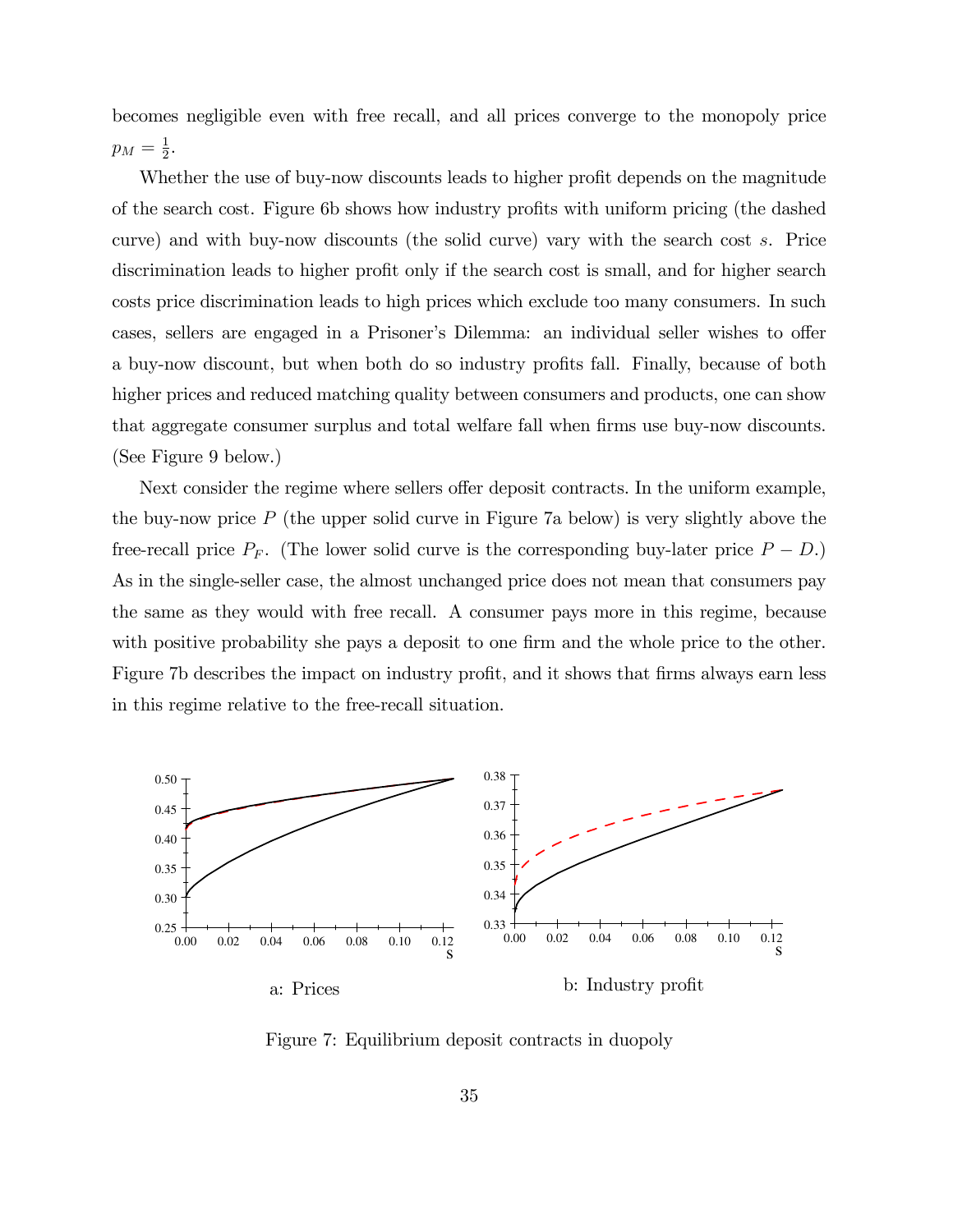becomes negligible even with free recall, and all prices converge to the monopoly price $p_M = \frac{1}{2}$.

Whether the use of buy-now discounts leads to higher profit depends on the magnitude of the search cost. Figure 6b shows how industry profits with uniform pricing (the dashed curve) and with buy-now discounts (the solid curve) vary with the search cost $s$. Price discrimination leads to higher profit only if the search cost is small, and for higher search costs price discrimination leads to high prices which exclude too many consumers. In such cases, sellers are engaged in a Prisoner's Dilemma: an individual seller wishes to offer a buy-now discount, but when both do so industry profits fall. Finally, because of both higher prices and reduced matching quality between consumers and products, one can show that aggregate consumer surplus and total welfare fall when firms use buy-now discounts. (See Figure 9 below.)

Next consider the regime where sellers offer deposit contracts. In the uniform example, the buy-now price $P$ (the upper solid curve in Figure 7a below) is very slightly above the free-recall price $P_F$. (The lower solid curve is the corresponding buy-later price $P - D$.) As in the single-seller case, the almost unchanged price does not mean that consumers pay the same as they would with free recall. A consumer pays more in this regime, because with positive probability she pays a deposit to one firm and the whole price to the other. Figure 7b describes the impact on industry profit, and it shows that firms always earn less in this regime relative to the free-recall situation.

a: Prices

b: Industry profit

Figure 7: Equilibrium deposit contracts in duopoly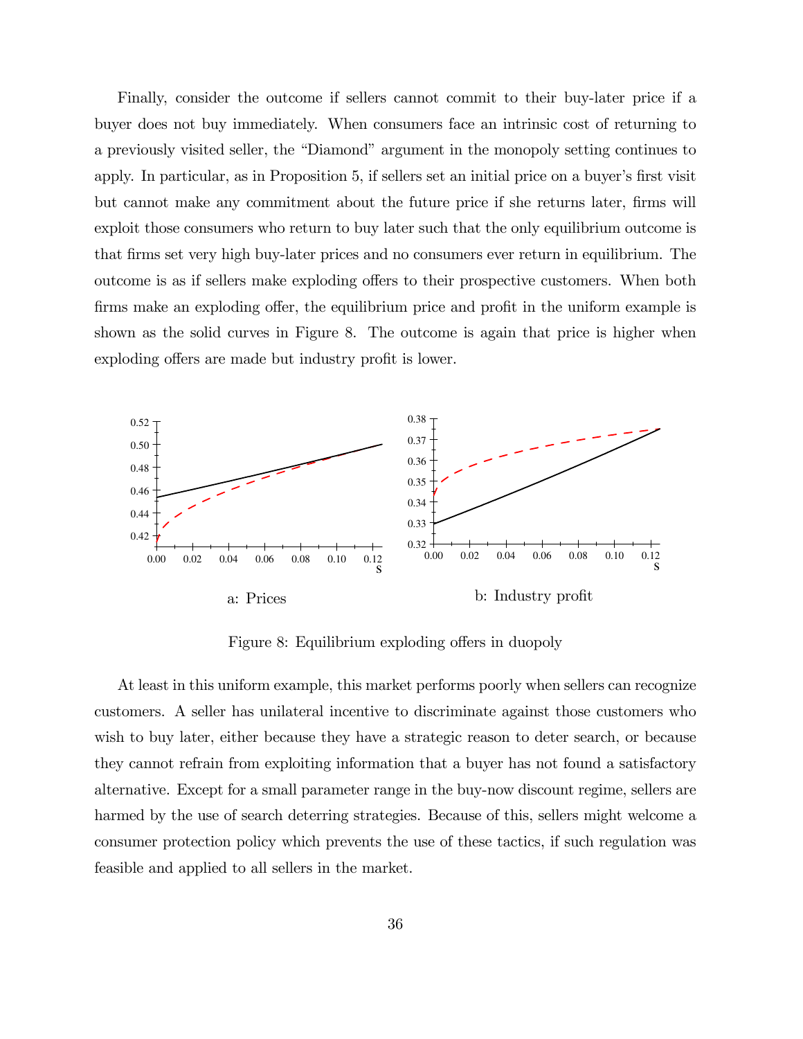Finally, consider the outcome if sellers cannot commit to their buy-later price if a buyer does not buy immediately. When consumers face an intrinsic cost of returning to a previously visited seller, the "Diamond" argument in the monopoly setting continues to apply. In particular, as in Proposition 5, if sellers set an initial price on a buyer's first visit but cannot make any commitment about the future price if she returns later, firms will exploit those consumers who return to buy later such that the only equilibrium outcome is that firms set very high buy-later prices and no consumers ever return in equilibrium. The outcome is as if sellers make exploding offers to their prospective customers. When both firms make an exploding offer, the equilibrium price and profit in the uniform example is shown as the solid curves in Figure 8. The outcome is again that price is higher when exploding offers are made but industry profit is lower.

a: Prices

b: Industry profit

Figure 8: Equilibrium exploding offers in duopoly

At least in this uniform example, this market performs poorly when sellers can recognize customers. A seller has unilateral incentive to discriminate against those customers who wish to buy later, either because they have a strategic reason to deter search, or because they cannot refrain from exploiting information that a buyer has not found a satisfactory alternative. Except for a small parameter range in the buy-now discount regime, sellers are harmed by the use of search deterring strategies. Because of this, sellers might welcome a consumer protection policy which prevents the use of these tactics, if such regulation was feasible and applied to all sellers in the market.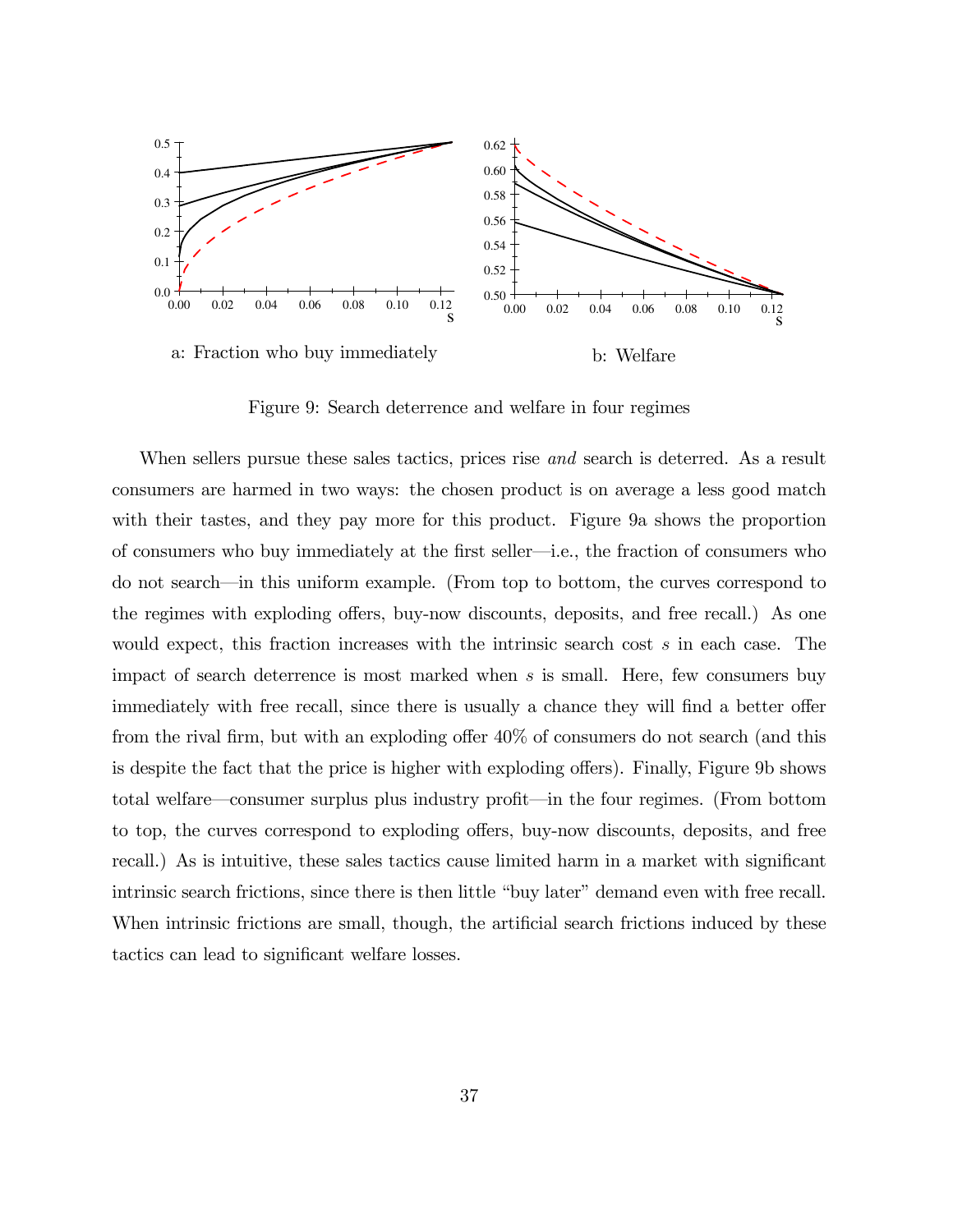a: Fraction who buy immediately

b: Welfare

Figure 9: Search deterrence and welfare in four regimes

When sellers pursue these sales tactics, prices rise *and* search is deterred. As a result consumers are harmed in two ways: the chosen product is on average a less good match with their tastes, and they pay more for this product. Figure 9a shows the proportion of consumers who buy immediately at the first seller—i.e., the fraction of consumers who do not search—in this uniform example. (From top to bottom, the curves correspond to the regimes with exploding offers, buy-now discounts, deposits, and free recall.) As one would expect, this fraction increases with the intrinsic search cost $s$ in each case. The impact of search deterrence is most marked when $s$ is small. Here, few consumers buy immediately with free recall, since there is usually a chance they will find a better offer from the rival firm, but with an exploding offer 40% of consumers do not search (and this is despite the fact that the price is higher with exploding offers). Finally, Figure 9b shows total welfare—consumer surplus plus industry profit—in the four regimes. (From bottom to top, the curves correspond to exploding offers, buy-now discounts, deposits, and free recall.) As is intuitive, these sales tactics cause limited harm in a market with significant intrinsic search frictions, since there is then little "buy later" demand even with free recall. When intrinsic frictions are small, though, the artificial search frictions induced by these tactics can lead to significant welfare losses.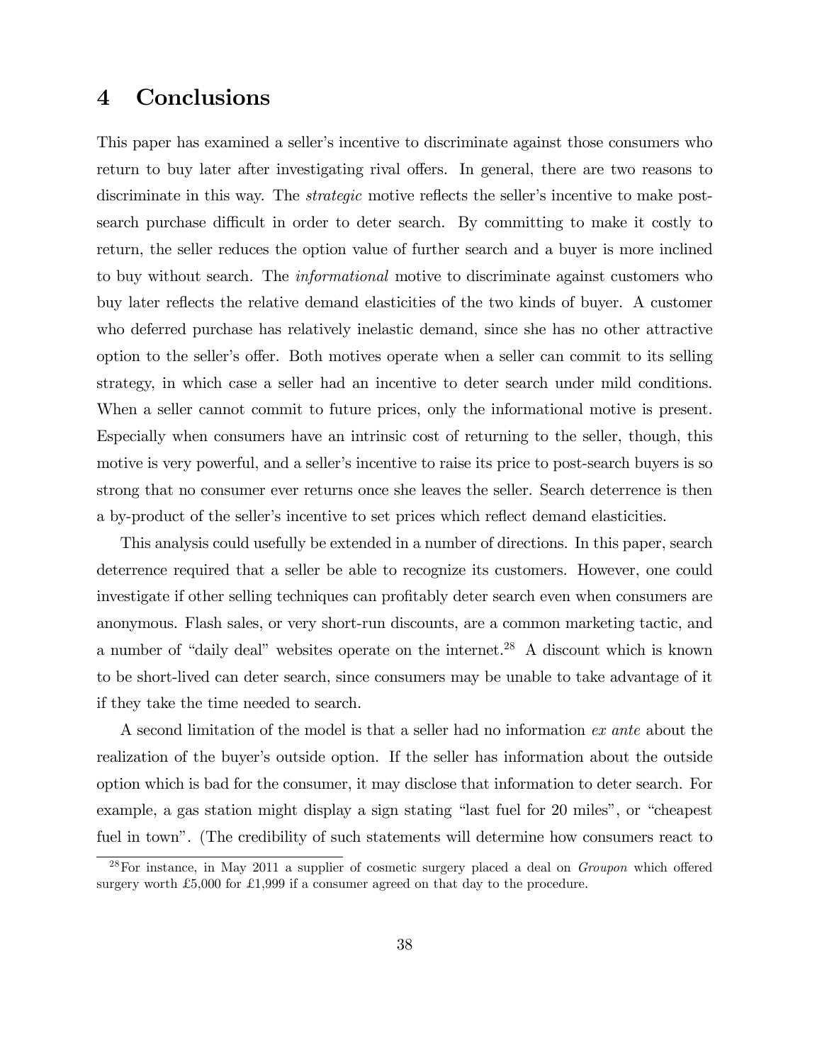# 4 Conclusions

This paper has examined a seller's incentive to discriminate against those consumers who return to buy later after investigating rival offers. In general, there are two reasons to discriminate in this way. The *strategic* motive reflects the seller's incentive to make post-search purchase difficult in order to deter search. By committing to make it costly to return, the seller reduces the option value of further search and a buyer is more inclined to buy without search. The *informational* motive to discriminate against customers who buy later reflects the relative demand elasticities of the two kinds of buyer. A customer who deferred purchase has relatively inelastic demand, since she has no other attractive option to the seller's offer. Both motives operate when a seller can commit to its selling strategy, in which case a seller had an incentive to deter search under mild conditions. When a seller cannot commit to future prices, only the informational motive is present. Especially when consumers have an intrinsic cost of returning to the seller, though, this motive is very powerful, and a seller's incentive to raise its price to post-search buyers is so strong that no consumer ever returns once she leaves the seller. Search deterrence is then a by-product of the seller's incentive to set prices which reflect demand elasticities.

This analysis could usefully be extended in a number of directions. In this paper, search deterrence required that a seller be able to recognize its customers. However, one could investigate if other selling techniques can profitably deter search even when consumers are anonymous. Flash sales, or very short-run discounts, are a common marketing tactic, and a number of "daily deal" websites operate on the internet.[28] A discount which is known to be short-lived can deter search, since consumers may be unable to take advantage of it if they take the time needed to search.

A second limitation of the model is that a seller had no information *ex ante* about the realization of the buyer's outside option. If the seller has information about the outside option which is bad for the consumer, it may disclose that information to deter search. For example, a gas station might display a sign stating "last fuel for 20 miles", or "cheapest fuel in town". (The credibility of such statements will determine how consumers react to

[28] For instance, in May 2011 a supplier of cosmetic surgery placed a deal on *Groupon* which offered surgery worth £5,000 for £1,999 if a consumer agreed on that day to the procedure.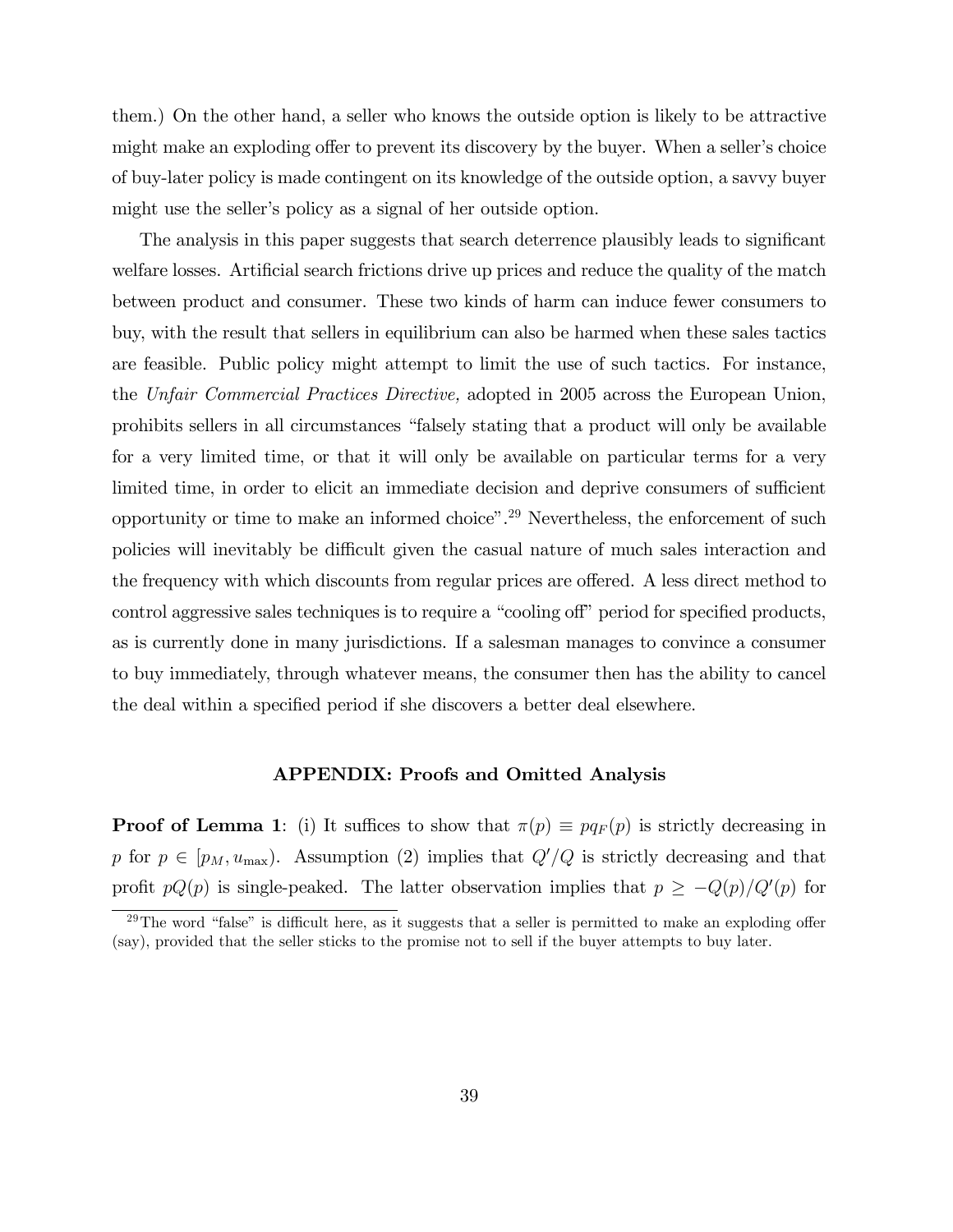them.) On the other hand, a seller who knows the outside option is likely to be attractive might make an exploding offer to prevent its discovery by the buyer. When a seller's choice of buy-later policy is made contingent on its knowledge of the outside option, a savvy buyer might use the seller's policy as a signal of her outside option.

The analysis in this paper suggests that search deterrence plausibly leads to significant welfare losses. Artificial search frictions drive up prices and reduce the quality of the match between product and consumer. These two kinds of harm can induce fewer consumers to buy, with the result that sellers in equilibrium can also be harmed when these sales tactics are feasible. Public policy might attempt to limit the use of such tactics. For instance, the *Unfair Commercial Practices Directive,* adopted in 2005 across the European Union, prohibits sellers in all circumstances "falsely stating that a product will only be available for a very limited time, or that it will only be available on particular terms for a very limited time, in order to elicit an immediate decision and deprive consumers of sufficient opportunity or time to make an informed choice".[29] Nevertheless, the enforcement of such policies will inevitably be difficult given the casual nature of much sales interaction and the frequency with which discounts from regular prices are offered. A less direct method to control aggressive sales techniques is to require a "cooling off" period for specified products, as is currently done in many jurisdictions. If a salesman manages to convince a consumer to buy immediately, through whatever means, the consumer then has the ability to cancel the deal within a specified period if she discovers a better deal elsewhere.

## APPENDIX: Proofs and Omitted Analysis

**Proof of Lemma 1**: (i) It suffices to show that $\pi(p) \equiv pq_F(p)$ is strictly decreasing in $p$ for $p \in [p_M, u_{\max})$. Assumption (2) implies that $Q'/Q$ is strictly decreasing and that profit $pQ(p)$ is single-peaked. The latter observation implies that $p \geq -Q(p)/Q'(p)$ for

[29] The word "false" is difficult here, as it suggests that a seller is permitted to make an exploding offer (say), provided that the seller sticks to the promise not to sell if the buyer attempts to buy later.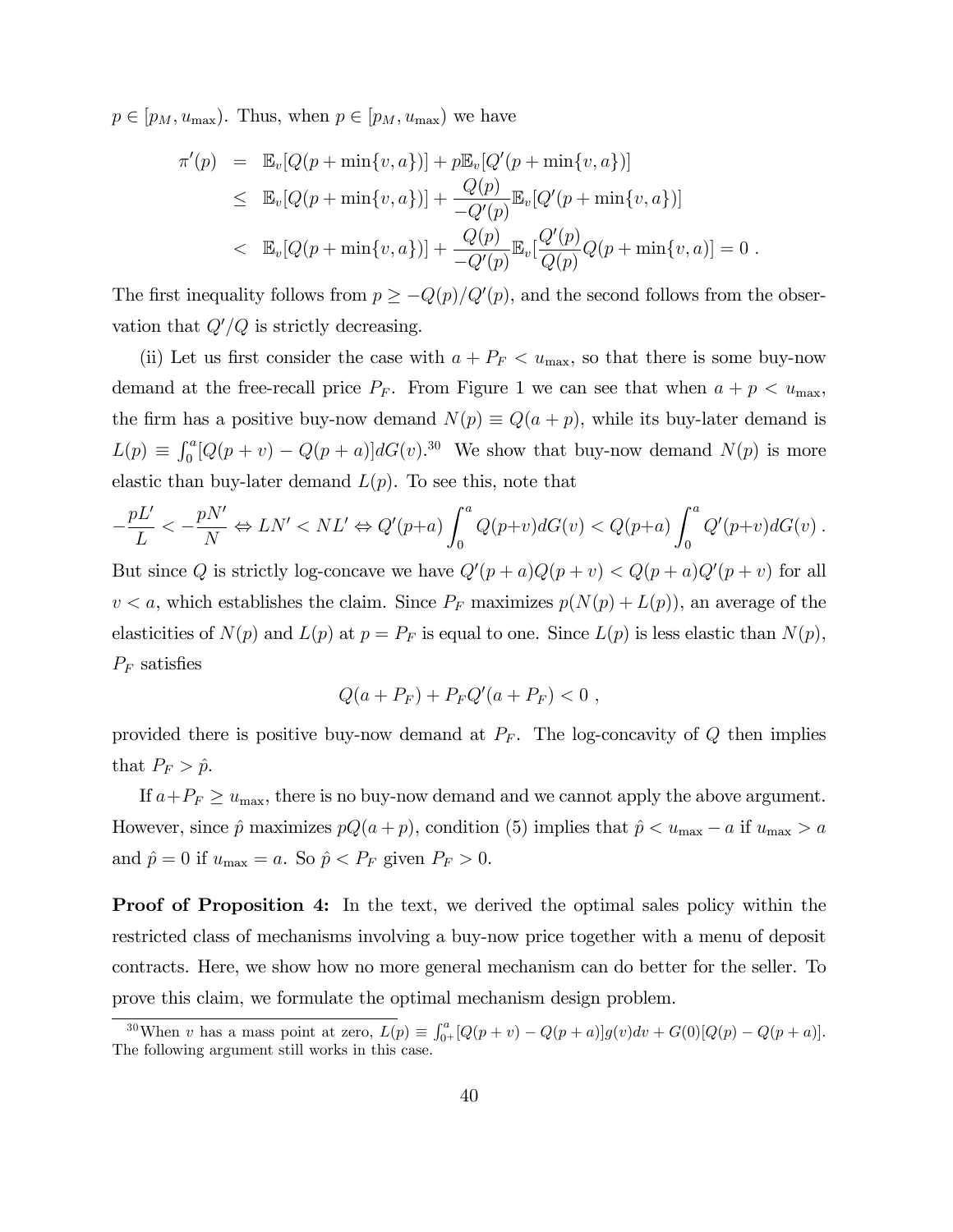$p \in [p_M, u_{\max})$. Thus, when $p \in [p_M, u_{\max})$ we have

$$
\begin{aligned}
\pi'(p) &= \mathbb{E}_v[Q(p+\min\{v,a\})] + p\mathbb{E}_v[Q'(p+\min\{v,a\})] \\
&\leq \mathbb{E}_v[Q(p+\min\{v,a\})] + \frac{Q(p)}{-Q'(p)}\mathbb{E}_v[Q'(p+\min\{v,a\})] \\
&< \mathbb{E}_v[Q(p+\min\{v,a\})] + \frac{Q(p)}{-Q'(p)}\mathbb{E}_v[\frac{Q'(p)}{Q(p)}Q(p+\min\{v,a)] = 0 \ .
\end{aligned}
$$

The first inequality follows from $p \geq -Q(p)/Q'(p)$, and the second follows from the observation that $Q'/Q$ is strictly decreasing.

(ii) Let us first consider the case with $a + P_F < u_{\max}$, so that there is some buy-now demand at the free-recall price $P_F$. From Figure 1 we can see that when $a + p < u_{\max}$, the firm has a positive buy-now demand $N(p) \equiv Q(a+p)$, while its buy-later demand is $L(p) \equiv \int_0^a [Q(p+v) - Q(p+a)]dG(v)$.[30] We show that buy-now demand $N(p)$ is more elastic than buy-later demand $L(p)$. To see this, note that

$$
-\frac{pL'}{L} < -\frac{pN'}{N} \Leftrightarrow LN' < NL' \Leftrightarrow Q'(p+a)\int_0^a Q(p+v)dG(v) < Q(p+a)\int_0^a Q'(p+v)dG(v) \ .
$$

But since $Q$ is strictly log-concave we have $Q'(p+a)Q(p+v) < Q(p+a)Q'(p+v)$ for all $v < a$, which establishes the claim. Since $P_F$ maximizes $p(N(p) + L(p))$, an average of the elasticities of $N(p)$ and $L(p)$ at $p = P_F$ is equal to one. Since $L(p)$ is less elastic than $N(p)$, $P_F$ satisfies

$$
Q(a + P_F) + P_F Q'(a + P_F) < 0 \ ,
$$

provided there is positive buy-now demand at $P_F$. The log-concavity of $Q$ then implies that $P_F > \hat{p}$.

If $a + P_F \geq u_{\max}$, there is no buy-now demand and we cannot apply the above argument. However, since $\hat{p}$ maximizes $pQ(a+p)$, condition (5) implies that $\hat{p} < u_{\max} - a$ if $u_{\max} > a$ and $\hat{p} = 0$ if $u_{\max} = a$. So $\hat{p} < P_F$ given $P_F > 0$.

**Proof of Proposition 4:** In the text, we derived the optimal sales policy within the restricted class of mechanisms involving a buy-now price together with a menu of deposit contracts. Here, we show how no more general mechanism can do better for the seller. To prove this claim, we formulate the optimal mechanism design problem.

[30] When $v$ has a mass point at zero, $L(p) \equiv \int_{0+}^a [Q(p+v) - Q(p+a)]g(v)dv + G(0)[Q(p) - Q(p+a)]$. The following argument still works in this case.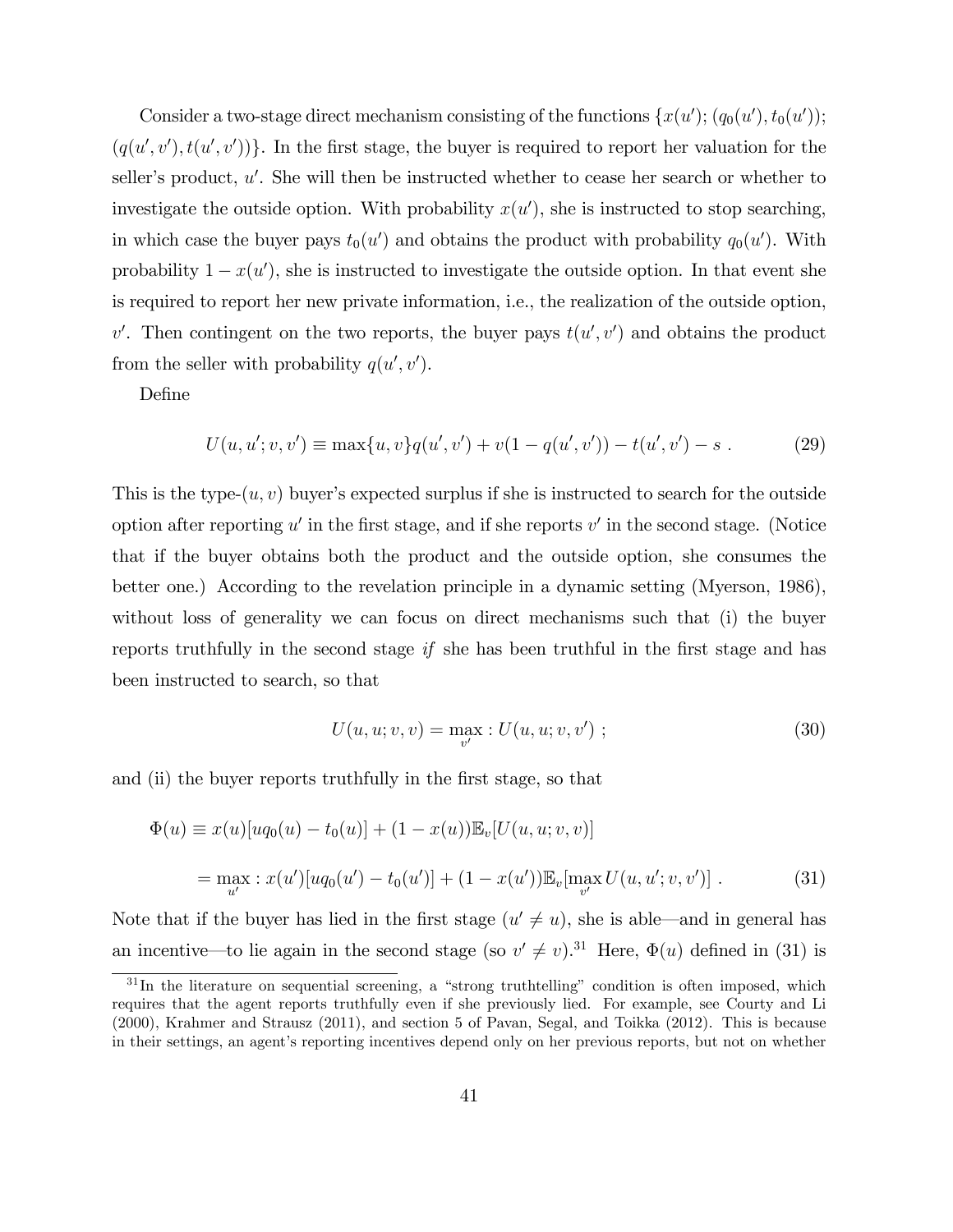Consider a two-stage direct mechanism consisting of the functions $\{x(u'); (q_0(u'), t_0(u')); (q(u', v'), t(u', v'))\}$. In the first stage, the buyer is required to report her valuation for the seller's product, $u'$. She will then be instructed whether to cease her search or whether to investigate the outside option. With probability $x(u')$, she is instructed to stop searching, in which case the buyer pays $t_0(u')$ and obtains the product with probability $q_0(u')$. With probability $1 - x(u')$, she is instructed to investigate the outside option. In that event she is required to report her new private information, i.e., the realization of the outside option, $v'$. Then contingent on the two reports, the buyer pays $t(u', v')$ and obtains the product from the seller with probability $q(u', v')$.

Define

$$U(u, u'; v, v') \equiv \max\{u, v\} q(u', v') + v(1 - q(u', v')) - t(u', v') - s \ . \tag{29}$$

This is the type-$(u, v)$ buyer's expected surplus if she is instructed to search for the outside option after reporting $u'$ in the first stage, and if she reports $v'$ in the second stage. (Notice that if the buyer obtains both the product and the outside option, she consumes the better one.) According to the revelation principle in a dynamic setting (Myerson, 1986), without loss of generality we can focus on direct mechanisms such that (i) the buyer reports truthfully in the second stage *if* she has been truthful in the first stage and has been instructed to search, so that

$$U(u, u; v, v) = \max_{v'} : U(u, u; v, v') \ ; \tag{30}$$

and (ii) the buyer reports truthfully in the first stage, so that

$$\begin{aligned}\Phi(u) &\equiv x(u)[uq_0(u) - t_0(u)] + (1 - x(u))\mathbb{E}_v[U(u, u; v, v)] \\ &= \max_{u'} : x(u')[uq_0(u') - t_0(u')] + (1 - x(u'))\mathbb{E}_v[\max_{v'} U(u, u'; v, v')] \ . \end{aligned} \tag{31}$$

Note that if the buyer has lied in the first stage ($u' \neq u$), she is able—and in general has an incentive—to lie again in the second stage (so $v' \neq v$).[31] Here, $\Phi(u)$ defined in (31) is

[31] In the literature on sequential screening, a "strong truthtelling" condition is often imposed, which requires that the agent reports truthfully even if she previously lied. For example, see Courty and Li (2000), Krahmer and Strausz (2011), and section 5 of Pavan, Segal, and Toikka (2012). This is because in their settings, an agent's reporting incentives depend only on her previous reports, but not on whether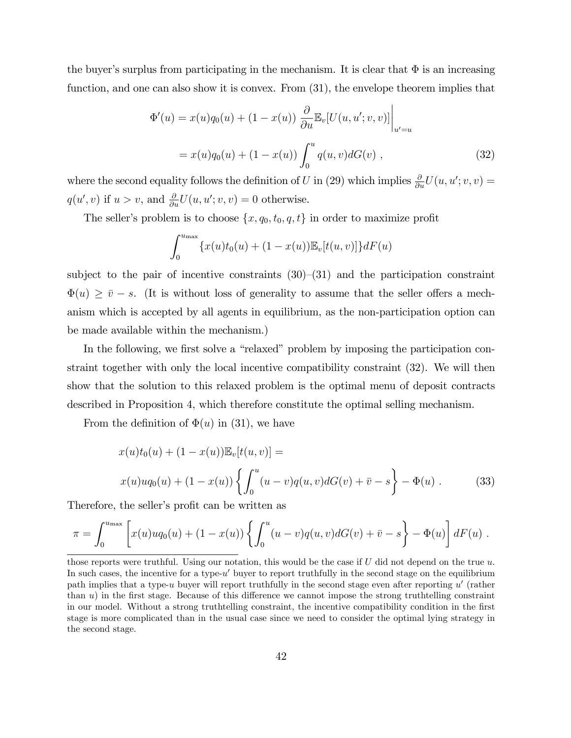the buyer's surplus from participating in the mechanism. It is clear that $\Phi$ is an increasing function, and one can also show it is convex. From (31), the envelope theorem implies that

$$
\begin{aligned}
\Phi'(u) &= x(u)q_0(u) + (1 - x(u)) \left. \frac{\partial}{\partial u} \mathbb{E}_v[U(u, u'; v, v)] \right|_{u'=u} \\
&= x(u)q_0(u) + (1 - x(u)) \int_0^u q(u, v) dG(v) \ , \qquad (32)
\end{aligned}
$$

where the second equality follows the definition of $U$ in (29) which implies $\frac{\partial}{\partial u} U(u, u'; v, v) = q(u', v)$ if $u > v$, and $\frac{\partial}{\partial u} U(u, u'; v, v) = 0$ otherwise.

The seller's problem is to choose $\{x, q_0, t_0, q, t\}$ in order to maximize profit

$$
\int_0^{u_{\max}} \{x(u)t_0(u) + (1 - x(u))\mathbb{E}_v[t(u, v)]\} dF(u)
$$

subject to the pair of incentive constraints (30)–(31) and the participation constraint $\Phi(u) \geq \bar{v} - s$. (It is without loss of generality to assume that the seller offers a mechanism which is accepted by all agents in equilibrium, as the non-participation option can be made available within the mechanism.)

In the following, we first solve a "relaxed" problem by imposing the participation constraint together with only the local incentive compatibility constraint (32). We will then show that the solution to this relaxed problem is the optimal menu of deposit contracts described in Proposition 4, which therefore constitute the optimal selling mechanism.

From the definition of $\Phi(u)$ in (31), we have

$$
\begin{aligned}
& x(u)t_0(u) + (1 - x(u))\mathbb{E}_v[t(u, v)] = \\
& x(u)uq_0(u) + (1 - x(u)) \left\{ \int_0^u (u - v)q(u, v)dG(v) + \bar{v} - s \right\} - \Phi(u) \ . \qquad (33)
\end{aligned}
$$

Therefore, the seller's profit can be written as

$$
\pi = \int_0^{u_{\max}} \left[ x(u)uq_0(u) + (1 - x(u)) \left\{ \int_0^u (u - v)q(u, v)dG(v) + \bar{v} - s \right\} - \Phi(u) \right] dF(u) \ .
$$

those reports were truthful. Using our notation, this would be the case if $U$ did not depend on the true $u$. In such cases, the incentive for a type-$u'$ buyer to report truthfully in the second stage on the equilibrium path implies that a type-$u$ buyer will report truthfully in the second stage even after reporting $u'$ (rather than $u$) in the first stage. Because of this difference we cannot impose the strong truthtelling constraint in our model. Without a strong truthtelling constraint, the incentive compatibility condition in the first stage is more complicated than in the usual case since we need to consider the optimal lying strategy in the second stage.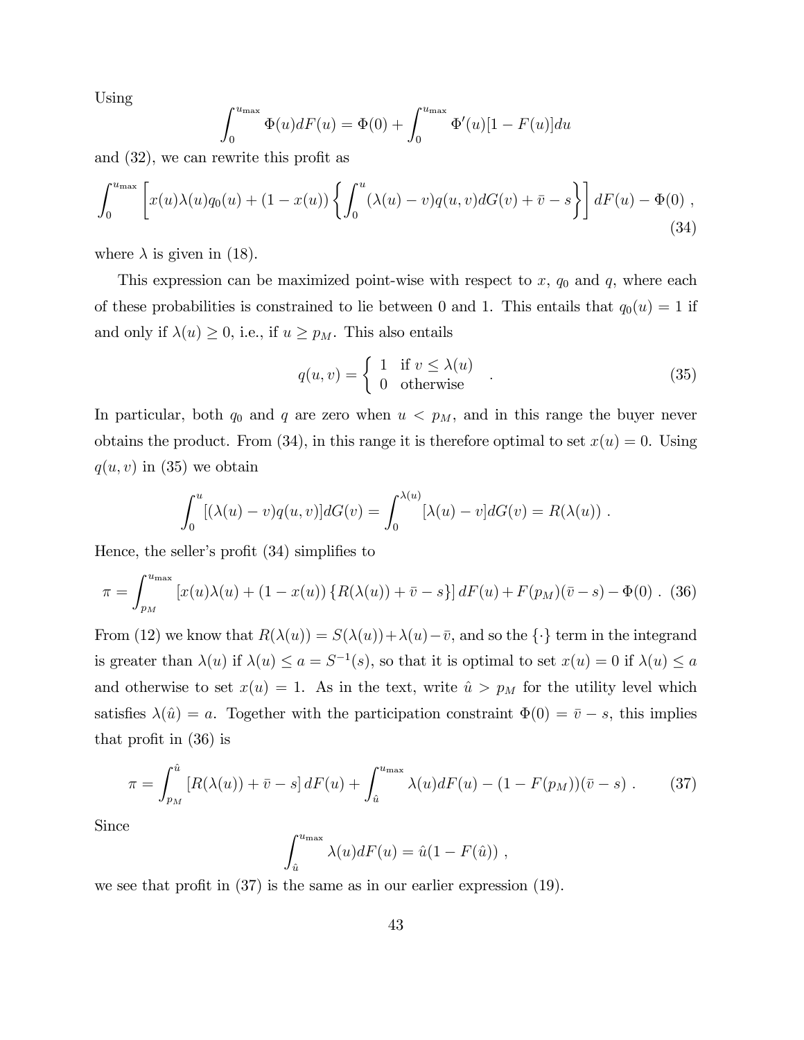Using

$$\int_0^{u_{\max}} \Phi(u) dF(u) = \Phi(0) + \int_0^{u_{\max}} \Phi'(u)[1 - F(u)] du$$

and (32), we can rewrite this profit as

$$\int_0^{u_{\max}} \left[ x(u)\lambda(u)q_0(u) + (1 - x(u)) \left\{ \int_0^u (\lambda(u) - v)q(u, v)dG(v) + \bar{v} - s \right\} \right] dF(u) - \Phi(0) \ , \tag{34}$$

where $\lambda$ is given in (18).

This expression can be maximized point-wise with respect to $x$, $q_0$ and $q$, where each of these probabilities is constrained to lie between 0 and 1. This entails that $q_0(u) = 1$ if and only if $\lambda(u) \geq 0$, i.e., if $u \geq p_M$. This also entails

$$q(u, v) = \begin{cases} 1 & \text{if } v \leq \lambda(u) \\ 0 & \text{otherwise} \end{cases} \ . \tag{35}$$

In particular, both $q_0$ and $q$ are zero when $u < p_M$, and in this range the buyer never obtains the product. From (34), in this range it is therefore optimal to set $x(u) = 0$. Using $q(u, v)$ in (35) we obtain

$$\int_0^u [(\lambda(u) - v)q(u, v)]dG(v) = \int_0^{\lambda(u)} [\lambda(u) - v]dG(v) = R(\lambda(u)) \ .$$

Hence, the seller's profit (34) simplifies to

$$\pi = \int_{p_M}^{u_{\max}} [x(u)\lambda(u) + (1 - x(u)) \{R(\lambda(u)) + \bar{v} - s\}] \, dF(u) + F(p_M)(\bar{v} - s) - \Phi(0) \ . \tag{36}$$

From (12) we know that $R(\lambda(u)) = S(\lambda(u)) + \lambda(u) - \bar{v}$, and so the $\{\cdot\}$ term in the integrand is greater than $\lambda(u)$ if $\lambda(u) \leq a = S^{-1}(s)$, so that it is optimal to set $x(u) = 0$ if $\lambda(u) \leq a$ and otherwise to set $x(u) = 1$. As in the text, write $\hat{u} > p_M$ for the utility level which satisfies $\lambda(\hat{u}) = a$. Together with the participation constraint $\Phi(0) = \bar{v} - s$, this implies that profit in (36) is

$$\pi = \int_{p_M}^{\hat{u}} [R(\lambda(u)) + \bar{v} - s] \, dF(u) + \int_{\hat{u}}^{u_{\max}} \lambda(u) dF(u) - (1 - F(p_M))(\bar{v} - s) \ . \tag{37}$$

Since

$$\int_{\hat{u}}^{u_{\max}} \lambda(u) dF(u) = \hat{u}(1 - F(\hat{u})) \ ,$$

we see that profit in (37) is the same as in our earlier expression (19).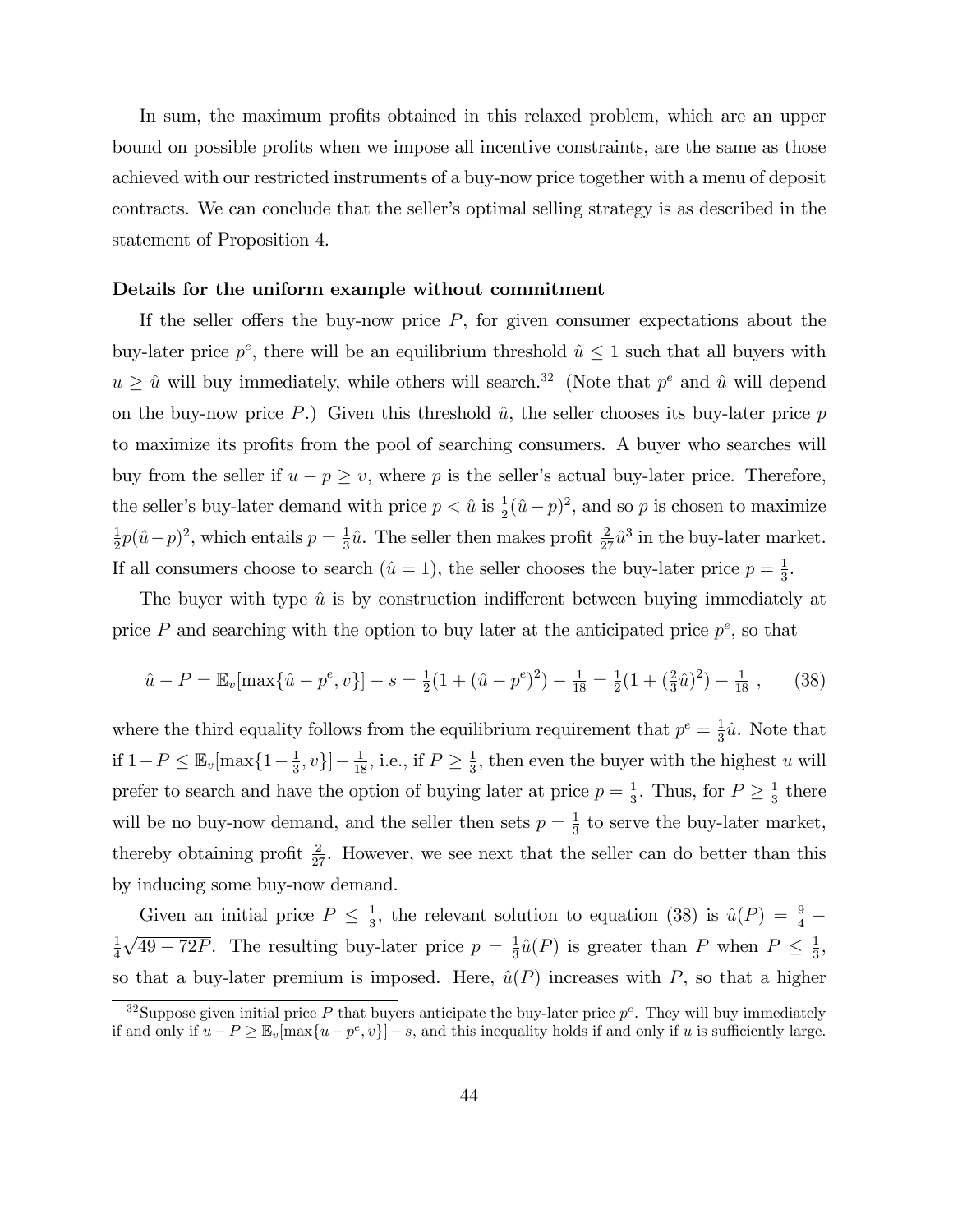In sum, the maximum profits obtained in this relaxed problem, which are an upper bound on possible profits when we impose all incentive constraints, are the same as those achieved with our restricted instruments of a buy-now price together with a menu of deposit contracts. We can conclude that the seller's optimal selling strategy is as described in the statement of Proposition 4.

**Details for the uniform example without commitment**

If the seller offers the buy-now price $P$, for given consumer expectations about the buy-later price $p^e$, there will be an equilibrium threshold $\hat{u} \leq 1$ such that all buyers with $u \geq \hat{u}$ will buy immediately, while others will search.[32] (Note that $p^e$ and $\hat{u}$ will depend on the buy-now price $P$.) Given this threshold $\hat{u}$, the seller chooses its buy-later price $p$ to maximize its profits from the pool of searching consumers. A buyer who searches will buy from the seller if $u - p \geq v$, where $p$ is the seller's actual buy-later price. Therefore, the seller's buy-later demand with price $p < \hat{u}$ is $\frac{1}{2}(\hat{u} - p)^2$, and so $p$ is chosen to maximize $\frac{1}{2}p(\hat{u} - p)^2$, which entails $p = \frac{1}{3}\hat{u}$. The seller then makes profit $\frac{2}{27}\hat{u}^3$ in the buy-later market. If all consumers choose to search ($\hat{u} = 1$), the seller chooses the buy-later price $p = \frac{1}{3}$.

The buyer with type $\hat{u}$ is by construction indifferent between buying immediately at price $P$ and searching with the option to buy later at the anticipated price $p^e$, so that

$$\hat{u} - P = \mathbb{E}_v[\max\{\hat{u} - p^e, v\}] - s = \tfrac{1}{2}(1 + (\hat{u} - p^e)^2) - \tfrac{1}{18} = \tfrac{1}{2}(1 + (\tfrac{2}{3}\hat{u})^2) - \tfrac{1}{18} \ , \qquad (38)$$

where the third equality follows from the equilibrium requirement that $p^e = \frac{1}{3}\hat{u}$. Note that if $1 - P \leq \mathbb{E}_v[\max\{1 - \frac{1}{3}, v\}] - \frac{1}{18}$, i.e., if $P \geq \frac{1}{3}$, then even the buyer with the highest $u$ will prefer to search and have the option of buying later at price $p = \frac{1}{3}$. Thus, for $P \geq \frac{1}{3}$ there will be no buy-now demand, and the seller then sets $p = \frac{1}{3}$ to serve the buy-later market, thereby obtaining profit $\frac{2}{27}$. However, we see next that the seller can do better than this by inducing some buy-now demand.

Given an initial price $P \leq \frac{1}{3}$, the relevant solution to equation (38) is $\hat{u}(P) = \frac{9}{4} - \frac{1}{4}\sqrt{49 - 72P}$. The resulting buy-later price $p = \frac{1}{3}\hat{u}(P)$ is greater than $P$ when $P \leq \frac{1}{3}$, so that a buy-later premium is imposed. Here, $\hat{u}(P)$ increases with $P$, so that a higher

[32] Suppose given initial price $P$ that buyers anticipate the buy-later price $p^e$. They will buy immediately if and only if $u - P \geq \mathbb{E}_v[\max\{u - p^e, v\}] - s$, and this inequality holds if and only if $u$ is sufficiently large.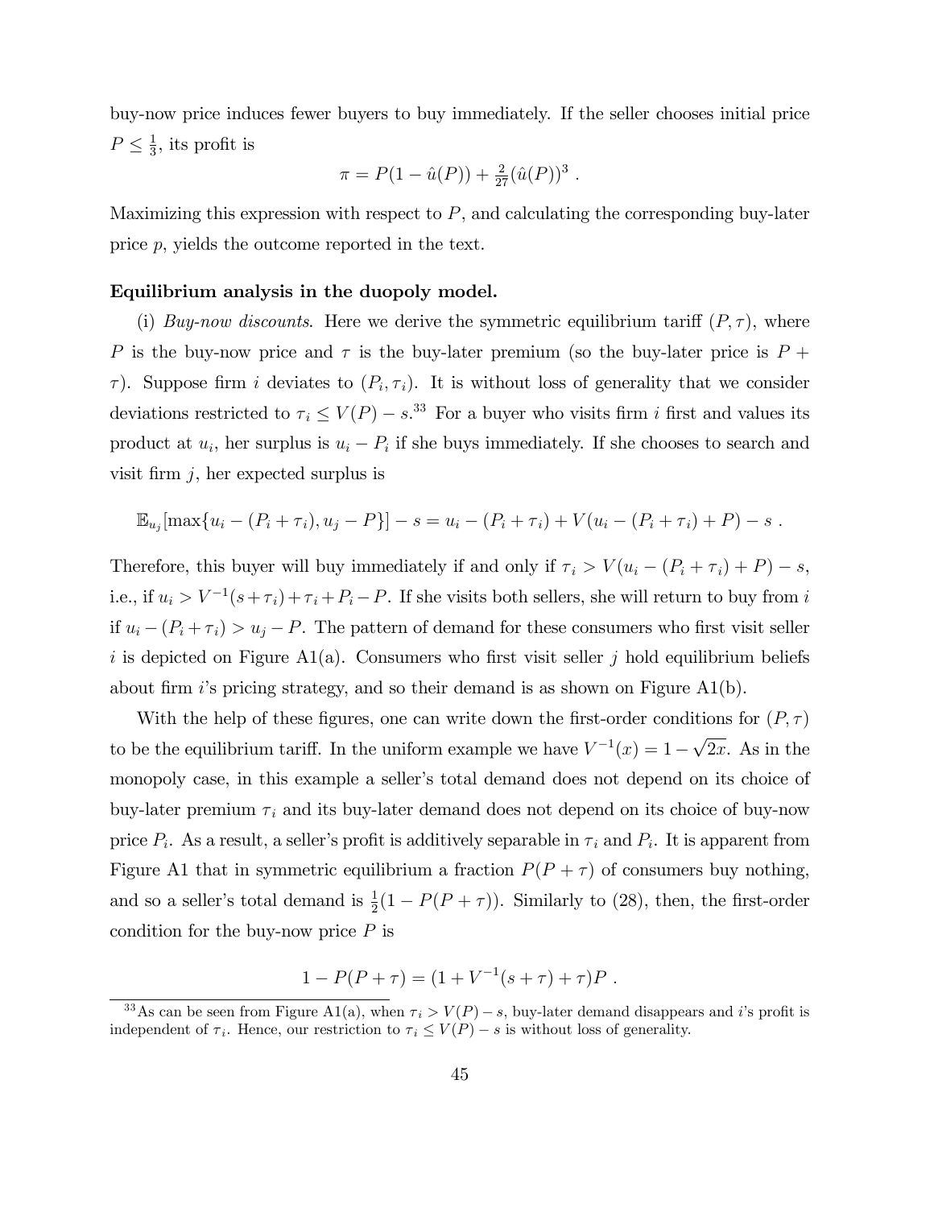buy-now price induces fewer buyers to buy immediately. If the seller chooses initial price $P \leq \frac{1}{3}$, its profit is

$$\pi = P(1 - \hat{u}(P)) + \tfrac{2}{27}(\hat{u}(P))^3 \ .$$

Maximizing this expression with respect to $P$, and calculating the corresponding buy-later price $p$, yields the outcome reported in the text.

**Equilibrium analysis in the duopoly model.**

(i) *Buy-now discounts.* Here we derive the symmetric equilibrium tariff $(P, \tau)$, where $P$ is the buy-now price and $\tau$ is the buy-later premium (so the buy-later price is $P + \tau$). Suppose firm $i$ deviates to $(P_i, \tau_i)$. It is without loss of generality that we consider deviations restricted to $\tau_i \leq V(P) - s$.[33] For a buyer who visits firm $i$ first and values its product at $u_i$, her surplus is $u_i - P_i$ if she buys immediately. If she chooses to search and visit firm $j$, her expected surplus is

$$\mathbb{E}_{u_j}[\max\{u_i - (P_i + \tau_i), u_j - P\}] - s = u_i - (P_i + \tau_i) + V(u_i - (P_i + \tau_i) + P) - s \ .$$

Therefore, this buyer will buy immediately if and only if $\tau_i > V(u_i - (P_i + \tau_i) + P) - s$, i.e., if $u_i > V^{-1}(s + \tau_i) + \tau_i + P_i - P$. If she visits both sellers, she will return to buy from $i$ if $u_i - (P_i + \tau_i) > u_j - P$. The pattern of demand for these consumers who first visit seller $i$ is depicted on Figure A1(a). Consumers who first visit seller $j$ hold equilibrium beliefs about firm $i$'s pricing strategy, and so their demand is as shown on Figure A1(b).

With the help of these figures, one can write down the first-order conditions for $(P, \tau)$ to be the equilibrium tariff. In the uniform example we have $V^{-1}(x) = 1 - \sqrt{2x}$. As in the monopoly case, in this example a seller's total demand does not depend on its choice of buy-later premium $\tau_i$ and its buy-later demand does not depend on its choice of buy-now price $P_i$. As a result, a seller's profit is additively separable in $\tau_i$ and $P_i$. It is apparent from Figure A1 that in symmetric equilibrium a fraction $P(P + \tau)$ of consumers buy nothing, and so a seller's total demand is $\frac{1}{2}(1 - P(P + \tau))$. Similarly to (28), then, the first-order condition for the buy-now price $P$ is

$$1 - P(P + \tau) = (1 + V^{-1}(s + \tau) + \tau)P \ .$$

[33] As can be seen from Figure A1(a), when $\tau_i > V(P) - s$, buy-later demand disappears and $i$'s profit is independent of $\tau_i$. Hence, our restriction to $\tau_i \leq V(P) - s$ is without loss of generality.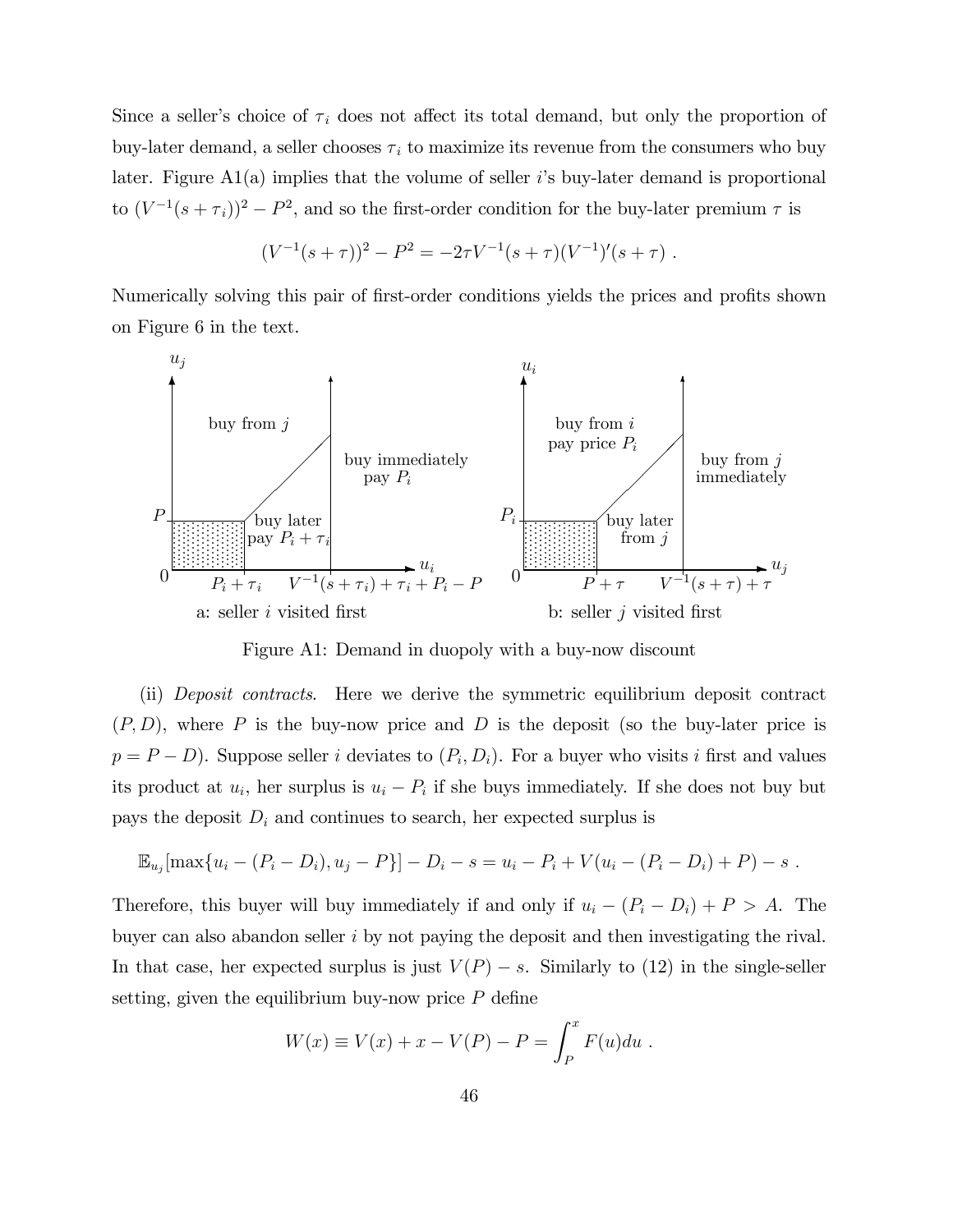Since a seller's choice of $\tau_i$ does not affect its total demand, but only the proportion of buy-later demand, a seller chooses $\tau_i$ to maximize its revenue from the consumers who buy later. Figure A1(a) implies that the volume of seller $i$'s buy-later demand is proportional to $(V^{-1}(s+\tau_i))^2 - P^2$, and so the first-order condition for the buy-later premium $\tau$ is

$$(V^{-1}(s+\tau))^2 - P^2 = -2\tau V^{-1}(s+\tau)(V^{-1})'(s+\tau) \ .$$

Numerically solving this pair of first-order conditions yields the prices and profits shown on Figure 6 in the text.

Figure A1: Demand in duopoly with a buy-now discount

(ii) *Deposit contracts*. Here we derive the symmetric equilibrium deposit contract $(P, D)$, where $P$ is the buy-now price and $D$ is the deposit (so the buy-later price is $p = P - D$). Suppose seller $i$ deviates to $(P_i, D_i)$. For a buyer who visits $i$ first and values its product at $u_i$, her surplus is $u_i - P_i$ if she buys immediately. If she does not buy but pays the deposit $D_i$ and continues to search, her expected surplus is

$$\mathbb{E}_{u_j}[\max\{u_i - (P_i - D_i), u_j - P\}] - D_i - s = u_i - P_i + V(u_i - (P_i - D_i) + P) - s \ .$$

Therefore, this buyer will buy immediately if and only if $u_i - (P_i - D_i) + P > A$. The buyer can also abandon seller $i$ by not paying the deposit and then investigating the rival. In that case, her expected surplus is just $V(P) - s$. Similarly to (12) in the single-seller setting, given the equilibrium buy-now price $P$ define

$$W(x) \equiv V(x) + x - V(P) - P = \int_P^x F(u)du \ .$$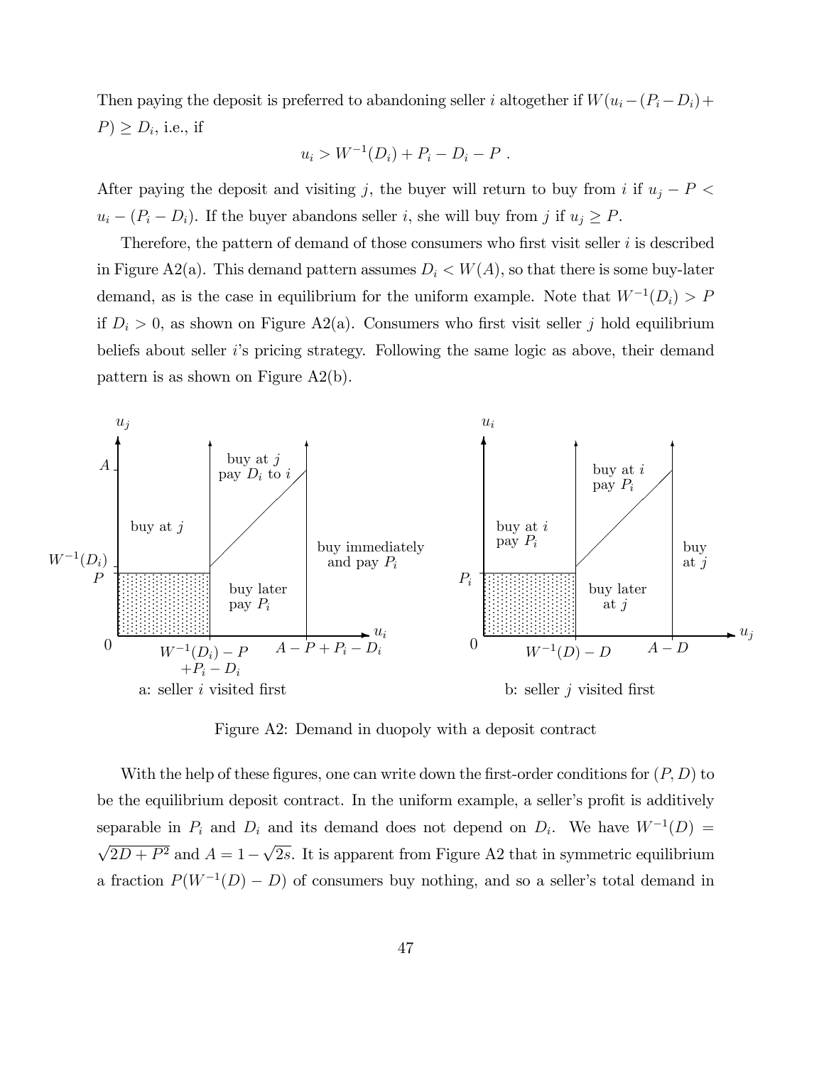Then paying the deposit is preferred to abandoning seller $i$ altogether if $W(u_i - (P_i - D_i) + P) \geq D_i$, i.e., if

$$u_i > W^{-1}(D_i) + P_i - D_i - P \ .$$

After paying the deposit and visiting $j$, the buyer will return to buy from $i$ if $u_j - P < u_i - (P_i - D_i)$. If the buyer abandons seller $i$, she will buy from $j$ if $u_j \geq P$.

Therefore, the pattern of demand of those consumers who first visit seller $i$ is described in Figure A2(a). This demand pattern assumes $D_i < W(A)$, so that there is some buy-later demand, as is the case in equilibrium for the uniform example. Note that $W^{-1}(D_i) > P$ if $D_i > 0$, as shown on Figure A2(a). Consumers who first visit seller $j$ hold equilibrium beliefs about seller $i$'s pricing strategy. Following the same logic as above, their demand pattern is as shown on Figure A2(b).

a: seller $i$ visited first

b: seller $j$ visited first

Figure A2: Demand in duopoly with a deposit contract

With the help of these figures, one can write down the first-order conditions for $(P, D)$ to be the equilibrium deposit contract. In the uniform example, a seller's profit is additively separable in $P_i$ and $D_i$ and its demand does not depend on $D_i$. We have $W^{-1}(D) = \sqrt{2D + P^2}$ and $A = 1 - \sqrt{2s}$. It is apparent from Figure A2 that in symmetric equilibrium a fraction $P(W^{-1}(D) - D)$ of consumers buy nothing, and so a seller's total demand in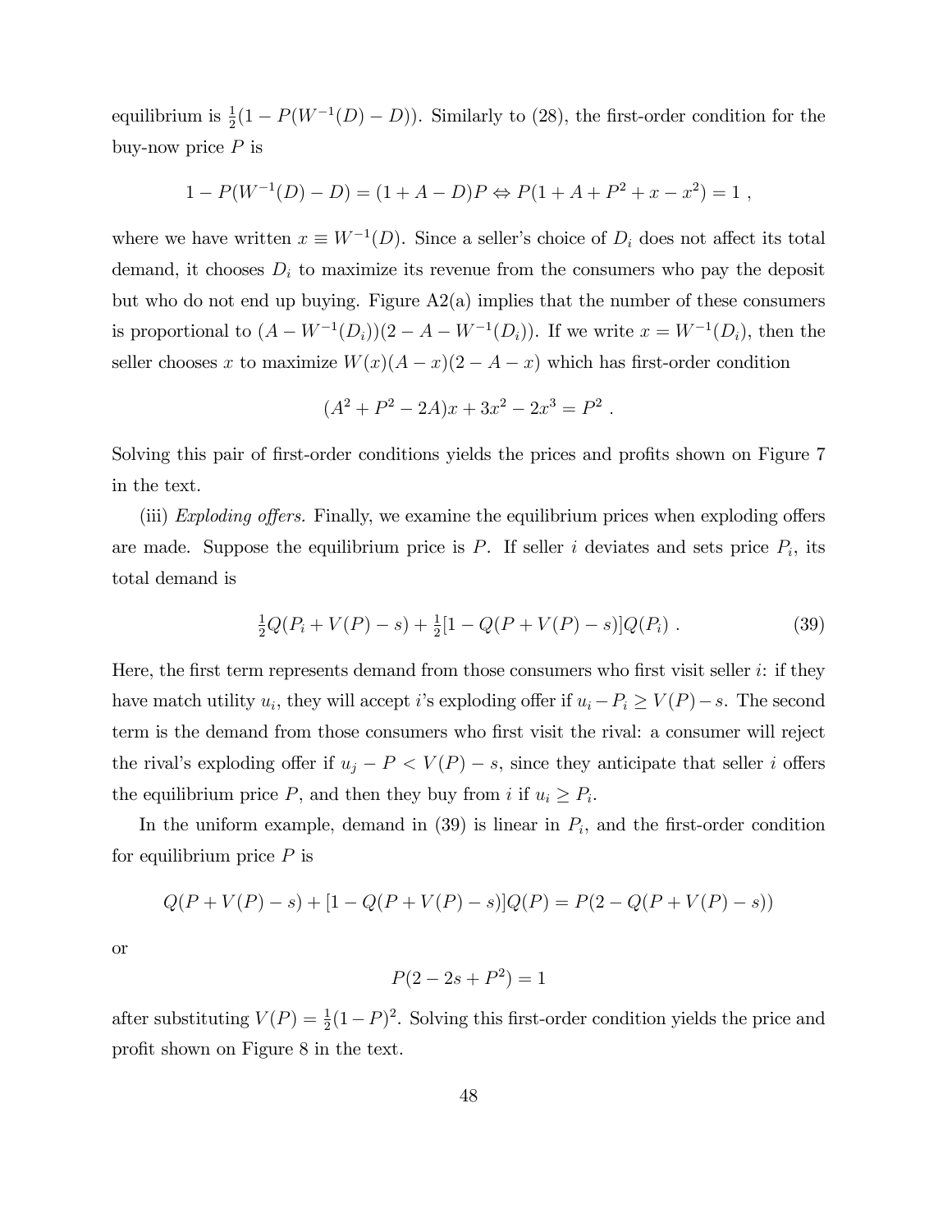equilibrium is $\frac{1}{2}(1 - P(W^{-1}(D) - D))$. Similarly to (28), the first-order condition for the buy-now price $P$ is

$$1 - P(W^{-1}(D) - D) = (1 + A - D)P \Leftrightarrow P(1 + A + P^2 + x - x^2) = 1 \ ,$$

where we have written $x \equiv W^{-1}(D)$. Since a seller's choice of $D_i$ does not affect its total demand, it chooses $D_i$ to maximize its revenue from the consumers who pay the deposit but who do not end up buying. Figure A2(a) implies that the number of these consumers is proportional to $(A - W^{-1}(D_i))(2 - A - W^{-1}(D_i))$. If we write $x = W^{-1}(D_i)$, then the seller chooses $x$ to maximize $W(x)(A - x)(2 - A - x)$ which has first-order condition

$$(A^2 + P^2 - 2A)x + 3x^2 - 2x^3 = P^2 \ .$$

Solving this pair of first-order conditions yields the prices and profits shown on Figure 7 in the text.

(iii) *Exploding offers.* Finally, we examine the equilibrium prices when exploding offers are made. Suppose the equilibrium price is $P$. If seller $i$ deviates and sets price $P_i$, its total demand is

$$\tfrac{1}{2}Q(P_i + V(P) - s) + \tfrac{1}{2}[1 - Q(P + V(P) - s)]Q(P_i) \ . \tag{39}$$

Here, the first term represents demand from those consumers who first visit seller $i$: if they have match utility $u_i$, they will accept $i$'s exploding offer if $u_i - P_i \geq V(P) - s$. The second term is the demand from those consumers who first visit the rival: a consumer will reject the rival's exploding offer if $u_j - P < V(P) - s$, since they anticipate that seller $i$ offers the equilibrium price $P$, and then they buy from $i$ if $u_i \geq P_i$.

In the uniform example, demand in (39) is linear in $P_i$, and the first-order condition for equilibrium price $P$ is

$$Q(P + V(P) - s) + [1 - Q(P + V(P) - s)]Q(P) = P(2 - Q(P + V(P) - s))$$

or

$$P(2 - 2s + P^2) = 1$$

after substituting $V(P) = \frac{1}{2}(1 - P)^2$. Solving this first-order condition yields the price and profit shown on Figure 8 in the text.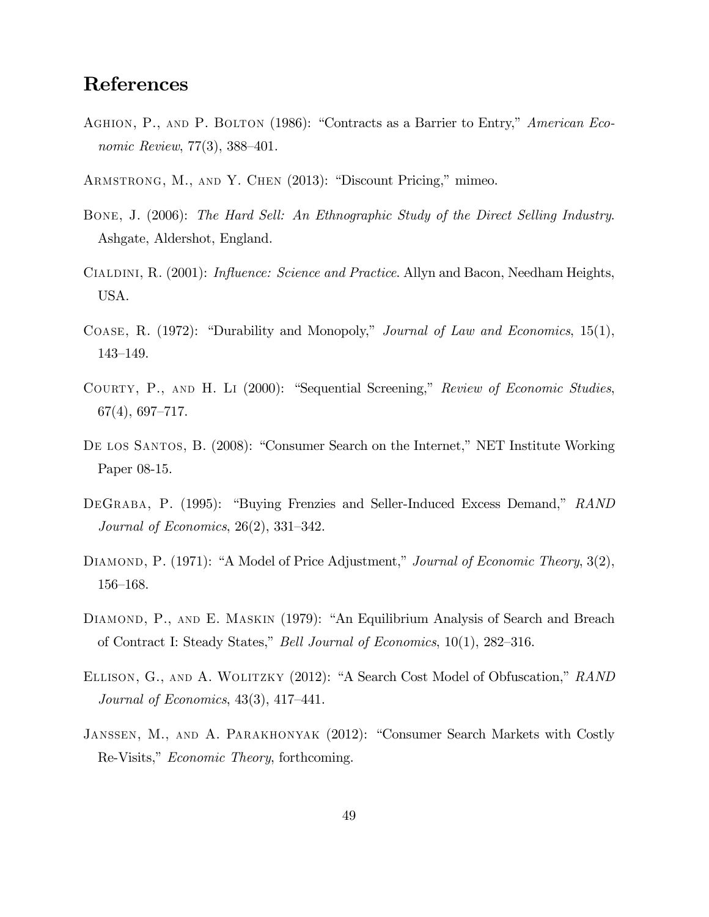# References

Aghion, P., and P. Bolton (1986): "Contracts as a Barrier to Entry," *American Economic Review*, 77(3), 388–401.

Armstrong, M., and Y. Chen (2013): "Discount Pricing," mimeo.

Bone, J. (2006): *The Hard Sell: An Ethnographic Study of the Direct Selling Industry.* Ashgate, Aldershot, England.

Cialdini, R. (2001): *Influence: Science and Practice*. Allyn and Bacon, Needham Heights, USA.

Coase, R. (1972): "Durability and Monopoly," *Journal of Law and Economics*, 15(1), 143–149.

Courty, P., and H. Li (2000): "Sequential Screening," *Review of Economic Studies*, 67(4), 697–717.

De los Santos, B. (2008): "Consumer Search on the Internet," NET Institute Working Paper 08-15.

DeGraba, P. (1995): "Buying Frenzies and Seller-Induced Excess Demand," *RAND Journal of Economics*, 26(2), 331–342.

Diamond, P. (1971): "A Model of Price Adjustment," *Journal of Economic Theory*, 3(2), 156–168.

Diamond, P., and E. Maskin (1979): "An Equilibrium Analysis of Search and Breach of Contract I: Steady States," *Bell Journal of Economics*, 10(1), 282–316.

Ellison, G., and A. Wolitzky (2012): "A Search Cost Model of Obfuscation," *RAND Journal of Economics*, 43(3), 417–441.

Janssen, M., and A. Parakhonyak (2012): "Consumer Search Markets with Costly Re-Visits," *Economic Theory*, forthcoming.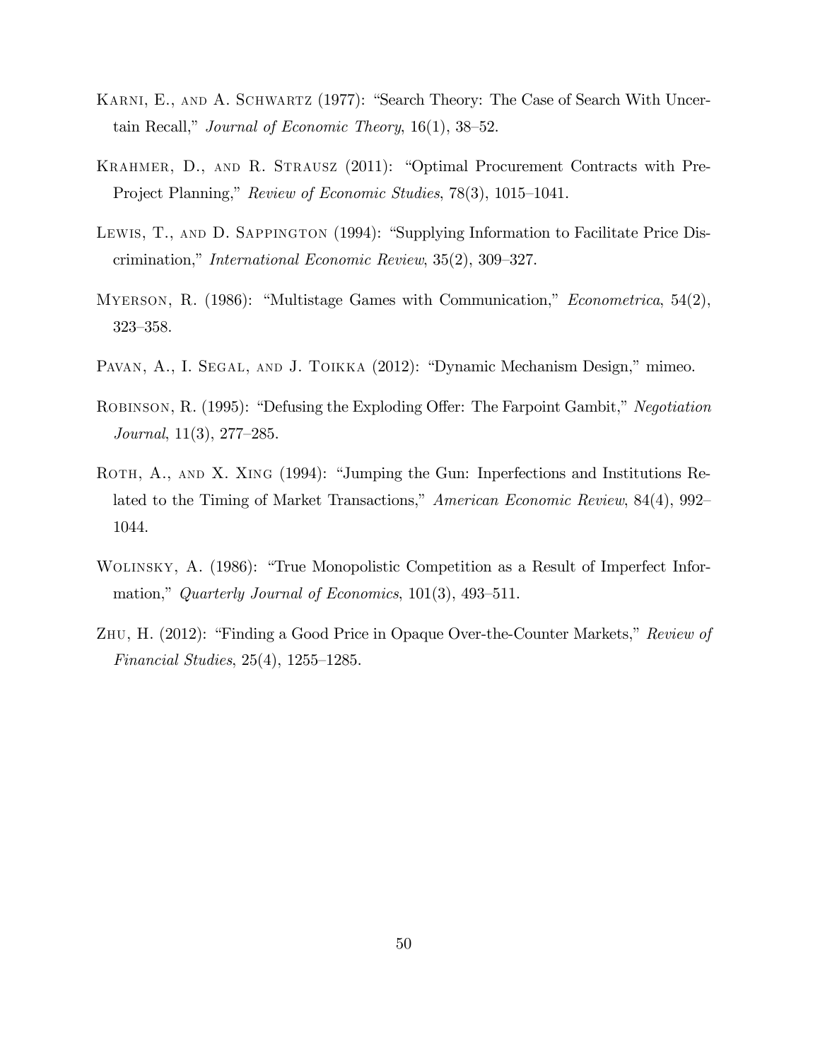Karni, E., and A. Schwartz (1977): "Search Theory: The Case of Search With Uncertain Recall," *Journal of Economic Theory*, 16(1), 38–52.

Krahmer, D., and R. Strausz (2011): "Optimal Procurement Contracts with Pre-Project Planning," *Review of Economic Studies*, 78(3), 1015–1041.

Lewis, T., and D. Sappington (1994): "Supplying Information to Facilitate Price Discrimination," *International Economic Review*, 35(2), 309–327.

Myerson, R. (1986): "Multistage Games with Communication," *Econometrica*, 54(2), 323–358.

Pavan, A., I. Segal, and J. Toikka (2012): "Dynamic Mechanism Design," mimeo.

Robinson, R. (1995): "Defusing the Exploding Offer: The Farpoint Gambit," *Negotiation Journal*, 11(3), 277–285.

Roth, A., and X. Xing (1994): "Jumping the Gun: Inperfections and Institutions Related to the Timing of Market Transactions," *American Economic Review*, 84(4), 992–1044.

Wolinsky, A. (1986): "True Monopolistic Competition as a Result of Imperfect Information," *Quarterly Journal of Economics*, 101(3), 493–511.

Zhu, H. (2012): "Finding a Good Price in Opaque Over-the-Counter Markets," *Review of Financial Studies*, 25(4), 1255–1285.